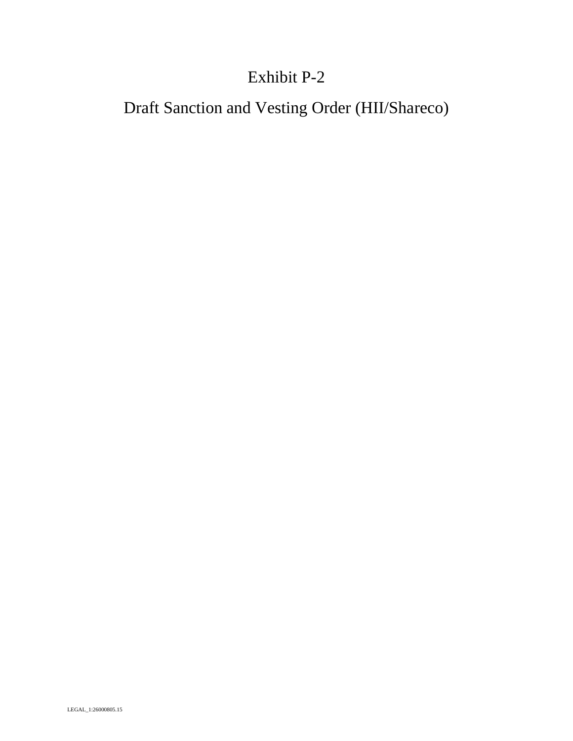# Exhibit P-2

# Draft Sanction and Vesting Order (HII/Shareco)

LEGAL_1:26000805.15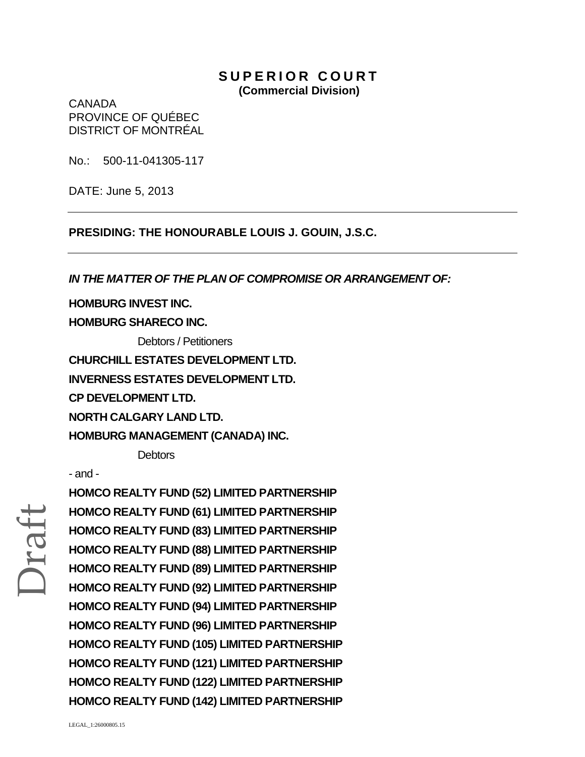# SUPERIOR COURT

**(Commercial Division)**

CANADA
PROVINCE OF QUÉBEC
DISTRICT OF MONTRÉAL

No.: 500-11-041305-117

DATE: June 5, 2013

---

**PRESIDING: THE HONOURABLE LOUIS J. GOUIN, J.S.C.**

---

***IN THE MATTER OF THE PLAN OF COMPROMISE OR ARRANGEMENT OF:***

**HOMBURG INVEST INC.**

**HOMBURG SHARECO INC.**

Debtors / Petitioners

**CHURCHILL ESTATES DEVELOPMENT LTD.**

**INVERNESS ESTATES DEVELOPMENT LTD.**

**CP DEVELOPMENT LTD.**

**NORTH CALGARY LAND LTD.**

**HOMBURG MANAGEMENT (CANADA) INC.**

Debtors

- and -

**HOMCO REALTY FUND (52) LIMITED PARTNERSHIP**

**HOMCO REALTY FUND (61) LIMITED PARTNERSHIP**

**HOMCO REALTY FUND (83) LIMITED PARTNERSHIP**

**HOMCO REALTY FUND (88) LIMITED PARTNERSHIP**

**HOMCO REALTY FUND (89) LIMITED PARTNERSHIP**

**HOMCO REALTY FUND (92) LIMITED PARTNERSHIP**

**HOMCO REALTY FUND (94) LIMITED PARTNERSHIP**

**HOMCO REALTY FUND (96) LIMITED PARTNERSHIP**

**HOMCO REALTY FUND (105) LIMITED PARTNERSHIP**

**HOMCO REALTY FUND (121) LIMITED PARTNERSHIP**

**HOMCO REALTY FUND (122) LIMITED PARTNERSHIP**

**HOMCO REALTY FUND (142) LIMITED PARTNERSHIP**

Draft

LEGAL_1:26000805.15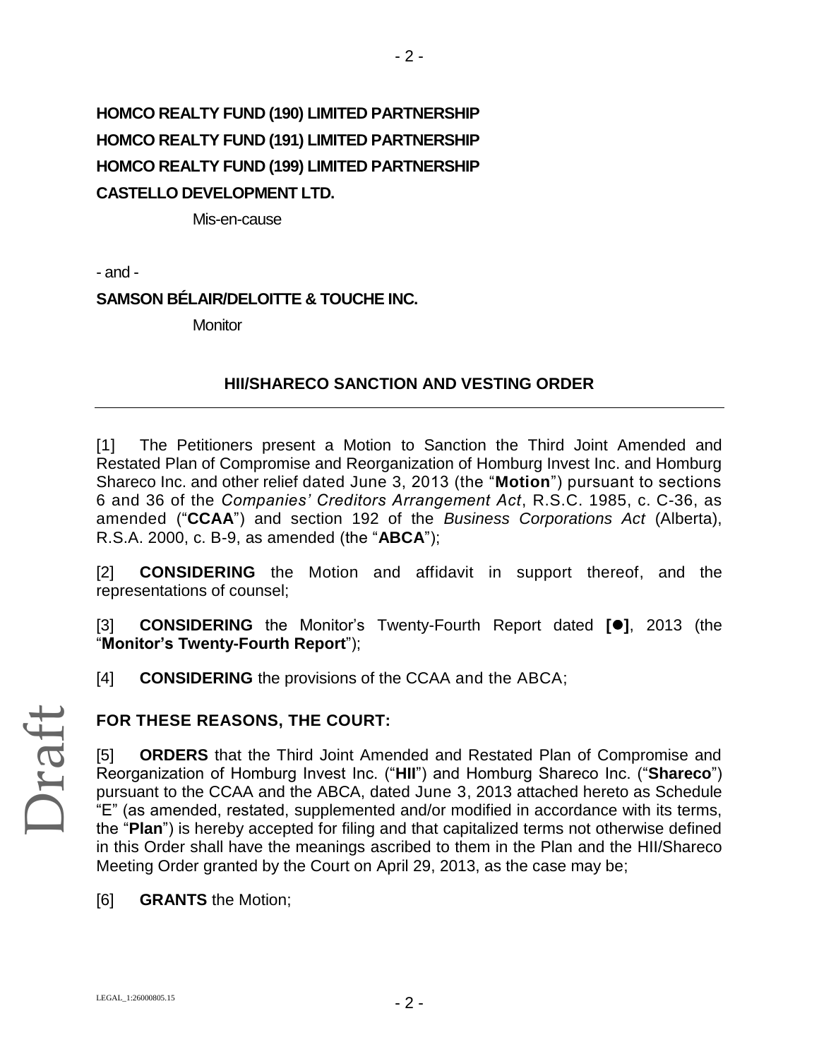**HOMCO REALTY FUND (190) LIMITED PARTNERSHIP**

**HOMCO REALTY FUND (191) LIMITED PARTNERSHIP**

**HOMCO REALTY FUND (199) LIMITED PARTNERSHIP**

**CASTELLO DEVELOPMENT LTD.**

Mis-en-cause

- and -

**SAMSON BÉLAIR/DELOITTE & TOUCHE INC.**

Monitor

## HII/SHARECO SANCTION AND VESTING ORDER

---

[1] The Petitioners present a Motion to Sanction the Third Joint Amended and Restated Plan of Compromise and Reorganization of Homburg Invest Inc. and Homburg Shareco Inc. and other relief dated June 3, 2013 (the "**Motion**") pursuant to sections 6 and 36 of the *Companies' Creditors Arrangement Act*, R.S.C. 1985, c. C-36, as amended ("**CCAA**") and section 192 of the *Business Corporations Act* (Alberta), R.S.A. 2000, c. B-9, as amended (the "**ABCA**");

[2] **CONSIDERING** the Motion and affidavit in support thereof, and the representations of counsel;

[3] **CONSIDERING** the Monitor's Twenty-Fourth Report dated **[●]**, 2013 (the "**Monitor's Twenty-Fourth Report**");

[4] **CONSIDERING** the provisions of the CCAA and the ABCA;

**FOR THESE REASONS, THE COURT:**

[5] **ORDERS** that the Third Joint Amended and Restated Plan of Compromise and Reorganization of Homburg Invest Inc. ("**HII**") and Homburg Shareco Inc. ("**Shareco**") pursuant to the CCAA and the ABCA, dated June 3, 2013 attached hereto as Schedule "E" (as amended, restated, supplemented and/or modified in accordance with its terms, the "**Plan**") is hereby accepted for filing and that capitalized terms not otherwise defined in this Order shall have the meanings ascribed to them in the Plan and the HII/Shareco Meeting Order granted by the Court on April 29, 2013, as the case may be;

[6] **GRANTS** the Motion;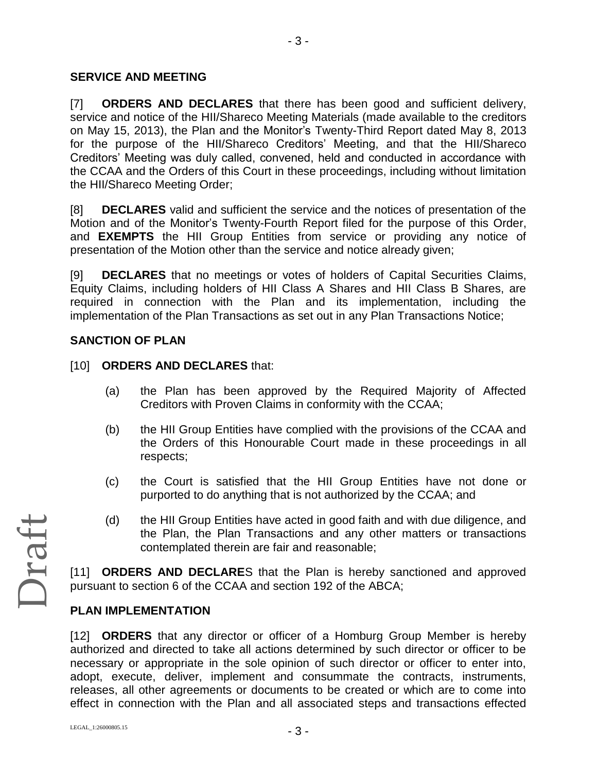## SERVICE AND MEETING

[7] **ORDERS AND DECLARES** that there has been good and sufficient delivery, service and notice of the HII/Shareco Meeting Materials (made available to the creditors on May 15, 2013), the Plan and the Monitor's Twenty-Third Report dated May 8, 2013 for the purpose of the HII/Shareco Creditors' Meeting, and that the HII/Shareco Creditors' Meeting was duly called, convened, held and conducted in accordance with the CCAA and the Orders of this Court in these proceedings, including without limitation the HII/Shareco Meeting Order;

[8] **DECLARES** valid and sufficient the service and the notices of presentation of the Motion and of the Monitor's Twenty-Fourth Report filed for the purpose of this Order, and **EXEMPTS** the HII Group Entities from service or providing any notice of presentation of the Motion other than the service and notice already given;

[9] **DECLARES** that no meetings or votes of holders of Capital Securities Claims, Equity Claims, including holders of HII Class A Shares and HII Class B Shares, are required in connection with the Plan and its implementation, including the implementation of the Plan Transactions as set out in any Plan Transactions Notice;

## SANCTION OF PLAN

[10] **ORDERS AND DECLARES** that:

(a) the Plan has been approved by the Required Majority of Affected Creditors with Proven Claims in conformity with the CCAA;

(b) the HII Group Entities have complied with the provisions of the CCAA and the Orders of this Honourable Court made in these proceedings in all respects;

(c) the Court is satisfied that the HII Group Entities have not done or purported to do anything that is not authorized by the CCAA; and

(d) the HII Group Entities have acted in good faith and with due diligence, and the Plan, the Plan Transactions and any other matters or transactions contemplated therein are fair and reasonable;

[11] **ORDERS AND DECLARE**S that the Plan is hereby sanctioned and approved pursuant to section 6 of the CCAA and section 192 of the ABCA;

## PLAN IMPLEMENTATION

[12] **ORDERS** that any director or officer of a Homburg Group Member is hereby authorized and directed to take all actions determined by such director or officer to be necessary or appropriate in the sole opinion of such director or officer to enter into, adopt, execute, deliver, implement and consummate the contracts, instruments, releases, all other agreements or documents to be created or which are to come into effect in connection with the Plan and all associated steps and transactions effected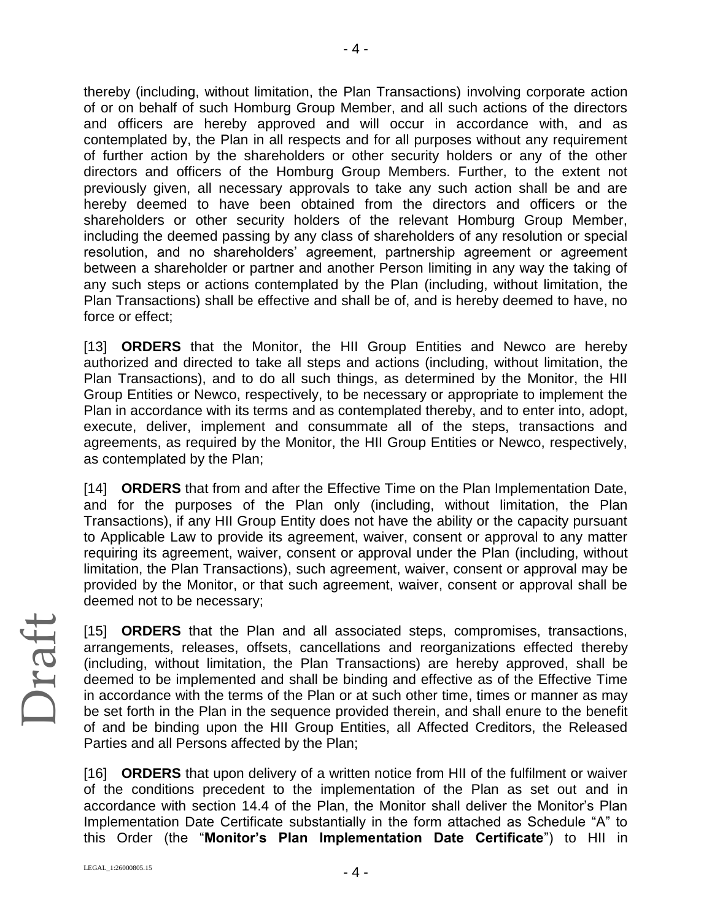thereby (including, without limitation, the Plan Transactions) involving corporate action of or on behalf of such Homburg Group Member, and all such actions of the directors and officers are hereby approved and will occur in accordance with, and as contemplated by, the Plan in all respects and for all purposes without any requirement of further action by the shareholders or other security holders or any of the other directors and officers of the Homburg Group Members. Further, to the extent not previously given, all necessary approvals to take any such action shall be and are hereby deemed to have been obtained from the directors and officers or the shareholders or other security holders of the relevant Homburg Group Member, including the deemed passing by any class of shareholders of any resolution or special resolution, and no shareholders' agreement, partnership agreement or agreement between a shareholder or partner and another Person limiting in any way the taking of any such steps or actions contemplated by the Plan (including, without limitation, the Plan Transactions) shall be effective and shall be of, and is hereby deemed to have, no force or effect;

[13] **ORDERS** that the Monitor, the HII Group Entities and Newco are hereby authorized and directed to take all steps and actions (including, without limitation, the Plan Transactions), and to do all such things, as determined by the Monitor, the HII Group Entities or Newco, respectively, to be necessary or appropriate to implement the Plan in accordance with its terms and as contemplated thereby, and to enter into, adopt, execute, deliver, implement and consummate all of the steps, transactions and agreements, as required by the Monitor, the HII Group Entities or Newco, respectively, as contemplated by the Plan;

[14] **ORDERS** that from and after the Effective Time on the Plan Implementation Date, and for the purposes of the Plan only (including, without limitation, the Plan Transactions), if any HII Group Entity does not have the ability or the capacity pursuant to Applicable Law to provide its agreement, waiver, consent or approval to any matter requiring its agreement, waiver, consent or approval under the Plan (including, without limitation, the Plan Transactions), such agreement, waiver, consent or approval may be provided by the Monitor, or that such agreement, waiver, consent or approval shall be deemed not to be necessary;

[15] **ORDERS** that the Plan and all associated steps, compromises, transactions, arrangements, releases, offsets, cancellations and reorganizations effected thereby (including, without limitation, the Plan Transactions) are hereby approved, shall be deemed to be implemented and shall be binding and effective as of the Effective Time in accordance with the terms of the Plan or at such other time, times or manner as may be set forth in the Plan in the sequence provided therein, and shall enure to the benefit of and be binding upon the HII Group Entities, all Affected Creditors, the Released Parties and all Persons affected by the Plan;

[16] **ORDERS** that upon delivery of a written notice from HII of the fulfilment or waiver of the conditions precedent to the implementation of the Plan as set out and in accordance with section 14.4 of the Plan, the Monitor shall deliver the Monitor's Plan Implementation Date Certificate substantially in the form attached as Schedule "A" to this Order (the "**Monitor's Plan Implementation Date Certificate**") to HII in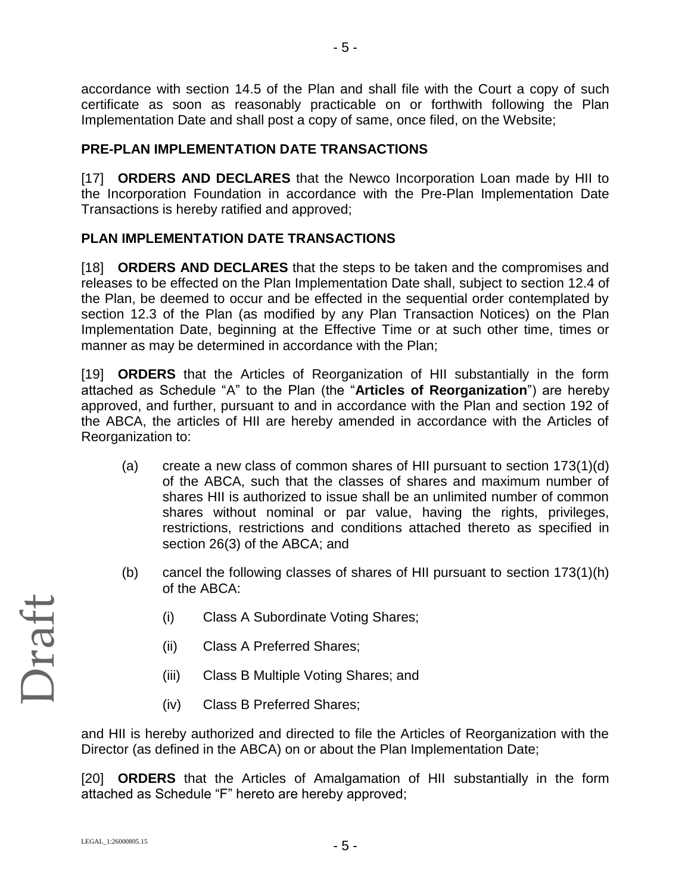accordance with section 14.5 of the Plan and shall file with the Court a copy of such certificate as soon as reasonably practicable on or forthwith following the Plan Implementation Date and shall post a copy of same, once filed, on the Website;

**PRE-PLAN IMPLEMENTATION DATE TRANSACTIONS**

[17] **ORDERS AND DECLARES** that the Newco Incorporation Loan made by HII to the Incorporation Foundation in accordance with the Pre-Plan Implementation Date Transactions is hereby ratified and approved;

**PLAN IMPLEMENTATION DATE TRANSACTIONS**

[18] **ORDERS AND DECLARES** that the steps to be taken and the compromises and releases to be effected on the Plan Implementation Date shall, subject to section 12.4 of the Plan, be deemed to occur and be effected in the sequential order contemplated by section 12.3 of the Plan (as modified by any Plan Transaction Notices) on the Plan Implementation Date, beginning at the Effective Time or at such other time, times or manner as may be determined in accordance with the Plan;

[19] **ORDERS** that the Articles of Reorganization of HII substantially in the form attached as Schedule "A" to the Plan (the "**Articles of Reorganization**") are hereby approved, and further, pursuant to and in accordance with the Plan and section 192 of the ABCA, the articles of HII are hereby amended in accordance with the Articles of Reorganization to:

(a) create a new class of common shares of HII pursuant to section 173(1)(d) of the ABCA, such that the classes of shares and maximum number of shares HII is authorized to issue shall be an unlimited number of common shares without nominal or par value, having the rights, privileges, restrictions, restrictions and conditions attached thereto as specified in section 26(3) of the ABCA; and

(b) cancel the following classes of shares of HII pursuant to section 173(1)(h) of the ABCA:

   (i) Class A Subordinate Voting Shares;

   (ii) Class A Preferred Shares;

   (iii) Class B Multiple Voting Shares; and

   (iv) Class B Preferred Shares;

and HII is hereby authorized and directed to file the Articles of Reorganization with the Director (as defined in the ABCA) on or about the Plan Implementation Date;

[20] **ORDERS** that the Articles of Amalgamation of HII substantially in the form attached as Schedule "F" hereto are hereby approved;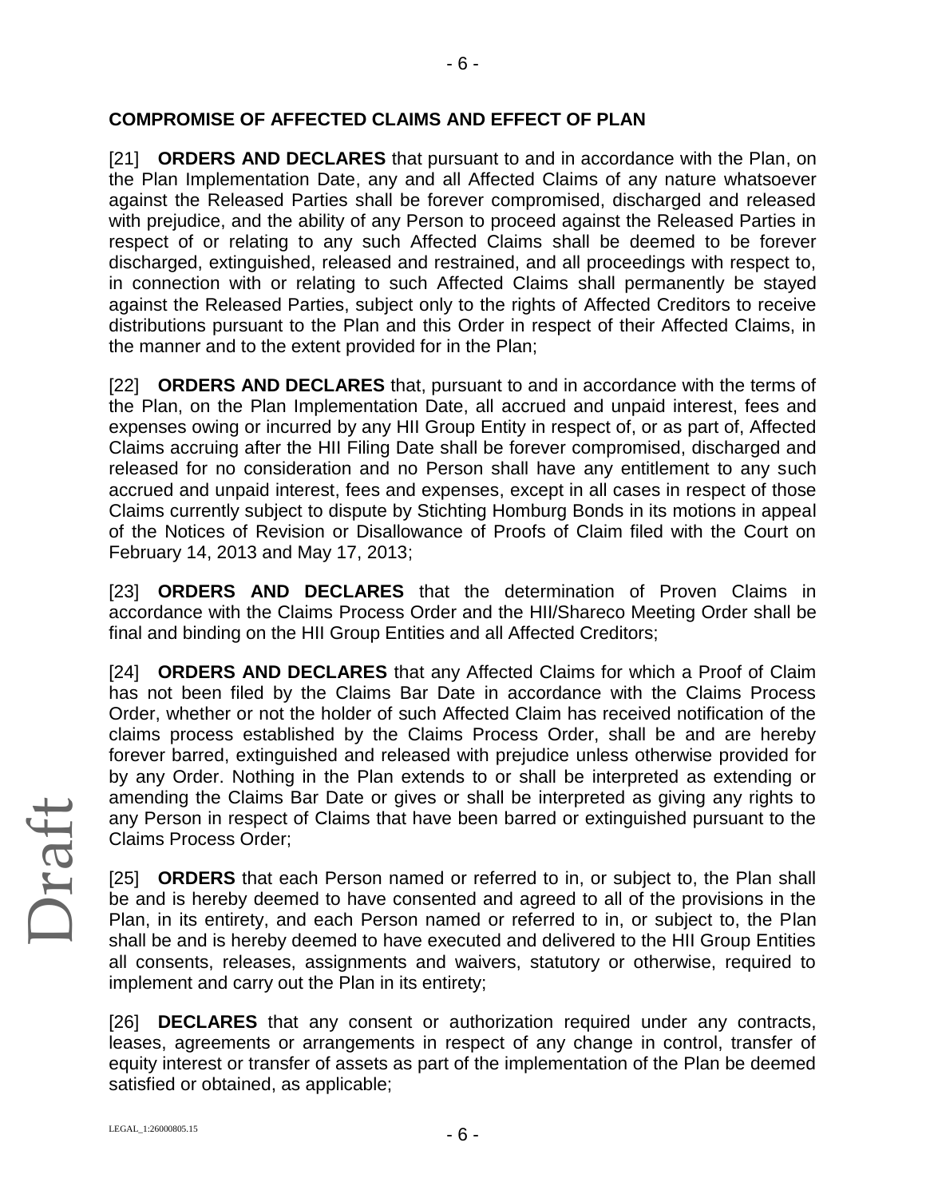**COMPROMISE OF AFFECTED CLAIMS AND EFFECT OF PLAN**

[21] **ORDERS AND DECLARES** that pursuant to and in accordance with the Plan, on the Plan Implementation Date, any and all Affected Claims of any nature whatsoever against the Released Parties shall be forever compromised, discharged and released with prejudice, and the ability of any Person to proceed against the Released Parties in respect of or relating to any such Affected Claims shall be deemed to be forever discharged, extinguished, released and restrained, and all proceedings with respect to, in connection with or relating to such Affected Claims shall permanently be stayed against the Released Parties, subject only to the rights of Affected Creditors to receive distributions pursuant to the Plan and this Order in respect of their Affected Claims, in the manner and to the extent provided for in the Plan;

[22] **ORDERS AND DECLARES** that, pursuant to and in accordance with the terms of the Plan, on the Plan Implementation Date, all accrued and unpaid interest, fees and expenses owing or incurred by any HII Group Entity in respect of, or as part of, Affected Claims accruing after the HII Filing Date shall be forever compromised, discharged and released for no consideration and no Person shall have any entitlement to any such accrued and unpaid interest, fees and expenses, except in all cases in respect of those Claims currently subject to dispute by Stichting Homburg Bonds in its motions in appeal of the Notices of Revision or Disallowance of Proofs of Claim filed with the Court on February 14, 2013 and May 17, 2013;

[23] **ORDERS AND DECLARES** that the determination of Proven Claims in accordance with the Claims Process Order and the HII/Shareco Meeting Order shall be final and binding on the HII Group Entities and all Affected Creditors;

[24] **ORDERS AND DECLARES** that any Affected Claims for which a Proof of Claim has not been filed by the Claims Bar Date in accordance with the Claims Process Order, whether or not the holder of such Affected Claim has received notification of the claims process established by the Claims Process Order, shall be and are hereby forever barred, extinguished and released with prejudice unless otherwise provided for by any Order. Nothing in the Plan extends to or shall be interpreted as extending or amending the Claims Bar Date or gives or shall be interpreted as giving any rights to any Person in respect of Claims that have been barred or extinguished pursuant to the Claims Process Order;

[25] **ORDERS** that each Person named or referred to in, or subject to, the Plan shall be and is hereby deemed to have consented and agreed to all of the provisions in the Plan, in its entirety, and each Person named or referred to in, or subject to, the Plan shall be and is hereby deemed to have executed and delivered to the HII Group Entities all consents, releases, assignments and waivers, statutory or otherwise, required to implement and carry out the Plan in its entirety;

[26] **DECLARES** that any consent or authorization required under any contracts, leases, agreements or arrangements in respect of any change in control, transfer of equity interest or transfer of assets as part of the implementation of the Plan be deemed satisfied or obtained, as applicable;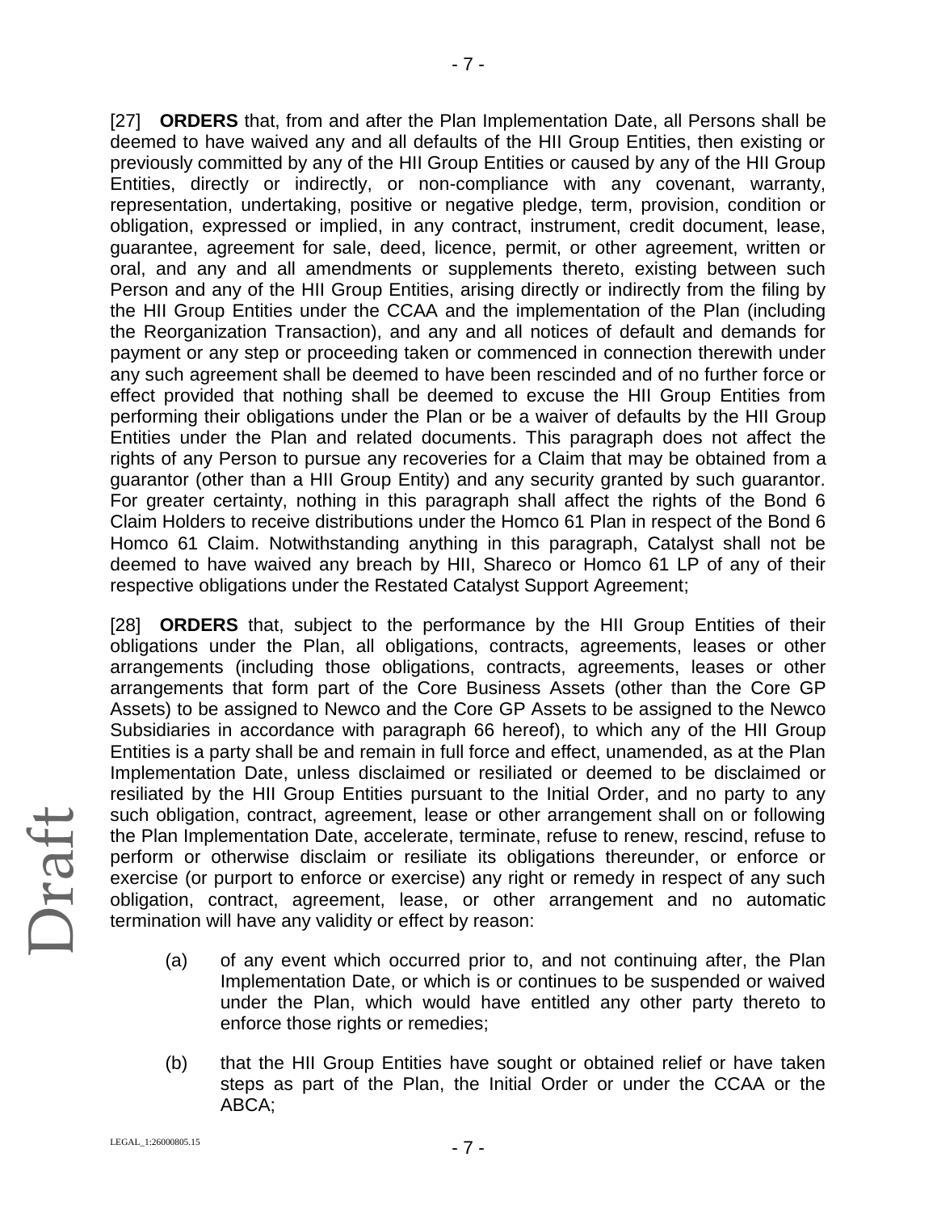[27] **ORDERS** that, from and after the Plan Implementation Date, all Persons shall be deemed to have waived any and all defaults of the HII Group Entities, then existing or previously committed by any of the HII Group Entities or caused by any of the HII Group Entities, directly or indirectly, or non-compliance with any covenant, warranty, representation, undertaking, positive or negative pledge, term, provision, condition or obligation, expressed or implied, in any contract, instrument, credit document, lease, guarantee, agreement for sale, deed, licence, permit, or other agreement, written or oral, and any and all amendments or supplements thereto, existing between such Person and any of the HII Group Entities, arising directly or indirectly from the filing by the HII Group Entities under the CCAA and the implementation of the Plan (including the Reorganization Transaction), and any and all notices of default and demands for payment or any step or proceeding taken or commenced in connection therewith under any such agreement shall be deemed to have been rescinded and of no further force or effect provided that nothing shall be deemed to excuse the HII Group Entities from performing their obligations under the Plan or be a waiver of defaults by the HII Group Entities under the Plan and related documents. This paragraph does not affect the rights of any Person to pursue any recoveries for a Claim that may be obtained from a guarantor (other than a HII Group Entity) and any security granted by such guarantor. For greater certainty, nothing in this paragraph shall affect the rights of the Bond 6 Claim Holders to receive distributions under the Homco 61 Plan in respect of the Bond 6 Homco 61 Claim. Notwithstanding anything in this paragraph, Catalyst shall not be deemed to have waived any breach by HII, Shareco or Homco 61 LP of any of their respective obligations under the Restated Catalyst Support Agreement;

[28] **ORDERS** that, subject to the performance by the HII Group Entities of their obligations under the Plan, all obligations, contracts, agreements, leases or other arrangements (including those obligations, contracts, agreements, leases or other arrangements that form part of the Core Business Assets (other than the Core GP Assets) to be assigned to Newco and the Core GP Assets to be assigned to the Newco Subsidiaries in accordance with paragraph 66 hereof), to which any of the HII Group Entities is a party shall be and remain in full force and effect, unamended, as at the Plan Implementation Date, unless disclaimed or resiliated or deemed to be disclaimed or resiliated by the HII Group Entities pursuant to the Initial Order, and no party to any such obligation, contract, agreement, lease or other arrangement shall on or following the Plan Implementation Date, accelerate, terminate, refuse to renew, rescind, refuse to perform or otherwise disclaim or resiliate its obligations thereunder, or enforce or exercise (or purport to enforce or exercise) any right or remedy in respect of any such obligation, contract, agreement, lease, or other arrangement and no automatic termination will have any validity or effect by reason:

(a) of any event which occurred prior to, and not continuing after, the Plan Implementation Date, or which is or continues to be suspended or waived under the Plan, which would have entitled any other party thereto to enforce those rights or remedies;

(b) that the HII Group Entities have sought or obtained relief or have taken steps as part of the Plan, the Initial Order or under the CCAA or the ABCA;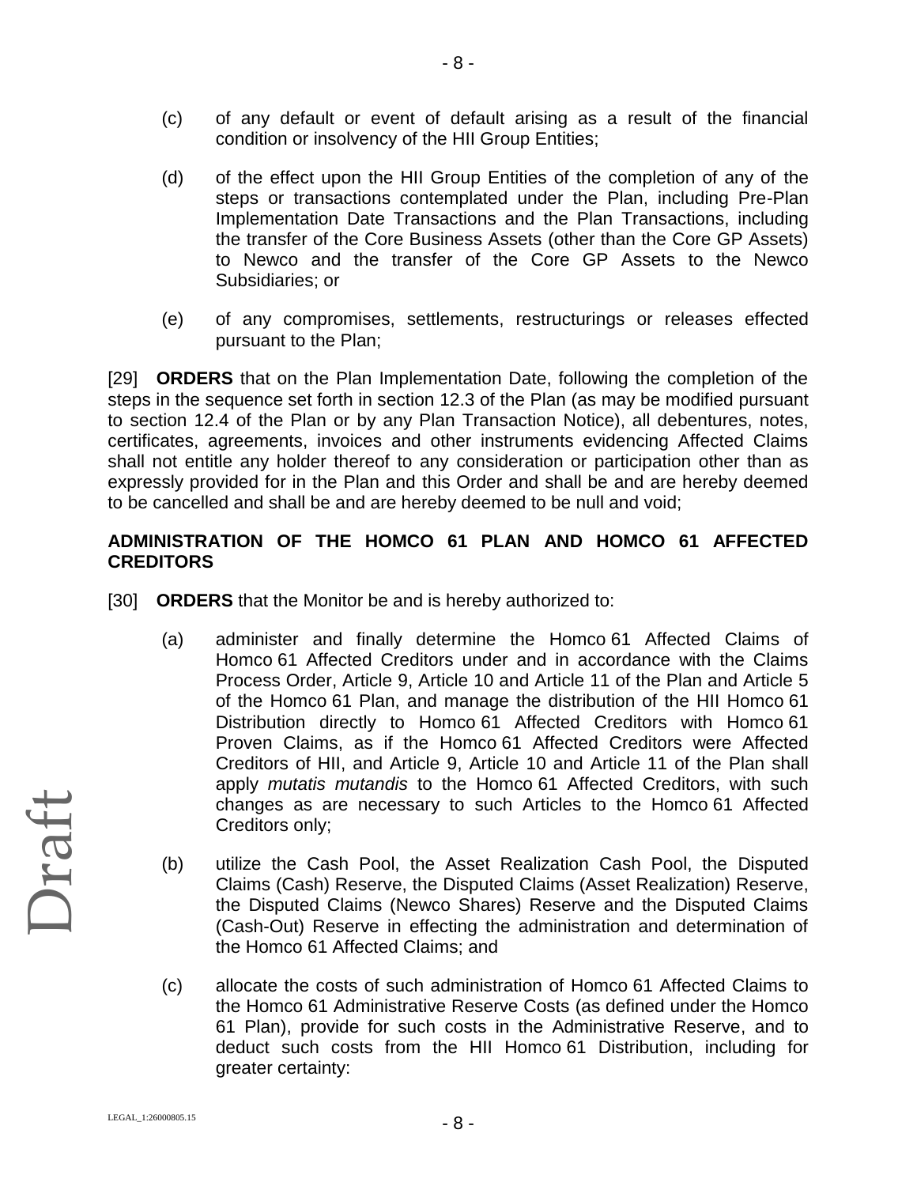(c) of any default or event of default arising as a result of the financial condition or insolvency of the HII Group Entities;

(d) of the effect upon the HII Group Entities of the completion of any of the steps or transactions contemplated under the Plan, including Pre-Plan Implementation Date Transactions and the Plan Transactions, including the transfer of the Core Business Assets (other than the Core GP Assets) to Newco and the transfer of the Core GP Assets to the Newco Subsidiaries; or

(e) of any compromises, settlements, restructurings or releases effected pursuant to the Plan;

[29] **ORDERS** that on the Plan Implementation Date, following the completion of the steps in the sequence set forth in section 12.3 of the Plan (as may be modified pursuant to section 12.4 of the Plan or by any Plan Transaction Notice), all debentures, notes, certificates, agreements, invoices and other instruments evidencing Affected Claims shall not entitle any holder thereof to any consideration or participation other than as expressly provided for in the Plan and this Order and shall be and are hereby deemed to be cancelled and shall be and are hereby deemed to be null and void;

**ADMINISTRATION OF THE HOMCO 61 PLAN AND HOMCO 61 AFFECTED CREDITORS**

[30] **ORDERS** that the Monitor be and is hereby authorized to:

(a) administer and finally determine the Homco 61 Affected Claims of Homco 61 Affected Creditors under and in accordance with the Claims Process Order, Article 9, Article 10 and Article 11 of the Plan and Article 5 of the Homco 61 Plan, and manage the distribution of the HII Homco 61 Distribution directly to Homco 61 Affected Creditors with Homco 61 Proven Claims, as if the Homco 61 Affected Creditors were Affected Creditors of HII, and Article 9, Article 10 and Article 11 of the Plan shall apply *mutatis mutandis* to the Homco 61 Affected Creditors, with such changes as are necessary to such Articles to the Homco 61 Affected Creditors only;

(b) utilize the Cash Pool, the Asset Realization Cash Pool, the Disputed Claims (Cash) Reserve, the Disputed Claims (Asset Realization) Reserve, the Disputed Claims (Newco Shares) Reserve and the Disputed Claims (Cash-Out) Reserve in effecting the administration and determination of the Homco 61 Affected Claims; and

(c) allocate the costs of such administration of Homco 61 Affected Claims to the Homco 61 Administrative Reserve Costs (as defined under the Homco 61 Plan), provide for such costs in the Administrative Reserve, and to deduct such costs from the HII Homco 61 Distribution, including for greater certainty: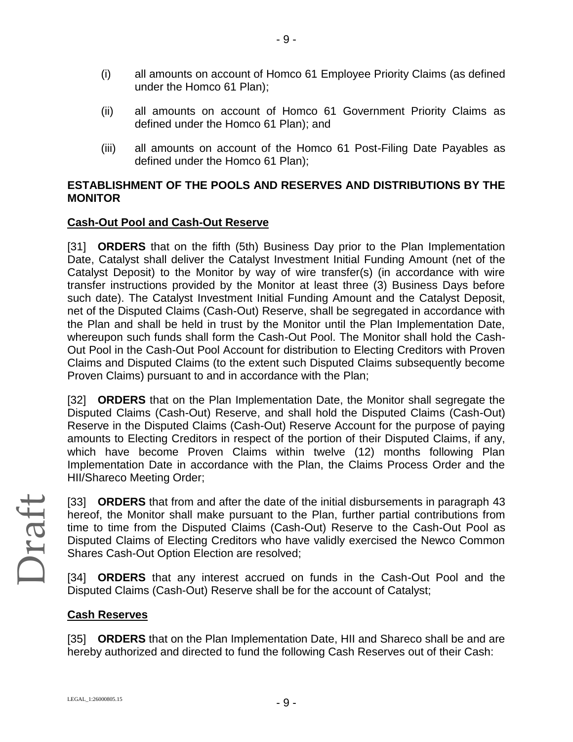(i) all amounts on account of Homco 61 Employee Priority Claims (as defined under the Homco 61 Plan);

(ii) all amounts on account of Homco 61 Government Priority Claims as defined under the Homco 61 Plan); and

(iii) all amounts on account of the Homco 61 Post-Filing Date Payables as defined under the Homco 61 Plan);

**ESTABLISHMENT OF THE POOLS AND RESERVES AND DISTRIBUTIONS BY THE MONITOR**

**Cash-Out Pool and Cash-Out Reserve**

[31] **ORDERS** that on the fifth (5th) Business Day prior to the Plan Implementation Date, Catalyst shall deliver the Catalyst Investment Initial Funding Amount (net of the Catalyst Deposit) to the Monitor by way of wire transfer(s) (in accordance with wire transfer instructions provided by the Monitor at least three (3) Business Days before such date). The Catalyst Investment Initial Funding Amount and the Catalyst Deposit, net of the Disputed Claims (Cash-Out) Reserve, shall be segregated in accordance with the Plan and shall be held in trust by the Monitor until the Plan Implementation Date, whereupon such funds shall form the Cash-Out Pool. The Monitor shall hold the Cash-Out Pool in the Cash-Out Pool Account for distribution to Electing Creditors with Proven Claims and Disputed Claims (to the extent such Disputed Claims subsequently become Proven Claims) pursuant to and in accordance with the Plan;

[32] **ORDERS** that on the Plan Implementation Date, the Monitor shall segregate the Disputed Claims (Cash-Out) Reserve, and shall hold the Disputed Claims (Cash-Out) Reserve in the Disputed Claims (Cash-Out) Reserve Account for the purpose of paying amounts to Electing Creditors in respect of the portion of their Disputed Claims, if any, which have become Proven Claims within twelve (12) months following Plan Implementation Date in accordance with the Plan, the Claims Process Order and the HII/Shareco Meeting Order;

[33] **ORDERS** that from and after the date of the initial disbursements in paragraph 43 hereof, the Monitor shall make pursuant to the Plan, further partial contributions from time to time from the Disputed Claims (Cash-Out) Reserve to the Cash-Out Pool as Disputed Claims of Electing Creditors who have validly exercised the Newco Common Shares Cash-Out Option Election are resolved;

[34] **ORDERS** that any interest accrued on funds in the Cash-Out Pool and the Disputed Claims (Cash-Out) Reserve shall be for the account of Catalyst;

**Cash Reserves**

[35] **ORDERS** that on the Plan Implementation Date, HII and Shareco shall be and are hereby authorized and directed to fund the following Cash Reserves out of their Cash: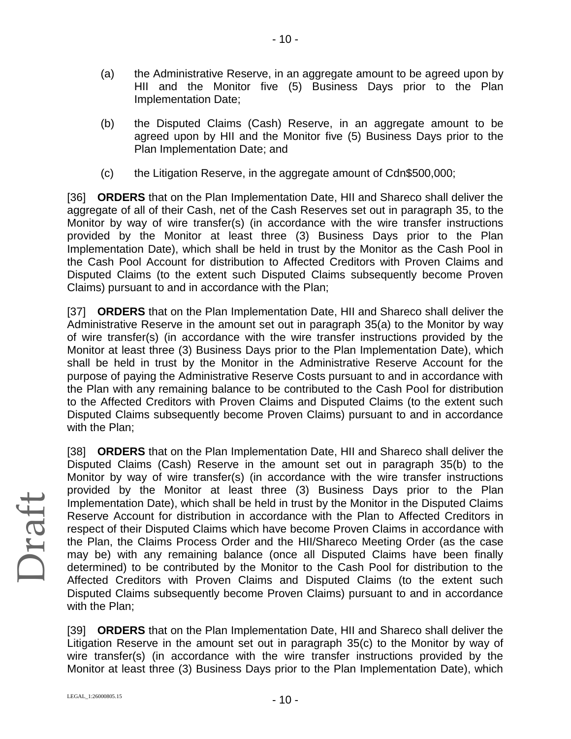(a) the Administrative Reserve, in an aggregate amount to be agreed upon by HII and the Monitor five (5) Business Days prior to the Plan Implementation Date;

(b) the Disputed Claims (Cash) Reserve, in an aggregate amount to be agreed upon by HII and the Monitor five (5) Business Days prior to the Plan Implementation Date; and

(c) the Litigation Reserve, in the aggregate amount of Cdn$500,000;

[36] **ORDERS** that on the Plan Implementation Date, HII and Shareco shall deliver the aggregate of all of their Cash, net of the Cash Reserves set out in paragraph 35, to the Monitor by way of wire transfer(s) (in accordance with the wire transfer instructions provided by the Monitor at least three (3) Business Days prior to the Plan Implementation Date), which shall be held in trust by the Monitor as the Cash Pool in the Cash Pool Account for distribution to Affected Creditors with Proven Claims and Disputed Claims (to the extent such Disputed Claims subsequently become Proven Claims) pursuant to and in accordance with the Plan;

[37] **ORDERS** that on the Plan Implementation Date, HII and Shareco shall deliver the Administrative Reserve in the amount set out in paragraph 35(a) to the Monitor by way of wire transfer(s) (in accordance with the wire transfer instructions provided by the Monitor at least three (3) Business Days prior to the Plan Implementation Date), which shall be held in trust by the Monitor in the Administrative Reserve Account for the purpose of paying the Administrative Reserve Costs pursuant to and in accordance with the Plan with any remaining balance to be contributed to the Cash Pool for distribution to the Affected Creditors with Proven Claims and Disputed Claims (to the extent such Disputed Claims subsequently become Proven Claims) pursuant to and in accordance with the Plan;

[38] **ORDERS** that on the Plan Implementation Date, HII and Shareco shall deliver the Disputed Claims (Cash) Reserve in the amount set out in paragraph 35(b) to the Monitor by way of wire transfer(s) (in accordance with the wire transfer instructions provided by the Monitor at least three (3) Business Days prior to the Plan Implementation Date), which shall be held in trust by the Monitor in the Disputed Claims Reserve Account for distribution in accordance with the Plan to Affected Creditors in respect of their Disputed Claims which have become Proven Claims in accordance with the Plan, the Claims Process Order and the HII/Shareco Meeting Order (as the case may be) with any remaining balance (once all Disputed Claims have been finally determined) to be contributed by the Monitor to the Cash Pool for distribution to the Affected Creditors with Proven Claims and Disputed Claims (to the extent such Disputed Claims subsequently become Proven Claims) pursuant to and in accordance with the Plan;

[39] **ORDERS** that on the Plan Implementation Date, HII and Shareco shall deliver the Litigation Reserve in the amount set out in paragraph 35(c) to the Monitor by way of wire transfer(s) (in accordance with the wire transfer instructions provided by the Monitor at least three (3) Business Days prior to the Plan Implementation Date), which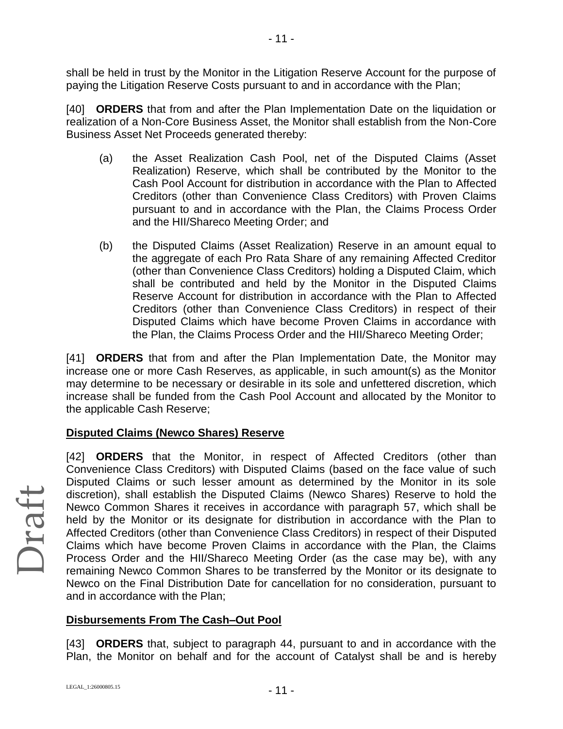shall be held in trust by the Monitor in the Litigation Reserve Account for the purpose of paying the Litigation Reserve Costs pursuant to and in accordance with the Plan;

[40] **ORDERS** that from and after the Plan Implementation Date on the liquidation or realization of a Non-Core Business Asset, the Monitor shall establish from the Non-Core Business Asset Net Proceeds generated thereby:

(a) the Asset Realization Cash Pool, net of the Disputed Claims (Asset Realization) Reserve, which shall be contributed by the Monitor to the Cash Pool Account for distribution in accordance with the Plan to Affected Creditors (other than Convenience Class Creditors) with Proven Claims pursuant to and in accordance with the Plan, the Claims Process Order and the HII/Shareco Meeting Order; and

(b) the Disputed Claims (Asset Realization) Reserve in an amount equal to the aggregate of each Pro Rata Share of any remaining Affected Creditor (other than Convenience Class Creditors) holding a Disputed Claim, which shall be contributed and held by the Monitor in the Disputed Claims Reserve Account for distribution in accordance with the Plan to Affected Creditors (other than Convenience Class Creditors) in respect of their Disputed Claims which have become Proven Claims in accordance with the Plan, the Claims Process Order and the HII/Shareco Meeting Order;

[41] **ORDERS** that from and after the Plan Implementation Date, the Monitor may increase one or more Cash Reserves, as applicable, in such amount(s) as the Monitor may determine to be necessary or desirable in its sole and unfettered discretion, which increase shall be funded from the Cash Pool Account and allocated by the Monitor to the applicable Cash Reserve;

**Disputed Claims (Newco Shares) Reserve**

[42] **ORDERS** that the Monitor, in respect of Affected Creditors (other than Convenience Class Creditors) with Disputed Claims (based on the face value of such Disputed Claims or such lesser amount as determined by the Monitor in its sole discretion), shall establish the Disputed Claims (Newco Shares) Reserve to hold the Newco Common Shares it receives in accordance with paragraph 57, which shall be held by the Monitor or its designate for distribution in accordance with the Plan to Affected Creditors (other than Convenience Class Creditors) in respect of their Disputed Claims which have become Proven Claims in accordance with the Plan, the Claims Process Order and the HII/Shareco Meeting Order (as the case may be), with any remaining Newco Common Shares to be transferred by the Monitor or its designate to Newco on the Final Distribution Date for cancellation for no consideration, pursuant to and in accordance with the Plan;

**Disbursements From The Cash–Out Pool**

[43] **ORDERS** that, subject to paragraph 44, pursuant to and in accordance with the Plan, the Monitor on behalf and for the account of Catalyst shall be and is hereby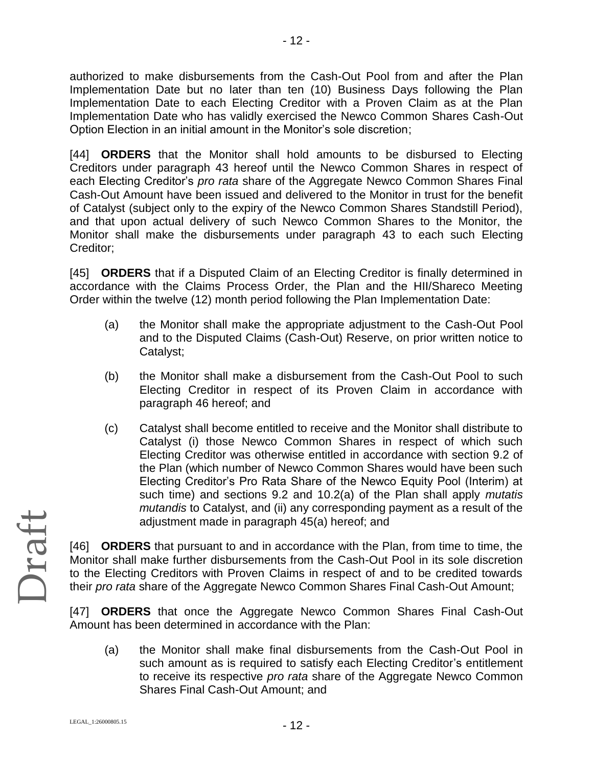authorized to make disbursements from the Cash-Out Pool from and after the Plan Implementation Date but no later than ten (10) Business Days following the Plan Implementation Date to each Electing Creditor with a Proven Claim as at the Plan Implementation Date who has validly exercised the Newco Common Shares Cash-Out Option Election in an initial amount in the Monitor's sole discretion;

[44] **ORDERS** that the Monitor shall hold amounts to be disbursed to Electing Creditors under paragraph 43 hereof until the Newco Common Shares in respect of each Electing Creditor's *pro rata* share of the Aggregate Newco Common Shares Final Cash-Out Amount have been issued and delivered to the Monitor in trust for the benefit of Catalyst (subject only to the expiry of the Newco Common Shares Standstill Period), and that upon actual delivery of such Newco Common Shares to the Monitor, the Monitor shall make the disbursements under paragraph 43 to each such Electing Creditor;

[45] **ORDERS** that if a Disputed Claim of an Electing Creditor is finally determined in accordance with the Claims Process Order, the Plan and the HII/Shareco Meeting Order within the twelve (12) month period following the Plan Implementation Date:

(a) the Monitor shall make the appropriate adjustment to the Cash-Out Pool and to the Disputed Claims (Cash-Out) Reserve, on prior written notice to Catalyst;

(b) the Monitor shall make a disbursement from the Cash-Out Pool to such Electing Creditor in respect of its Proven Claim in accordance with paragraph 46 hereof; and

(c) Catalyst shall become entitled to receive and the Monitor shall distribute to Catalyst (i) those Newco Common Shares in respect of which such Electing Creditor was otherwise entitled in accordance with section 9.2 of the Plan (which number of Newco Common Shares would have been such Electing Creditor's Pro Rata Share of the Newco Equity Pool (Interim) at such time) and sections 9.2 and 10.2(a) of the Plan shall apply *mutatis mutandis* to Catalyst, and (ii) any corresponding payment as a result of the adjustment made in paragraph 45(a) hereof; and

[46] **ORDERS** that pursuant to and in accordance with the Plan, from time to time, the Monitor shall make further disbursements from the Cash-Out Pool in its sole discretion to the Electing Creditors with Proven Claims in respect of and to be credited towards their *pro rata* share of the Aggregate Newco Common Shares Final Cash-Out Amount;

[47] **ORDERS** that once the Aggregate Newco Common Shares Final Cash-Out Amount has been determined in accordance with the Plan:

(a) the Monitor shall make final disbursements from the Cash-Out Pool in such amount as is required to satisfy each Electing Creditor's entitlement to receive its respective *pro rata* share of the Aggregate Newco Common Shares Final Cash-Out Amount; and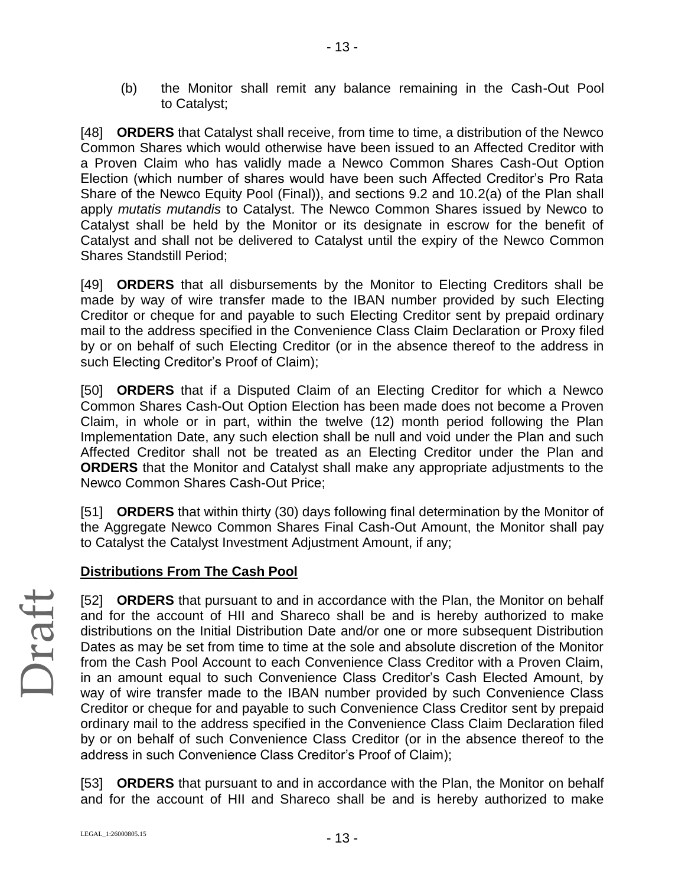(b) the Monitor shall remit any balance remaining in the Cash-Out Pool to Catalyst;

[48] **ORDERS** that Catalyst shall receive, from time to time, a distribution of the Newco Common Shares which would otherwise have been issued to an Affected Creditor with a Proven Claim who has validly made a Newco Common Shares Cash-Out Option Election (which number of shares would have been such Affected Creditor's Pro Rata Share of the Newco Equity Pool (Final)), and sections 9.2 and 10.2(a) of the Plan shall apply *mutatis mutandis* to Catalyst. The Newco Common Shares issued by Newco to Catalyst shall be held by the Monitor or its designate in escrow for the benefit of Catalyst and shall not be delivered to Catalyst until the expiry of the Newco Common Shares Standstill Period;

[49] **ORDERS** that all disbursements by the Monitor to Electing Creditors shall be made by way of wire transfer made to the IBAN number provided by such Electing Creditor or cheque for and payable to such Electing Creditor sent by prepaid ordinary mail to the address specified in the Convenience Class Claim Declaration or Proxy filed by or on behalf of such Electing Creditor (or in the absence thereof to the address in such Electing Creditor's Proof of Claim);

[50] **ORDERS** that if a Disputed Claim of an Electing Creditor for which a Newco Common Shares Cash-Out Option Election has been made does not become a Proven Claim, in whole or in part, within the twelve (12) month period following the Plan Implementation Date, any such election shall be null and void under the Plan and such Affected Creditor shall not be treated as an Electing Creditor under the Plan and **ORDERS** that the Monitor and Catalyst shall make any appropriate adjustments to the Newco Common Shares Cash-Out Price;

[51] **ORDERS** that within thirty (30) days following final determination by the Monitor of the Aggregate Newco Common Shares Final Cash-Out Amount, the Monitor shall pay to Catalyst the Catalyst Investment Adjustment Amount, if any;

**Distributions From The Cash Pool**

[52] **ORDERS** that pursuant to and in accordance with the Plan, the Monitor on behalf and for the account of HII and Shareco shall be and is hereby authorized to make distributions on the Initial Distribution Date and/or one or more subsequent Distribution Dates as may be set from time to time at the sole and absolute discretion of the Monitor from the Cash Pool Account to each Convenience Class Creditor with a Proven Claim, in an amount equal to such Convenience Class Creditor's Cash Elected Amount, by way of wire transfer made to the IBAN number provided by such Convenience Class Creditor or cheque for and payable to such Convenience Class Creditor sent by prepaid ordinary mail to the address specified in the Convenience Class Claim Declaration filed by or on behalf of such Convenience Class Creditor (or in the absence thereof to the address in such Convenience Class Creditor's Proof of Claim);

[53] **ORDERS** that pursuant to and in accordance with the Plan, the Monitor on behalf and for the account of HII and Shareco shall be and is hereby authorized to make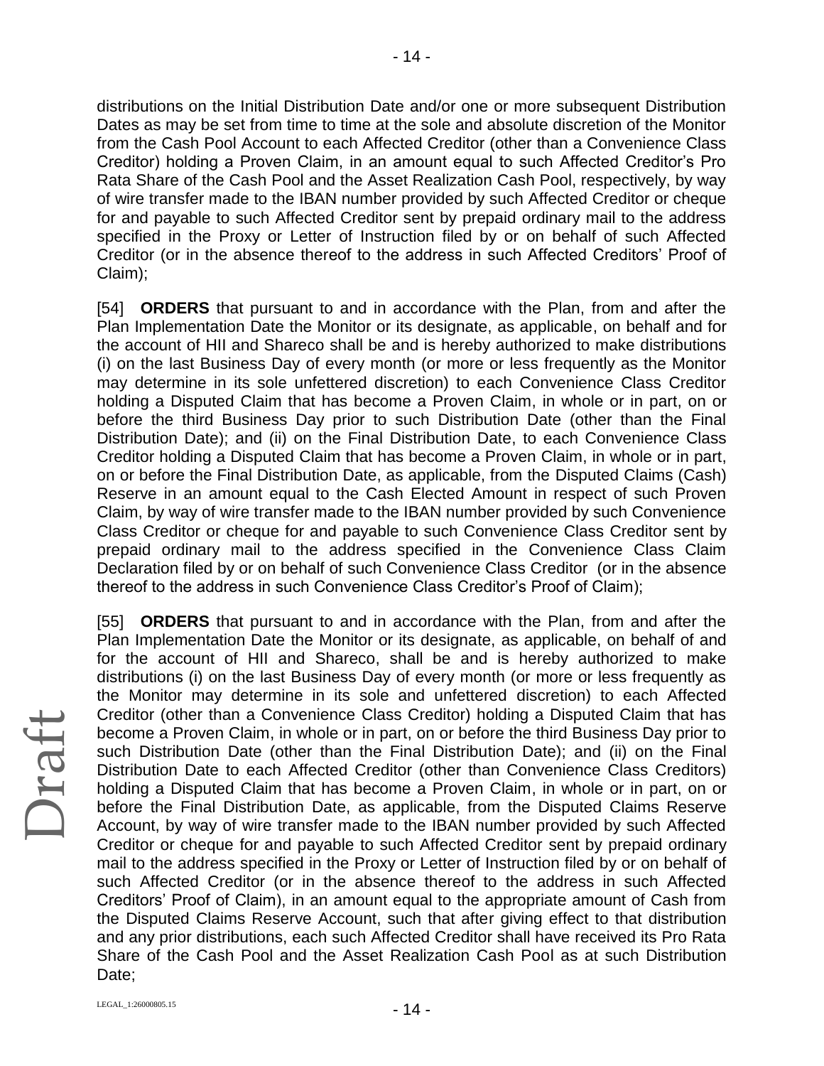distributions on the Initial Distribution Date and/or one or more subsequent Distribution Dates as may be set from time to time at the sole and absolute discretion of the Monitor from the Cash Pool Account to each Affected Creditor (other than a Convenience Class Creditor) holding a Proven Claim, in an amount equal to such Affected Creditor's Pro Rata Share of the Cash Pool and the Asset Realization Cash Pool, respectively, by way of wire transfer made to the IBAN number provided by such Affected Creditor or cheque for and payable to such Affected Creditor sent by prepaid ordinary mail to the address specified in the Proxy or Letter of Instruction filed by or on behalf of such Affected Creditor (or in the absence thereof to the address in such Affected Creditors' Proof of Claim);

[54] **ORDERS** that pursuant to and in accordance with the Plan, from and after the Plan Implementation Date the Monitor or its designate, as applicable, on behalf and for the account of HII and Shareco shall be and is hereby authorized to make distributions (i) on the last Business Day of every month (or more or less frequently as the Monitor may determine in its sole unfettered discretion) to each Convenience Class Creditor holding a Disputed Claim that has become a Proven Claim, in whole or in part, on or before the third Business Day prior to such Distribution Date (other than the Final Distribution Date); and (ii) on the Final Distribution Date, to each Convenience Class Creditor holding a Disputed Claim that has become a Proven Claim, in whole or in part, on or before the Final Distribution Date, as applicable, from the Disputed Claims (Cash) Reserve in an amount equal to the Cash Elected Amount in respect of such Proven Claim, by way of wire transfer made to the IBAN number provided by such Convenience Class Creditor or cheque for and payable to such Convenience Class Creditor sent by prepaid ordinary mail to the address specified in the Convenience Class Claim Declaration filed by or on behalf of such Convenience Class Creditor (or in the absence thereof to the address in such Convenience Class Creditor's Proof of Claim);

[55] **ORDERS** that pursuant to and in accordance with the Plan, from and after the Plan Implementation Date the Monitor or its designate, as applicable, on behalf of and for the account of HII and Shareco, shall be and is hereby authorized to make distributions (i) on the last Business Day of every month (or more or less frequently as the Monitor may determine in its sole and unfettered discretion) to each Affected Creditor (other than a Convenience Class Creditor) holding a Disputed Claim that has become a Proven Claim, in whole or in part, on or before the third Business Day prior to such Distribution Date (other than the Final Distribution Date); and (ii) on the Final Distribution Date to each Affected Creditor (other than Convenience Class Creditors) holding a Disputed Claim that has become a Proven Claim, in whole or in part, on or before the Final Distribution Date, as applicable, from the Disputed Claims Reserve Account, by way of wire transfer made to the IBAN number provided by such Affected Creditor or cheque for and payable to such Affected Creditor sent by prepaid ordinary mail to the address specified in the Proxy or Letter of Instruction filed by or on behalf of such Affected Creditor (or in the absence thereof to the address in such Affected Creditors' Proof of Claim), in an amount equal to the appropriate amount of Cash from the Disputed Claims Reserve Account, such that after giving effect to that distribution and any prior distributions, each such Affected Creditor shall have received its Pro Rata Share of the Cash Pool and the Asset Realization Cash Pool as at such Distribution Date;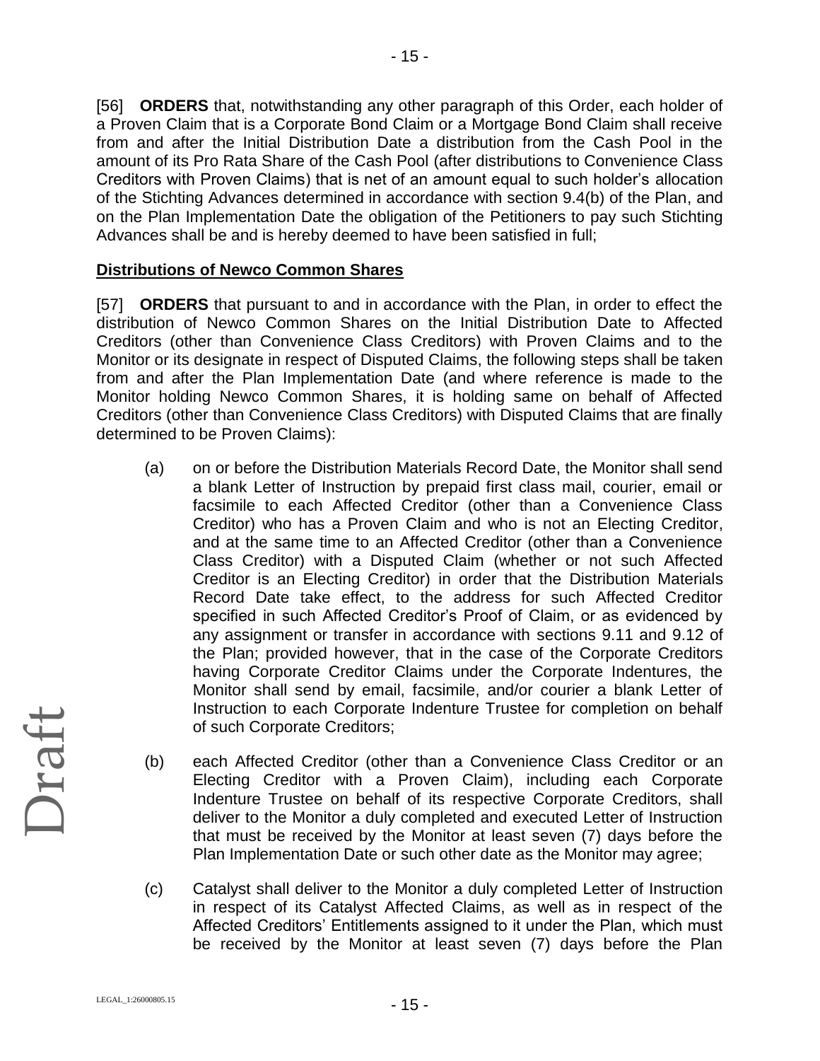[56] **ORDERS** that, notwithstanding any other paragraph of this Order, each holder of a Proven Claim that is a Corporate Bond Claim or a Mortgage Bond Claim shall receive from and after the Initial Distribution Date a distribution from the Cash Pool in the amount of its Pro Rata Share of the Cash Pool (after distributions to Convenience Class Creditors with Proven Claims) that is net of an amount equal to such holder's allocation of the Stichting Advances determined in accordance with section 9.4(b) of the Plan, and on the Plan Implementation Date the obligation of the Petitioners to pay such Stichting Advances shall be and is hereby deemed to have been satisfied in full;

**Distributions of Newco Common Shares**

[57] **ORDERS** that pursuant to and in accordance with the Plan, in order to effect the distribution of Newco Common Shares on the Initial Distribution Date to Affected Creditors (other than Convenience Class Creditors) with Proven Claims and to the Monitor or its designate in respect of Disputed Claims, the following steps shall be taken from and after the Plan Implementation Date (and where reference is made to the Monitor holding Newco Common Shares, it is holding same on behalf of Affected Creditors (other than Convenience Class Creditors) with Disputed Claims that are finally determined to be Proven Claims):

(a) on or before the Distribution Materials Record Date, the Monitor shall send a blank Letter of Instruction by prepaid first class mail, courier, email or facsimile to each Affected Creditor (other than a Convenience Class Creditor) who has a Proven Claim and who is not an Electing Creditor, and at the same time to an Affected Creditor (other than a Convenience Class Creditor) with a Disputed Claim (whether or not such Affected Creditor is an Electing Creditor) in order that the Distribution Materials Record Date take effect, to the address for such Affected Creditor specified in such Affected Creditor's Proof of Claim, or as evidenced by any assignment or transfer in accordance with sections 9.11 and 9.12 of the Plan; provided however, that in the case of the Corporate Creditors having Corporate Creditor Claims under the Corporate Indentures, the Monitor shall send by email, facsimile, and/or courier a blank Letter of Instruction to each Corporate Indenture Trustee for completion on behalf of such Corporate Creditors;

(b) each Affected Creditor (other than a Convenience Class Creditor or an Electing Creditor with a Proven Claim), including each Corporate Indenture Trustee on behalf of its respective Corporate Creditors, shall deliver to the Monitor a duly completed and executed Letter of Instruction that must be received by the Monitor at least seven (7) days before the Plan Implementation Date or such other date as the Monitor may agree;

(c) Catalyst shall deliver to the Monitor a duly completed Letter of Instruction in respect of its Catalyst Affected Claims, as well as in respect of the Affected Creditors' Entitlements assigned to it under the Plan, which must be received by the Monitor at least seven (7) days before the Plan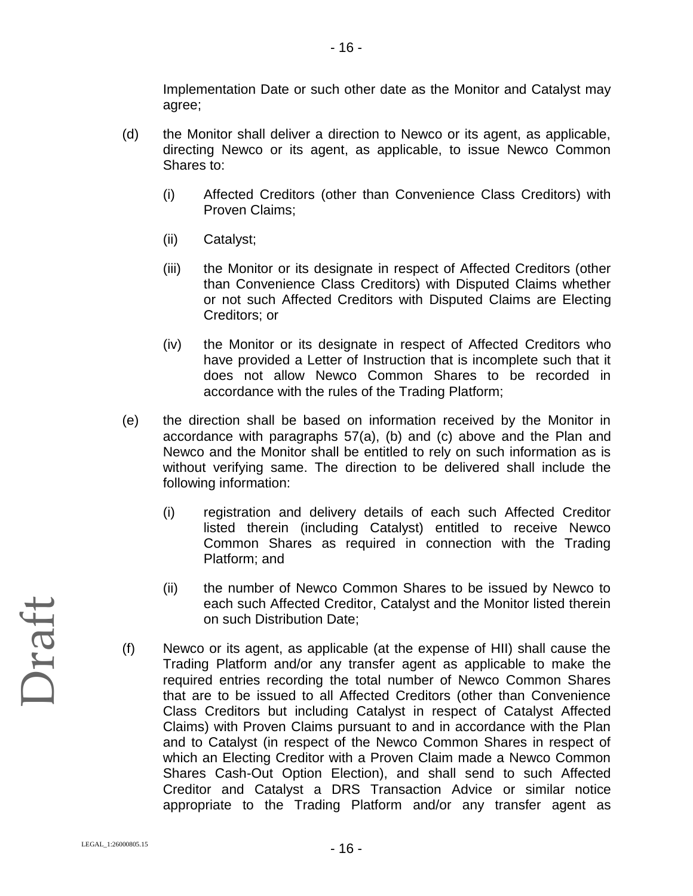Implementation Date or such other date as the Monitor and Catalyst may agree;

(d) the Monitor shall deliver a direction to Newco or its agent, as applicable, directing Newco or its agent, as applicable, to issue Newco Common Shares to:

   (i) Affected Creditors (other than Convenience Class Creditors) with Proven Claims;

   (ii) Catalyst;

   (iii) the Monitor or its designate in respect of Affected Creditors (other than Convenience Class Creditors) with Disputed Claims whether or not such Affected Creditors with Disputed Claims are Electing Creditors; or

   (iv) the Monitor or its designate in respect of Affected Creditors who have provided a Letter of Instruction that is incomplete such that it does not allow Newco Common Shares to be recorded in accordance with the rules of the Trading Platform;

(e) the direction shall be based on information received by the Monitor in accordance with paragraphs 57(a), (b) and (c) above and the Plan and Newco and the Monitor shall be entitled to rely on such information as is without verifying same. The direction to be delivered shall include the following information:

   (i) registration and delivery details of each such Affected Creditor listed therein (including Catalyst) entitled to receive Newco Common Shares as required in connection with the Trading Platform; and

   (ii) the number of Newco Common Shares to be issued by Newco to each such Affected Creditor, Catalyst and the Monitor listed therein on such Distribution Date;

(f) Newco or its agent, as applicable (at the expense of HII) shall cause the Trading Platform and/or any transfer agent as applicable to make the required entries recording the total number of Newco Common Shares that are to be issued to all Affected Creditors (other than Convenience Class Creditors but including Catalyst in respect of Catalyst Affected Claims) with Proven Claims pursuant to and in accordance with the Plan and to Catalyst (in respect of the Newco Common Shares in respect of which an Electing Creditor with a Proven Claim made a Newco Common Shares Cash-Out Option Election), and shall send to such Affected Creditor and Catalyst a DRS Transaction Advice or similar notice appropriate to the Trading Platform and/or any transfer agent as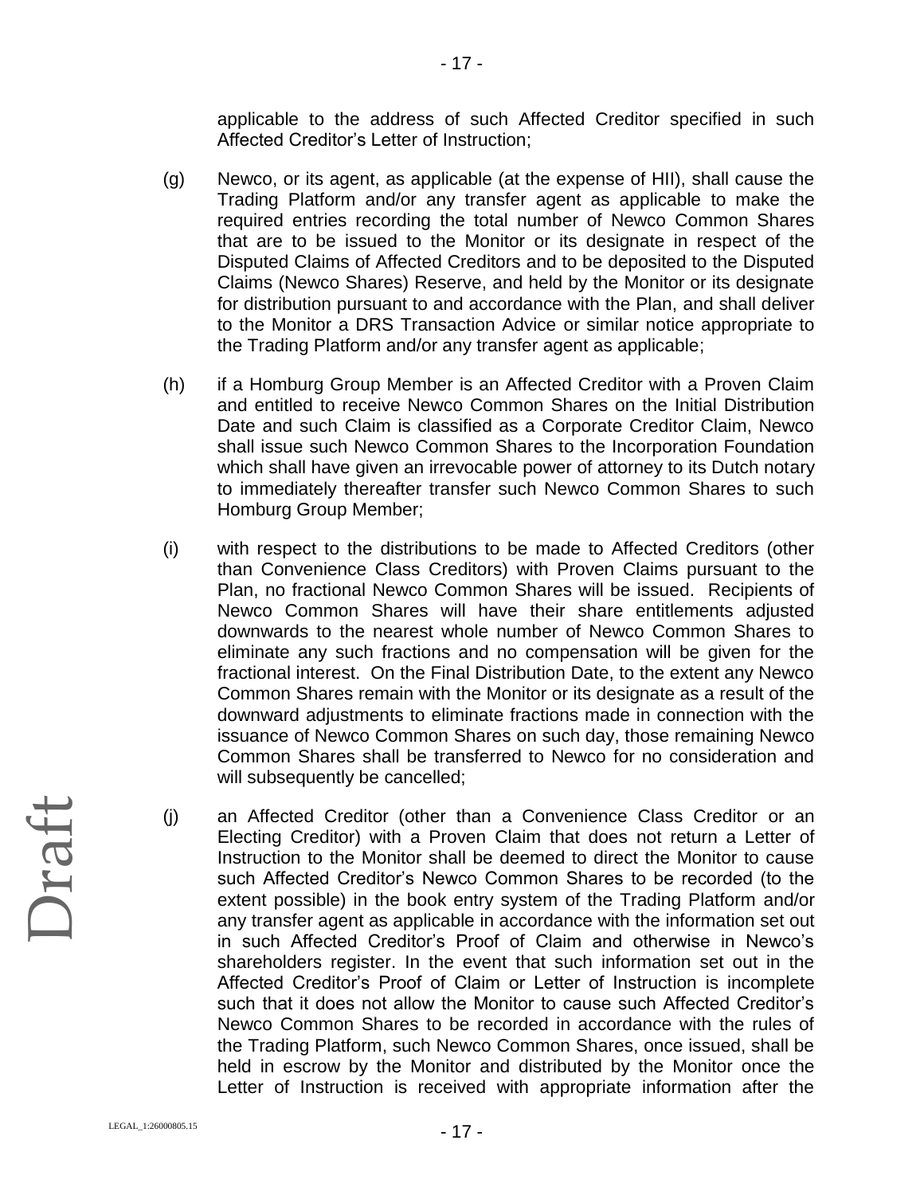applicable to the address of such Affected Creditor specified in such Affected Creditor's Letter of Instruction;

(g) Newco, or its agent, as applicable (at the expense of HII), shall cause the Trading Platform and/or any transfer agent as applicable to make the required entries recording the total number of Newco Common Shares that are to be issued to the Monitor or its designate in respect of the Disputed Claims of Affected Creditors and to be deposited to the Disputed Claims (Newco Shares) Reserve, and held by the Monitor or its designate for distribution pursuant to and accordance with the Plan, and shall deliver to the Monitor a DRS Transaction Advice or similar notice appropriate to the Trading Platform and/or any transfer agent as applicable;

(h) if a Homburg Group Member is an Affected Creditor with a Proven Claim and entitled to receive Newco Common Shares on the Initial Distribution Date and such Claim is classified as a Corporate Creditor Claim, Newco shall issue such Newco Common Shares to the Incorporation Foundation which shall have given an irrevocable power of attorney to its Dutch notary to immediately thereafter transfer such Newco Common Shares to such Homburg Group Member;

(i) with respect to the distributions to be made to Affected Creditors (other than Convenience Class Creditors) with Proven Claims pursuant to the Plan, no fractional Newco Common Shares will be issued. Recipients of Newco Common Shares will have their share entitlements adjusted downwards to the nearest whole number of Newco Common Shares to eliminate any such fractions and no compensation will be given for the fractional interest. On the Final Distribution Date, to the extent any Newco Common Shares remain with the Monitor or its designate as a result of the downward adjustments to eliminate fractions made in connection with the issuance of Newco Common Shares on such day, those remaining Newco Common Shares shall be transferred to Newco for no consideration and will subsequently be cancelled;

(j) an Affected Creditor (other than a Convenience Class Creditor or an Electing Creditor) with a Proven Claim that does not return a Letter of Instruction to the Monitor shall be deemed to direct the Monitor to cause such Affected Creditor's Newco Common Shares to be recorded (to the extent possible) in the book entry system of the Trading Platform and/or any transfer agent as applicable in accordance with the information set out in such Affected Creditor's Proof of Claim and otherwise in Newco's shareholders register. In the event that such information set out in the Affected Creditor's Proof of Claim or Letter of Instruction is incomplete such that it does not allow the Monitor to cause such Affected Creditor's Newco Common Shares to be recorded in accordance with the rules of the Trading Platform, such Newco Common Shares, once issued, shall be held in escrow by the Monitor and distributed by the Monitor once the Letter of Instruction is received with appropriate information after the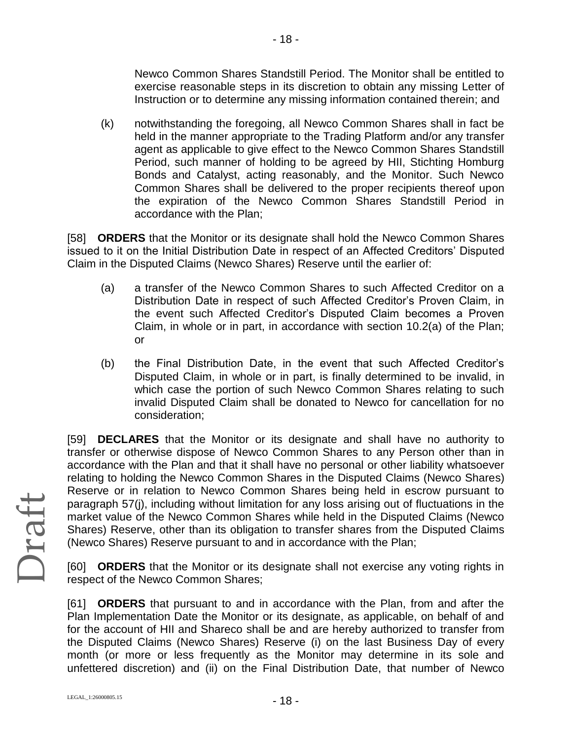Newco Common Shares Standstill Period. The Monitor shall be entitled to exercise reasonable steps in its discretion to obtain any missing Letter of Instruction or to determine any missing information contained therein; and

(k) notwithstanding the foregoing, all Newco Common Shares shall in fact be held in the manner appropriate to the Trading Platform and/or any transfer agent as applicable to give effect to the Newco Common Shares Standstill Period, such manner of holding to be agreed by HII, Stichting Homburg Bonds and Catalyst, acting reasonably, and the Monitor. Such Newco Common Shares shall be delivered to the proper recipients thereof upon the expiration of the Newco Common Shares Standstill Period in accordance with the Plan;

[58] **ORDERS** that the Monitor or its designate shall hold the Newco Common Shares issued to it on the Initial Distribution Date in respect of an Affected Creditors' Disputed Claim in the Disputed Claims (Newco Shares) Reserve until the earlier of:

(a) a transfer of the Newco Common Shares to such Affected Creditor on a Distribution Date in respect of such Affected Creditor's Proven Claim, in the event such Affected Creditor's Disputed Claim becomes a Proven Claim, in whole or in part, in accordance with section 10.2(a) of the Plan; or

(b) the Final Distribution Date, in the event that such Affected Creditor's Disputed Claim, in whole or in part, is finally determined to be invalid, in which case the portion of such Newco Common Shares relating to such invalid Disputed Claim shall be donated to Newco for cancellation for no consideration;

[59] **DECLARES** that the Monitor or its designate and shall have no authority to transfer or otherwise dispose of Newco Common Shares to any Person other than in accordance with the Plan and that it shall have no personal or other liability whatsoever relating to holding the Newco Common Shares in the Disputed Claims (Newco Shares) Reserve or in relation to Newco Common Shares being held in escrow pursuant to paragraph 57(j), including without limitation for any loss arising out of fluctuations in the market value of the Newco Common Shares while held in the Disputed Claims (Newco Shares) Reserve, other than its obligation to transfer shares from the Disputed Claims (Newco Shares) Reserve pursuant to and in accordance with the Plan;

[60] **ORDERS** that the Monitor or its designate shall not exercise any voting rights in respect of the Newco Common Shares;

[61] **ORDERS** that pursuant to and in accordance with the Plan, from and after the Plan Implementation Date the Monitor or its designate, as applicable, on behalf of and for the account of HII and Shareco shall be and are hereby authorized to transfer from the Disputed Claims (Newco Shares) Reserve (i) on the last Business Day of every month (or more or less frequently as the Monitor may determine in its sole and unfettered discretion) and (ii) on the Final Distribution Date, that number of Newco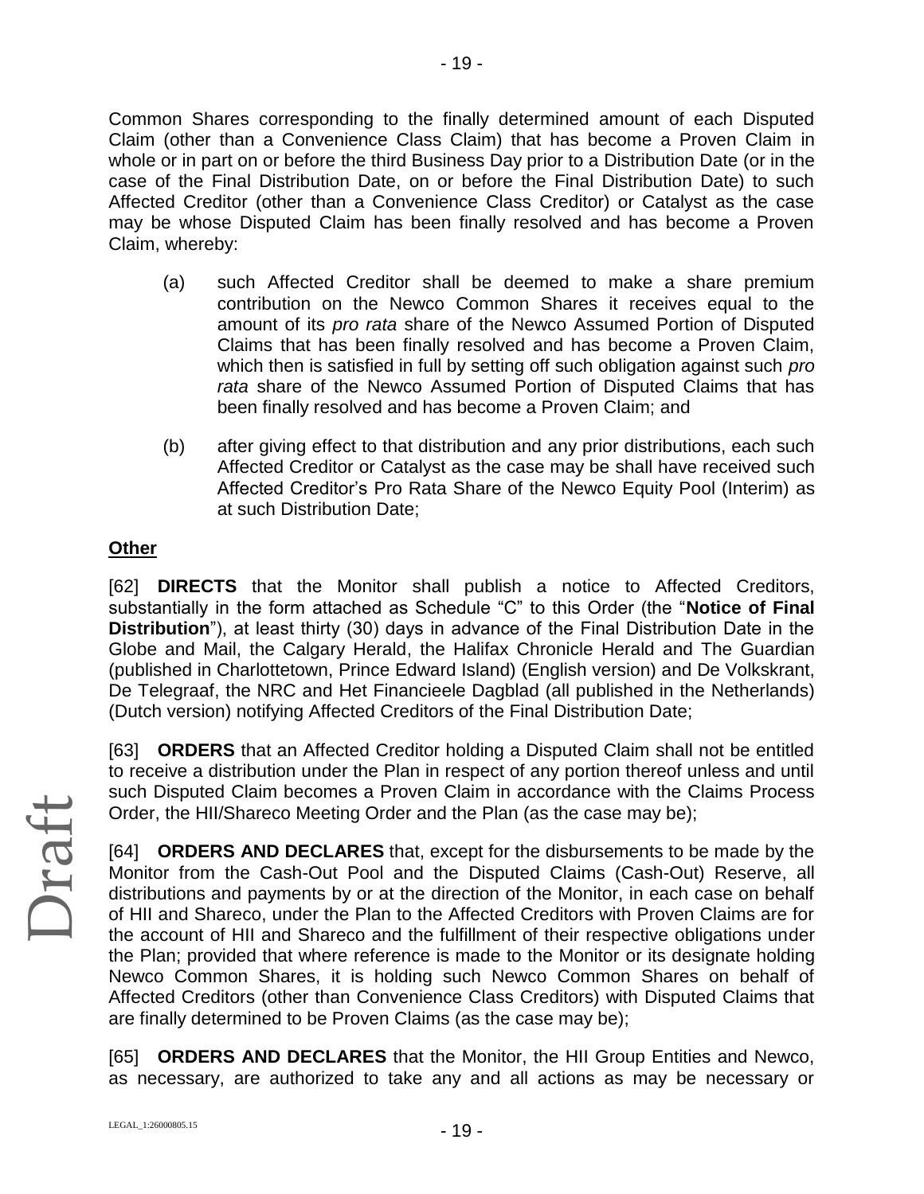Common Shares corresponding to the finally determined amount of each Disputed Claim (other than a Convenience Class Claim) that has become a Proven Claim in whole or in part on or before the third Business Day prior to a Distribution Date (or in the case of the Final Distribution Date, on or before the Final Distribution Date) to such Affected Creditor (other than a Convenience Class Creditor) or Catalyst as the case may be whose Disputed Claim has been finally resolved and has become a Proven Claim, whereby:

(a) such Affected Creditor shall be deemed to make a share premium contribution on the Newco Common Shares it receives equal to the amount of its *pro rata* share of the Newco Assumed Portion of Disputed Claims that has been finally resolved and has become a Proven Claim, which then is satisfied in full by setting off such obligation against such *pro rata* share of the Newco Assumed Portion of Disputed Claims that has been finally resolved and has become a Proven Claim; and

(b) after giving effect to that distribution and any prior distributions, each such Affected Creditor or Catalyst as the case may be shall have received such Affected Creditor's Pro Rata Share of the Newco Equity Pool (Interim) as at such Distribution Date;

**Other**

[62] **DIRECTS** that the Monitor shall publish a notice to Affected Creditors, substantially in the form attached as Schedule "C" to this Order (the "**Notice of Final Distribution**"), at least thirty (30) days in advance of the Final Distribution Date in the Globe and Mail, the Calgary Herald, the Halifax Chronicle Herald and The Guardian (published in Charlottetown, Prince Edward Island) (English version) and De Volkskrant, De Telegraaf, the NRC and Het Financieele Dagblad (all published in the Netherlands) (Dutch version) notifying Affected Creditors of the Final Distribution Date;

[63] **ORDERS** that an Affected Creditor holding a Disputed Claim shall not be entitled to receive a distribution under the Plan in respect of any portion thereof unless and until such Disputed Claim becomes a Proven Claim in accordance with the Claims Process Order, the HII/Shareco Meeting Order and the Plan (as the case may be);

[64] **ORDERS AND DECLARES** that, except for the disbursements to be made by the Monitor from the Cash-Out Pool and the Disputed Claims (Cash-Out) Reserve, all distributions and payments by or at the direction of the Monitor, in each case on behalf of HII and Shareco, under the Plan to the Affected Creditors with Proven Claims are for the account of HII and Shareco and the fulfillment of their respective obligations under the Plan; provided that where reference is made to the Monitor or its designate holding Newco Common Shares, it is holding such Newco Common Shares on behalf of Affected Creditors (other than Convenience Class Creditors) with Disputed Claims that are finally determined to be Proven Claims (as the case may be);

[65] **ORDERS AND DECLARES** that the Monitor, the HII Group Entities and Newco, as necessary, are authorized to take any and all actions as may be necessary or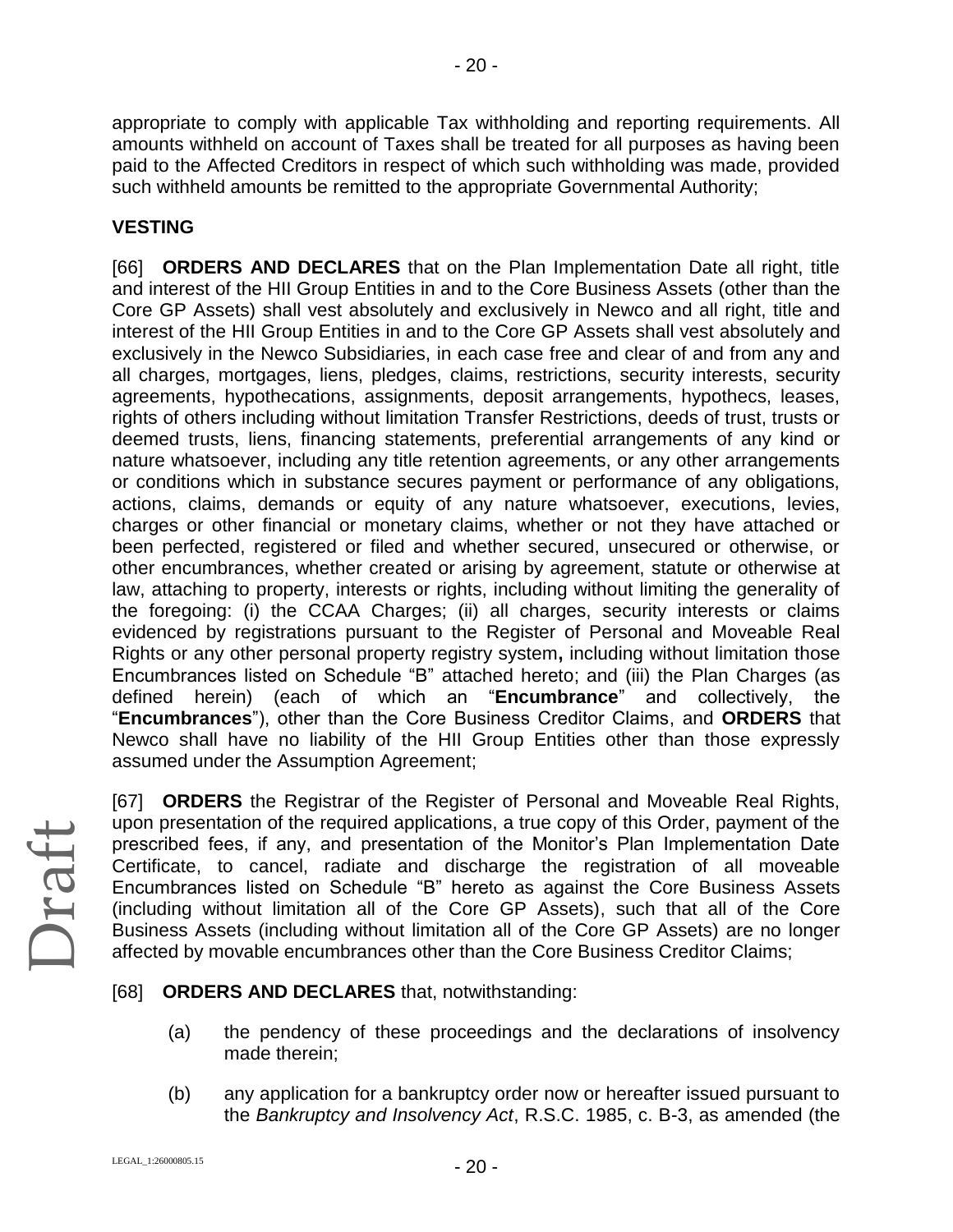appropriate to comply with applicable Tax withholding and reporting requirements. All amounts withheld on account of Taxes shall be treated for all purposes as having been paid to the Affected Creditors in respect of which such withholding was made, provided such withheld amounts be remitted to the appropriate Governmental Authority;

**VESTING**

[66] **ORDERS AND DECLARES** that on the Plan Implementation Date all right, title and interest of the HII Group Entities in and to the Core Business Assets (other than the Core GP Assets) shall vest absolutely and exclusively in Newco and all right, title and interest of the HII Group Entities in and to the Core GP Assets shall vest absolutely and exclusively in the Newco Subsidiaries, in each case free and clear of and from any and all charges, mortgages, liens, pledges, claims, restrictions, security interests, security agreements, hypothecations, assignments, deposit arrangements, hypothecs, leases, rights of others including without limitation Transfer Restrictions, deeds of trust, trusts or deemed trusts, liens, financing statements, preferential arrangements of any kind or nature whatsoever, including any title retention agreements, or any other arrangements or conditions which in substance secures payment or performance of any obligations, actions, claims, demands or equity of any nature whatsoever, executions, levies, charges or other financial or monetary claims, whether or not they have attached or been perfected, registered or filed and whether secured, unsecured or otherwise, or other encumbrances, whether created or arising by agreement, statute or otherwise at law, attaching to property, interests or rights, including without limiting the generality of the foregoing: (i) the CCAA Charges; (ii) all charges, security interests or claims evidenced by registrations pursuant to the Register of Personal and Moveable Real Rights or any other personal property registry system**,** including without limitation those Encumbrances listed on Schedule "B" attached hereto; and (iii) the Plan Charges (as defined herein) (each of which an "**Encumbrance**" and collectively, the "**Encumbrances**"), other than the Core Business Creditor Claims, and **ORDERS** that Newco shall have no liability of the HII Group Entities other than those expressly assumed under the Assumption Agreement;

[67] **ORDERS** the Registrar of the Register of Personal and Moveable Real Rights, upon presentation of the required applications, a true copy of this Order, payment of the prescribed fees, if any, and presentation of the Monitor's Plan Implementation Date Certificate, to cancel, radiate and discharge the registration of all moveable Encumbrances listed on Schedule "B" hereto as against the Core Business Assets (including without limitation all of the Core GP Assets), such that all of the Core Business Assets (including without limitation all of the Core GP Assets) are no longer affected by movable encumbrances other than the Core Business Creditor Claims;

[68] **ORDERS AND DECLARES** that, notwithstanding:

(a) the pendency of these proceedings and the declarations of insolvency made therein;

(b) any application for a bankruptcy order now or hereafter issued pursuant to the *Bankruptcy and Insolvency Act*, R.S.C. 1985, c. B-3, as amended (the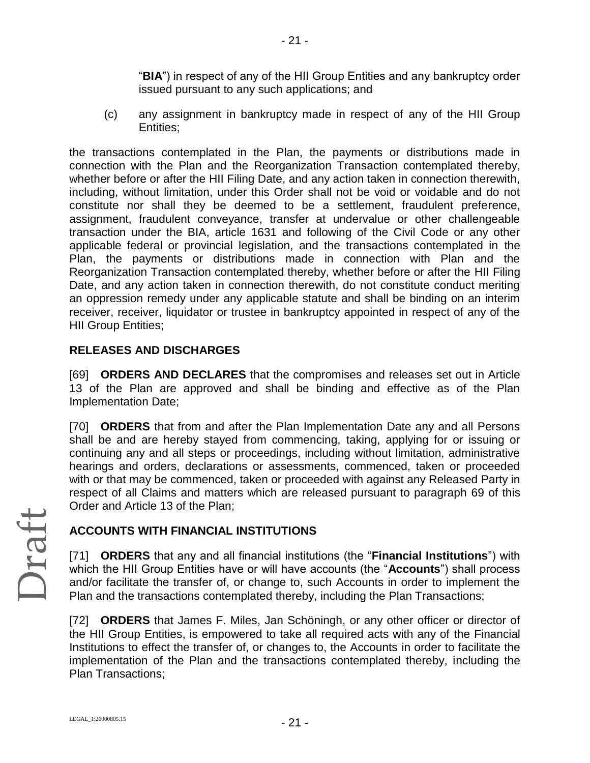"**BIA**") in respect of any of the HII Group Entities and any bankruptcy order issued pursuant to any such applications; and

(c) any assignment in bankruptcy made in respect of any of the HII Group Entities;

the transactions contemplated in the Plan, the payments or distributions made in connection with the Plan and the Reorganization Transaction contemplated thereby, whether before or after the HII Filing Date, and any action taken in connection therewith, including, without limitation, under this Order shall not be void or voidable and do not constitute nor shall they be deemed to be a settlement, fraudulent preference, assignment, fraudulent conveyance, transfer at undervalue or other challengeable transaction under the BIA, article 1631 and following of the Civil Code or any other applicable federal or provincial legislation, and the transactions contemplated in the Plan, the payments or distributions made in connection with Plan and the Reorganization Transaction contemplated thereby, whether before or after the HII Filing Date, and any action taken in connection therewith, do not constitute conduct meriting an oppression remedy under any applicable statute and shall be binding on an interim receiver, receiver, liquidator or trustee in bankruptcy appointed in respect of any of the HII Group Entities;

## RELEASES AND DISCHARGES

[69] **ORDERS AND DECLARES** that the compromises and releases set out in Article 13 of the Plan are approved and shall be binding and effective as of the Plan Implementation Date;

[70] **ORDERS** that from and after the Plan Implementation Date any and all Persons shall be and are hereby stayed from commencing, taking, applying for or issuing or continuing any and all steps or proceedings, including without limitation, administrative hearings and orders, declarations or assessments, commenced, taken or proceeded with or that may be commenced, taken or proceeded with against any Released Party in respect of all Claims and matters which are released pursuant to paragraph 69 of this Order and Article 13 of the Plan;

## ACCOUNTS WITH FINANCIAL INSTITUTIONS

[71] **ORDERS** that any and all financial institutions (the "**Financial Institutions**") with which the HII Group Entities have or will have accounts (the "**Accounts**") shall process and/or facilitate the transfer of, or change to, such Accounts in order to implement the Plan and the transactions contemplated thereby, including the Plan Transactions;

[72] **ORDERS** that James F. Miles, Jan Schöningh, or any other officer or director of the HII Group Entities, is empowered to take all required acts with any of the Financial Institutions to effect the transfer of, or changes to, the Accounts in order to facilitate the implementation of the Plan and the transactions contemplated thereby, including the Plan Transactions;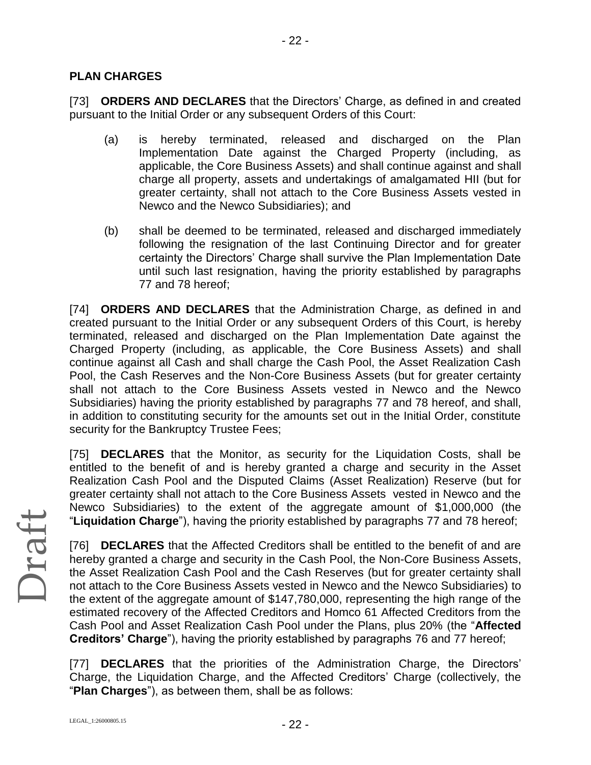## PLAN CHARGES

[73] **ORDERS AND DECLARES** that the Directors' Charge, as defined in and created pursuant to the Initial Order or any subsequent Orders of this Court:

(a) is hereby terminated, released and discharged on the Plan Implementation Date against the Charged Property (including, as applicable, the Core Business Assets) and shall continue against and shall charge all property, assets and undertakings of amalgamated HII (but for greater certainty, shall not attach to the Core Business Assets vested in Newco and the Newco Subsidiaries); and

(b) shall be deemed to be terminated, released and discharged immediately following the resignation of the last Continuing Director and for greater certainty the Directors' Charge shall survive the Plan Implementation Date until such last resignation, having the priority established by paragraphs 77 and 78 hereof;

[74] **ORDERS AND DECLARES** that the Administration Charge, as defined in and created pursuant to the Initial Order or any subsequent Orders of this Court, is hereby terminated, released and discharged on the Plan Implementation Date against the Charged Property (including, as applicable, the Core Business Assets) and shall continue against all Cash and shall charge the Cash Pool, the Asset Realization Cash Pool, the Cash Reserves and the Non-Core Business Assets (but for greater certainty shall not attach to the Core Business Assets vested in Newco and the Newco Subsidiaries) having the priority established by paragraphs 77 and 78 hereof, and shall, in addition to constituting security for the amounts set out in the Initial Order, constitute security for the Bankruptcy Trustee Fees;

[75] **DECLARES** that the Monitor, as security for the Liquidation Costs, shall be entitled to the benefit of and is hereby granted a charge and security in the Asset Realization Cash Pool and the Disputed Claims (Asset Realization) Reserve (but for greater certainty shall not attach to the Core Business Assets vested in Newco and the Newco Subsidiaries) to the extent of the aggregate amount of $1,000,000 (the "**Liquidation Charge**"), having the priority established by paragraphs 77 and 78 hereof;

[76] **DECLARES** that the Affected Creditors shall be entitled to the benefit of and are hereby granted a charge and security in the Cash Pool, the Non-Core Business Assets, the Asset Realization Cash Pool and the Cash Reserves (but for greater certainty shall not attach to the Core Business Assets vested in Newco and the Newco Subsidiaries) to the extent of the aggregate amount of $147,780,000, representing the high range of the estimated recovery of the Affected Creditors and Homco 61 Affected Creditors from the Cash Pool and Asset Realization Cash Pool under the Plans, plus 20% (the "**Affected Creditors' Charge**"), having the priority established by paragraphs 76 and 77 hereof;

[77] **DECLARES** that the priorities of the Administration Charge, the Directors' Charge, the Liquidation Charge, and the Affected Creditors' Charge (collectively, the "**Plan Charges**"), as between them, shall be as follows: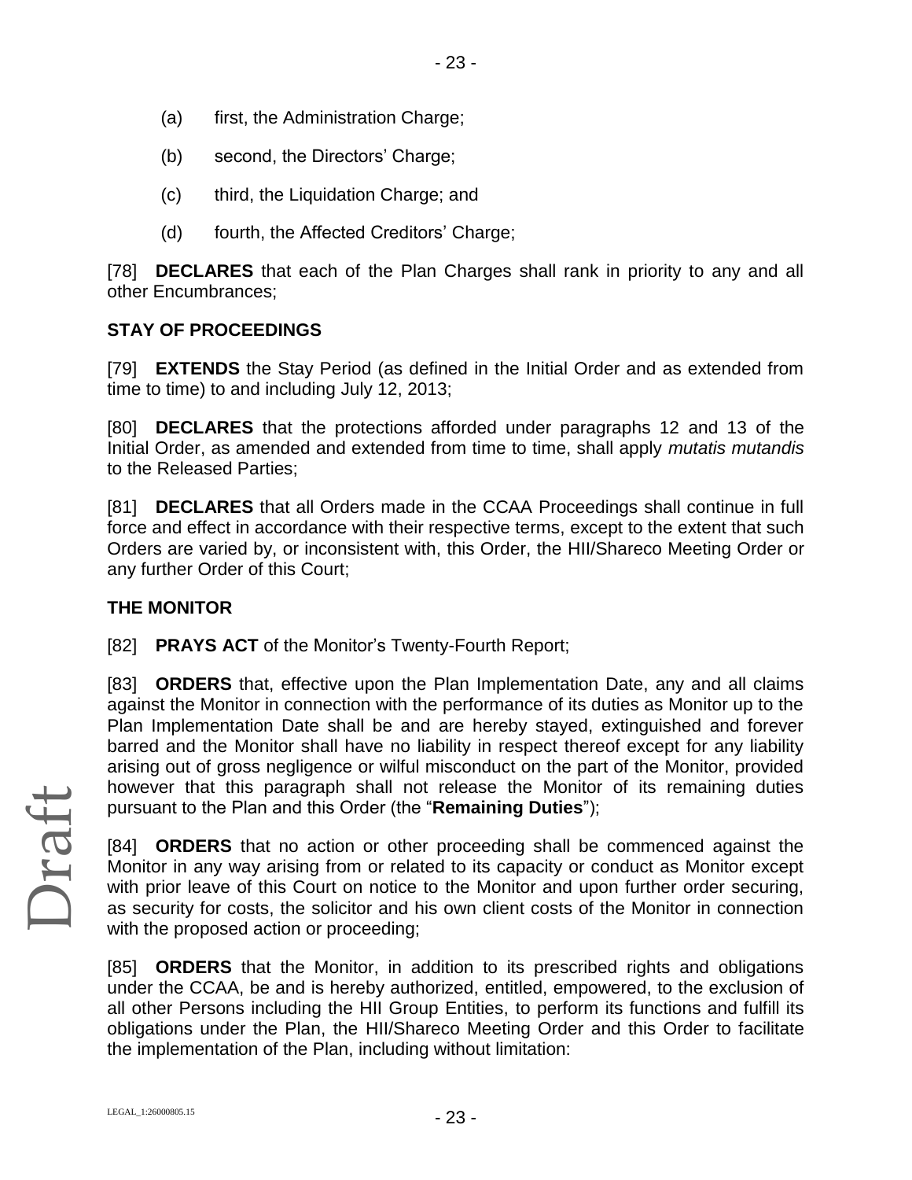(a) first, the Administration Charge;

(b) second, the Directors' Charge;

(c) third, the Liquidation Charge; and

(d) fourth, the Affected Creditors' Charge;

[78] **DECLARES** that each of the Plan Charges shall rank in priority to any and all other Encumbrances;

## STAY OF PROCEEDINGS

[79] **EXTENDS** the Stay Period (as defined in the Initial Order and as extended from time to time) to and including July 12, 2013;

[80] **DECLARES** that the protections afforded under paragraphs 12 and 13 of the Initial Order, as amended and extended from time to time, shall apply *mutatis mutandis* to the Released Parties;

[81] **DECLARES** that all Orders made in the CCAA Proceedings shall continue in full force and effect in accordance with their respective terms, except to the extent that such Orders are varied by, or inconsistent with, this Order, the HII/Shareco Meeting Order or any further Order of this Court;

## THE MONITOR

[82] **PRAYS ACT** of the Monitor's Twenty-Fourth Report;

[83] **ORDERS** that, effective upon the Plan Implementation Date, any and all claims against the Monitor in connection with the performance of its duties as Monitor up to the Plan Implementation Date shall be and are hereby stayed, extinguished and forever barred and the Monitor shall have no liability in respect thereof except for any liability arising out of gross negligence or wilful misconduct on the part of the Monitor, provided however that this paragraph shall not release the Monitor of its remaining duties pursuant to the Plan and this Order (the "**Remaining Duties**");

[84] **ORDERS** that no action or other proceeding shall be commenced against the Monitor in any way arising from or related to its capacity or conduct as Monitor except with prior leave of this Court on notice to the Monitor and upon further order securing, as security for costs, the solicitor and his own client costs of the Monitor in connection with the proposed action or proceeding;

[85] **ORDERS** that the Monitor, in addition to its prescribed rights and obligations under the CCAA, be and is hereby authorized, entitled, empowered, to the exclusion of all other Persons including the HII Group Entities, to perform its functions and fulfill its obligations under the Plan, the HII/Shareco Meeting Order and this Order to facilitate the implementation of the Plan, including without limitation: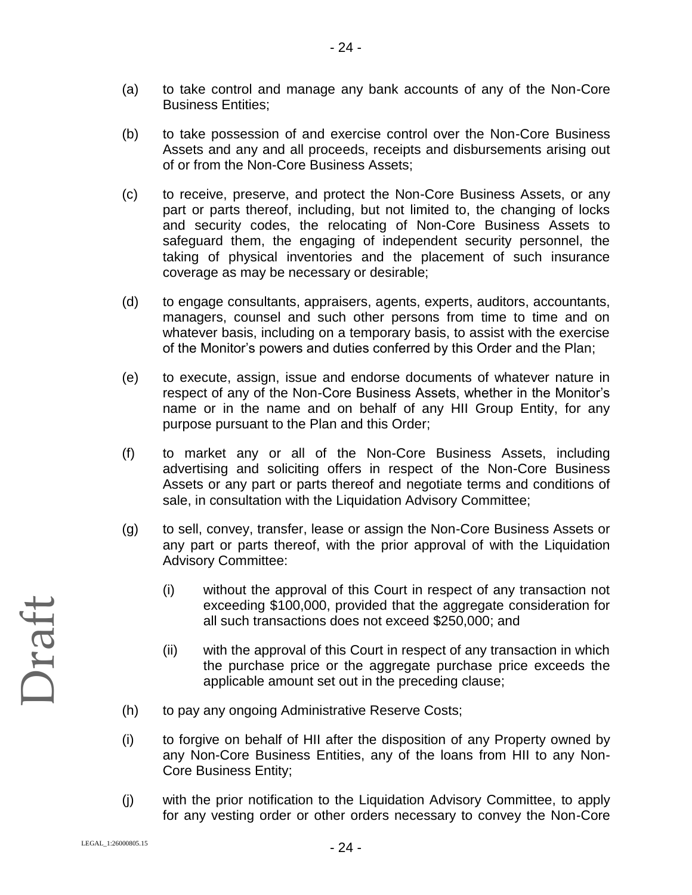(a) to take control and manage any bank accounts of any of the Non-Core Business Entities;

(b) to take possession of and exercise control over the Non-Core Business Assets and any and all proceeds, receipts and disbursements arising out of or from the Non-Core Business Assets;

(c) to receive, preserve, and protect the Non-Core Business Assets, or any part or parts thereof, including, but not limited to, the changing of locks and security codes, the relocating of Non-Core Business Assets to safeguard them, the engaging of independent security personnel, the taking of physical inventories and the placement of such insurance coverage as may be necessary or desirable;

(d) to engage consultants, appraisers, agents, experts, auditors, accountants, managers, counsel and such other persons from time to time and on whatever basis, including on a temporary basis, to assist with the exercise of the Monitor's powers and duties conferred by this Order and the Plan;

(e) to execute, assign, issue and endorse documents of whatever nature in respect of any of the Non-Core Business Assets, whether in the Monitor's name or in the name and on behalf of any HII Group Entity, for any purpose pursuant to the Plan and this Order;

(f) to market any or all of the Non-Core Business Assets, including advertising and soliciting offers in respect of the Non-Core Business Assets or any part or parts thereof and negotiate terms and conditions of sale, in consultation with the Liquidation Advisory Committee;

(g) to sell, convey, transfer, lease or assign the Non-Core Business Assets or any part or parts thereof, with the prior approval of with the Liquidation Advisory Committee:

   (i) without the approval of this Court in respect of any transaction not exceeding $100,000, provided that the aggregate consideration for all such transactions does not exceed $250,000; and

   (ii) with the approval of this Court in respect of any transaction in which the purchase price or the aggregate purchase price exceeds the applicable amount set out in the preceding clause;

(h) to pay any ongoing Administrative Reserve Costs;

(i) to forgive on behalf of HII after the disposition of any Property owned by any Non-Core Business Entities, any of the loans from HII to any Non-Core Business Entity;

(j) with the prior notification to the Liquidation Advisory Committee, to apply for any vesting order or other orders necessary to convey the Non-Core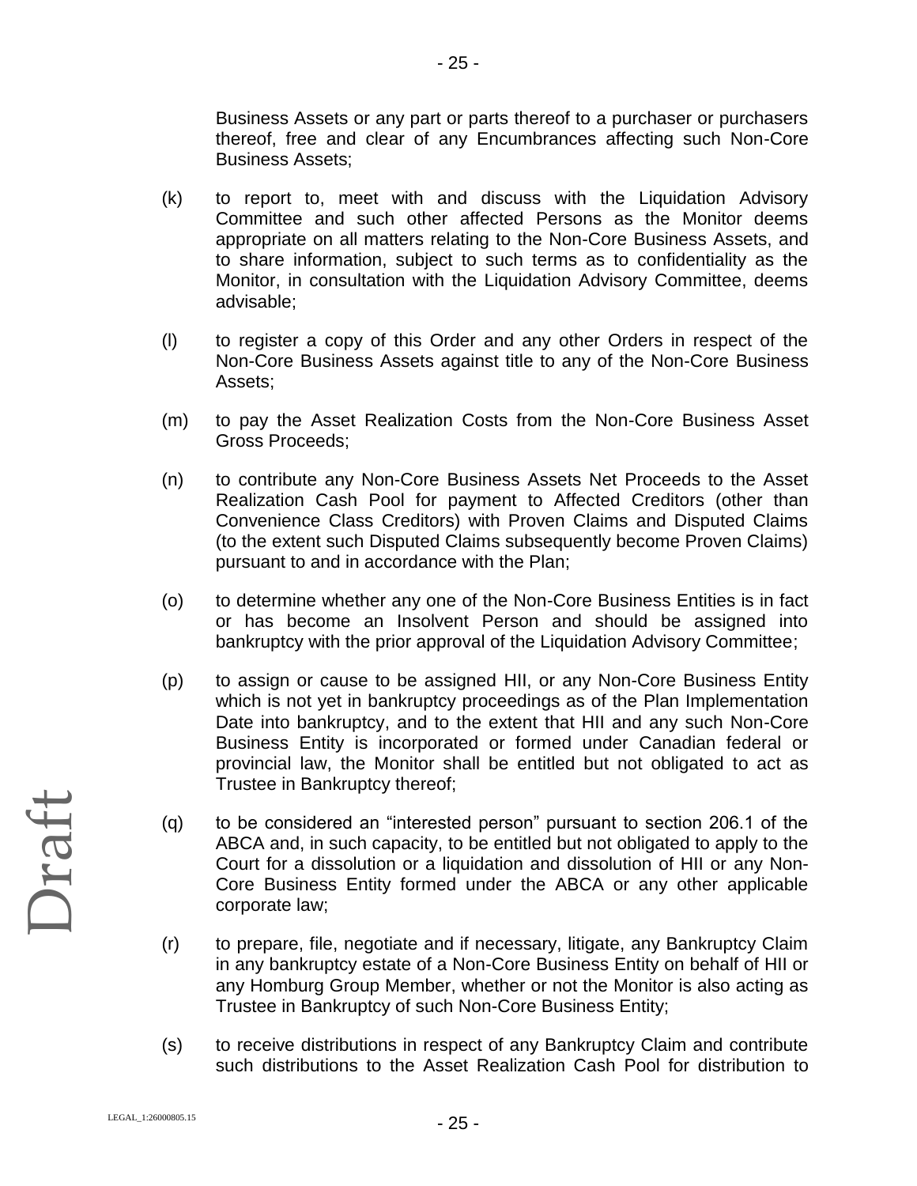Business Assets or any part or parts thereof to a purchaser or purchasers thereof, free and clear of any Encumbrances affecting such Non-Core Business Assets;

(k) to report to, meet with and discuss with the Liquidation Advisory Committee and such other affected Persons as the Monitor deems appropriate on all matters relating to the Non-Core Business Assets, and to share information, subject to such terms as to confidentiality as the Monitor, in consultation with the Liquidation Advisory Committee, deems advisable;

(l) to register a copy of this Order and any other Orders in respect of the Non-Core Business Assets against title to any of the Non-Core Business Assets;

(m) to pay the Asset Realization Costs from the Non-Core Business Asset Gross Proceeds;

(n) to contribute any Non-Core Business Assets Net Proceeds to the Asset Realization Cash Pool for payment to Affected Creditors (other than Convenience Class Creditors) with Proven Claims and Disputed Claims (to the extent such Disputed Claims subsequently become Proven Claims) pursuant to and in accordance with the Plan;

(o) to determine whether any one of the Non-Core Business Entities is in fact or has become an Insolvent Person and should be assigned into bankruptcy with the prior approval of the Liquidation Advisory Committee;

(p) to assign or cause to be assigned HII, or any Non-Core Business Entity which is not yet in bankruptcy proceedings as of the Plan Implementation Date into bankruptcy, and to the extent that HII and any such Non-Core Business Entity is incorporated or formed under Canadian federal or provincial law, the Monitor shall be entitled but not obligated to act as Trustee in Bankruptcy thereof;

(q) to be considered an "interested person" pursuant to section 206.1 of the ABCA and, in such capacity, to be entitled but not obligated to apply to the Court for a dissolution or a liquidation and dissolution of HII or any Non-Core Business Entity formed under the ABCA or any other applicable corporate law;

(r) to prepare, file, negotiate and if necessary, litigate, any Bankruptcy Claim in any bankruptcy estate of a Non-Core Business Entity on behalf of HII or any Homburg Group Member, whether or not the Monitor is also acting as Trustee in Bankruptcy of such Non-Core Business Entity;

(s) to receive distributions in respect of any Bankruptcy Claim and contribute such distributions to the Asset Realization Cash Pool for distribution to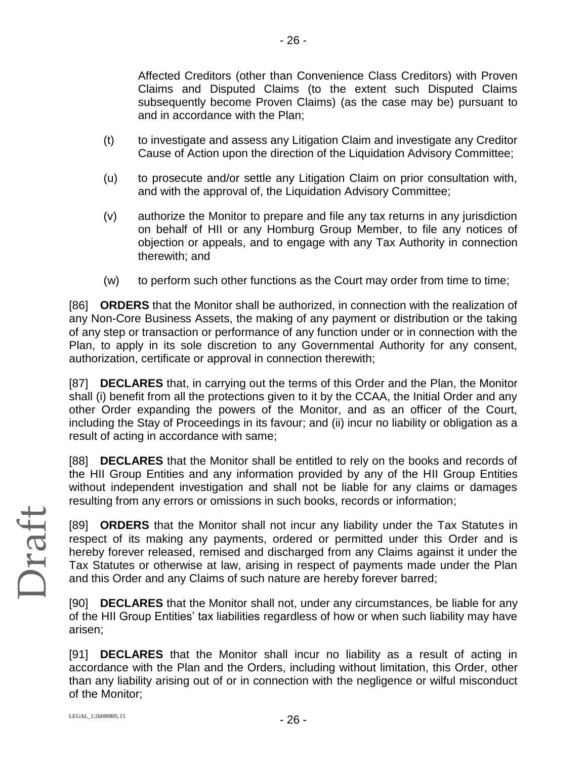Affected Creditors (other than Convenience Class Creditors) with Proven Claims and Disputed Claims (to the extent such Disputed Claims subsequently become Proven Claims) (as the case may be) pursuant to and in accordance with the Plan;

(t) to investigate and assess any Litigation Claim and investigate any Creditor Cause of Action upon the direction of the Liquidation Advisory Committee;

(u) to prosecute and/or settle any Litigation Claim on prior consultation with, and with the approval of, the Liquidation Advisory Committee;

(v) authorize the Monitor to prepare and file any tax returns in any jurisdiction on behalf of HII or any Homburg Group Member, to file any notices of objection or appeals, and to engage with any Tax Authority in connection therewith; and

(w) to perform such other functions as the Court may order from time to time;

[86] **ORDERS** that the Monitor shall be authorized, in connection with the realization of any Non-Core Business Assets, the making of any payment or distribution or the taking of any step or transaction or performance of any function under or in connection with the Plan, to apply in its sole discretion to any Governmental Authority for any consent, authorization, certificate or approval in connection therewith;

[87] **DECLARES** that, in carrying out the terms of this Order and the Plan, the Monitor shall (i) benefit from all the protections given to it by the CCAA, the Initial Order and any other Order expanding the powers of the Monitor, and as an officer of the Court, including the Stay of Proceedings in its favour; and (ii) incur no liability or obligation as a result of acting in accordance with same;

[88] **DECLARES** that the Monitor shall be entitled to rely on the books and records of the HII Group Entities and any information provided by any of the HII Group Entities without independent investigation and shall not be liable for any claims or damages resulting from any errors or omissions in such books, records or information;

[89] **ORDERS** that the Monitor shall not incur any liability under the Tax Statutes in respect of its making any payments, ordered or permitted under this Order and is hereby forever released, remised and discharged from any Claims against it under the Tax Statutes or otherwise at law, arising in respect of payments made under the Plan and this Order and any Claims of such nature are hereby forever barred;

[90] **DECLARES** that the Monitor shall not, under any circumstances, be liable for any of the HII Group Entities' tax liabilities regardless of how or when such liability may have arisen;

[91] **DECLARES** that the Monitor shall incur no liability as a result of acting in accordance with the Plan and the Orders, including without limitation, this Order, other than any liability arising out of or in connection with the negligence or wilful misconduct of the Monitor;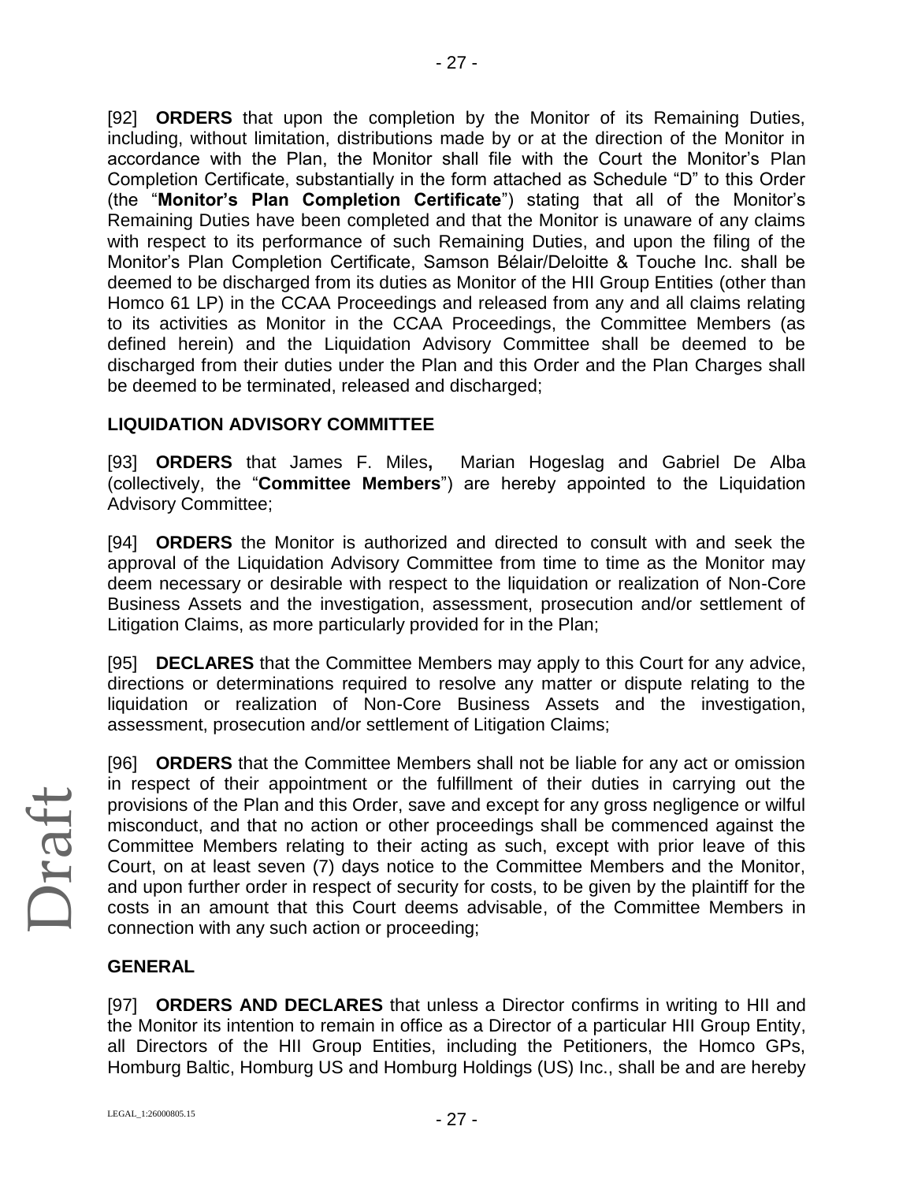[92] **ORDERS** that upon the completion by the Monitor of its Remaining Duties, including, without limitation, distributions made by or at the direction of the Monitor in accordance with the Plan, the Monitor shall file with the Court the Monitor's Plan Completion Certificate, substantially in the form attached as Schedule "D" to this Order (the "**Monitor's Plan Completion Certificate**") stating that all of the Monitor's Remaining Duties have been completed and that the Monitor is unaware of any claims with respect to its performance of such Remaining Duties, and upon the filing of the Monitor's Plan Completion Certificate, Samson Bélair/Deloitte & Touche Inc. shall be deemed to be discharged from its duties as Monitor of the HII Group Entities (other than Homco 61 LP) in the CCAA Proceedings and released from any and all claims relating to its activities as Monitor in the CCAA Proceedings, the Committee Members (as defined herein) and the Liquidation Advisory Committee shall be deemed to be discharged from their duties under the Plan and this Order and the Plan Charges shall be deemed to be terminated, released and discharged;

**LIQUIDATION ADVISORY COMMITTEE**

[93] **ORDERS** that James F. Miles**,** Marian Hogeslag and Gabriel De Alba (collectively, the "**Committee Members**") are hereby appointed to the Liquidation Advisory Committee;

[94] **ORDERS** the Monitor is authorized and directed to consult with and seek the approval of the Liquidation Advisory Committee from time to time as the Monitor may deem necessary or desirable with respect to the liquidation or realization of Non-Core Business Assets and the investigation, assessment, prosecution and/or settlement of Litigation Claims, as more particularly provided for in the Plan;

[95] **DECLARES** that the Committee Members may apply to this Court for any advice, directions or determinations required to resolve any matter or dispute relating to the liquidation or realization of Non-Core Business Assets and the investigation, assessment, prosecution and/or settlement of Litigation Claims;

[96] **ORDERS** that the Committee Members shall not be liable for any act or omission in respect of their appointment or the fulfillment of their duties in carrying out the provisions of the Plan and this Order, save and except for any gross negligence or wilful misconduct, and that no action or other proceedings shall be commenced against the Committee Members relating to their acting as such, except with prior leave of this Court, on at least seven (7) days notice to the Committee Members and the Monitor, and upon further order in respect of security for costs, to be given by the plaintiff for the costs in an amount that this Court deems advisable, of the Committee Members in connection with any such action or proceeding;

**GENERAL**

[97] **ORDERS AND DECLARES** that unless a Director confirms in writing to HII and the Monitor its intention to remain in office as a Director of a particular HII Group Entity, all Directors of the HII Group Entities, including the Petitioners, the Homco GPs, Homburg Baltic, Homburg US and Homburg Holdings (US) Inc., shall be and are hereby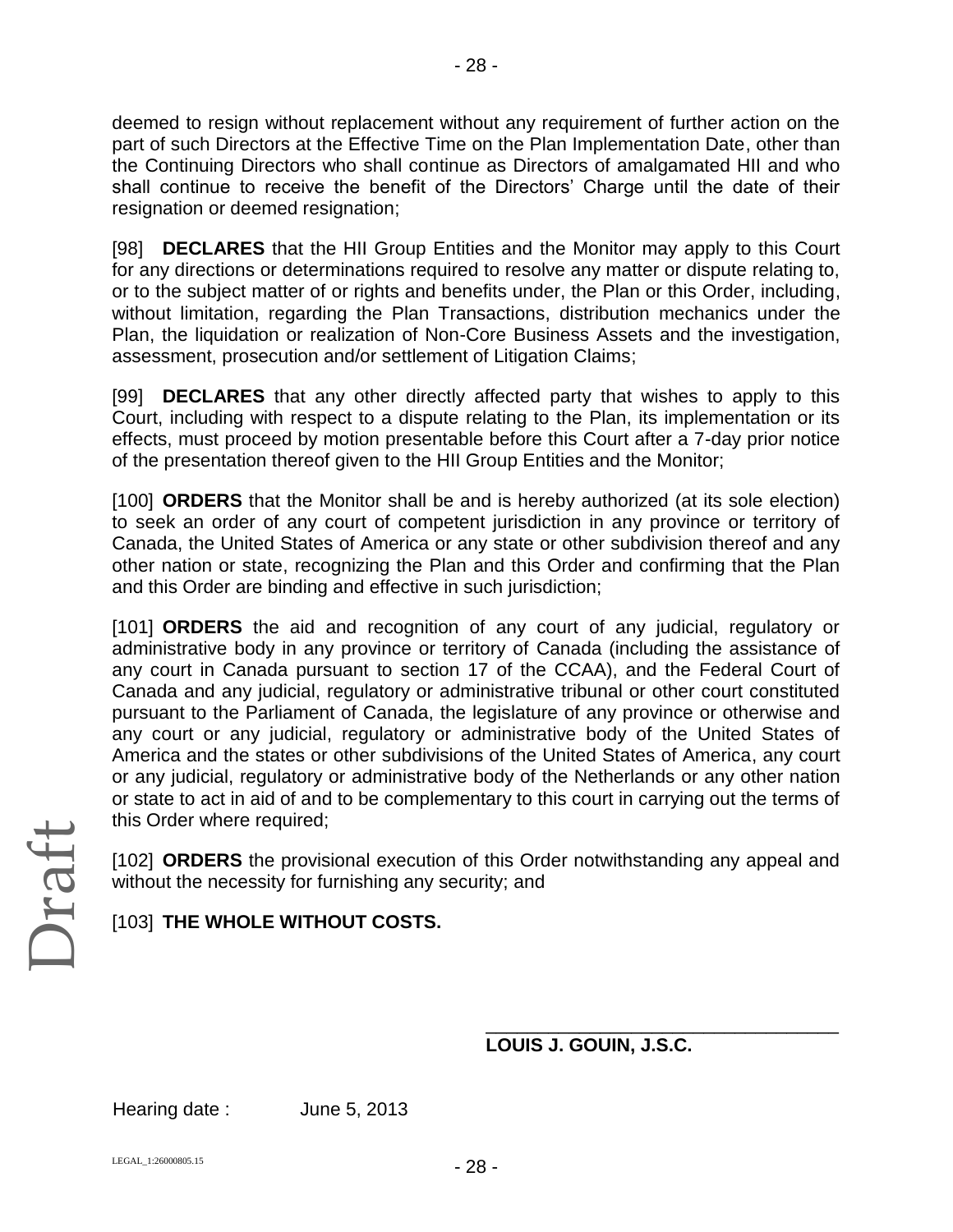deemed to resign without replacement without any requirement of further action on the part of such Directors at the Effective Time on the Plan Implementation Date, other than the Continuing Directors who shall continue as Directors of amalgamated HII and who shall continue to receive the benefit of the Directors' Charge until the date of their resignation or deemed resignation;

[98] **DECLARES** that the HII Group Entities and the Monitor may apply to this Court for any directions or determinations required to resolve any matter or dispute relating to, or to the subject matter of or rights and benefits under, the Plan or this Order, including, without limitation, regarding the Plan Transactions, distribution mechanics under the Plan, the liquidation or realization of Non-Core Business Assets and the investigation, assessment, prosecution and/or settlement of Litigation Claims;

[99] **DECLARES** that any other directly affected party that wishes to apply to this Court, including with respect to a dispute relating to the Plan, its implementation or its effects, must proceed by motion presentable before this Court after a 7-day prior notice of the presentation thereof given to the HII Group Entities and the Monitor;

[100] **ORDERS** that the Monitor shall be and is hereby authorized (at its sole election) to seek an order of any court of competent jurisdiction in any province or territory of Canada, the United States of America or any state or other subdivision thereof and any other nation or state, recognizing the Plan and this Order and confirming that the Plan and this Order are binding and effective in such jurisdiction;

[101] **ORDERS** the aid and recognition of any court of any judicial, regulatory or administrative body in any province or territory of Canada (including the assistance of any court in Canada pursuant to section 17 of the CCAA), and the Federal Court of Canada and any judicial, regulatory or administrative tribunal or other court constituted pursuant to the Parliament of Canada, the legislature of any province or otherwise and any court or any judicial, regulatory or administrative body of the United States of America and the states or other subdivisions of the United States of America, any court or any judicial, regulatory or administrative body of the Netherlands or any other nation or state to act in aid of and to be complementary to this court in carrying out the terms of this Order where required;

[102] **ORDERS** the provisional execution of this Order notwithstanding any appeal and without the necessity for furnishing any security; and

[103] **THE WHOLE WITHOUT COSTS.**

\_\_\_\_\_\_\_\_\_\_\_\_\_\_\_\_\_\_\_\_\_\_\_\_\_\_\_\_\_\_\_\_\_\_

**LOUIS J. GOUIN, J.S.C.**

Hearing date : June 5, 2013

LEGAL_1:26000805.15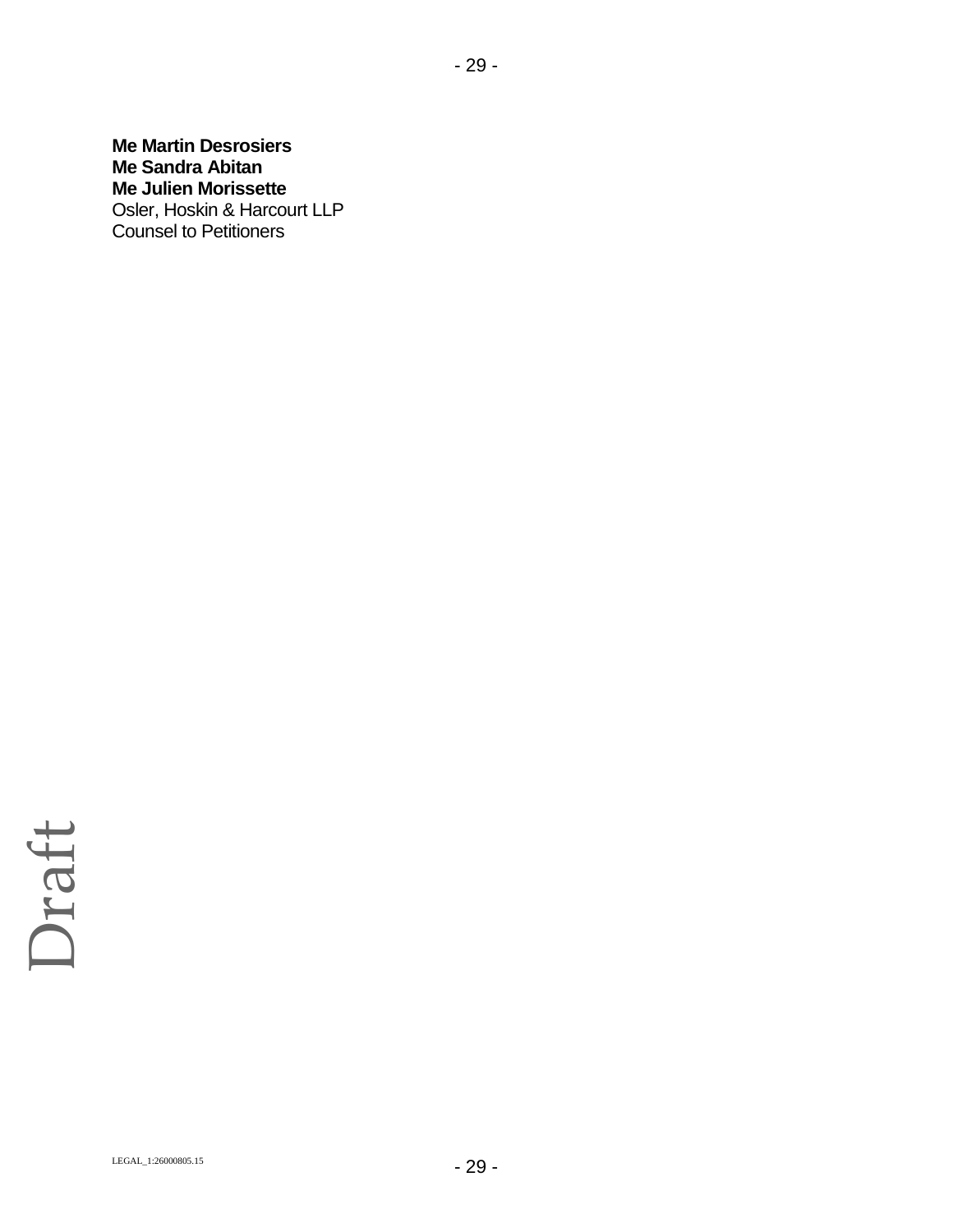**Me Martin Desrosiers**
**Me Sandra Abitan**
**Me Julien Morissette**
Osler, Hoskin & Harcourt LLP
Counsel to Petitioners

Draft

LEGAL_1:26000805.15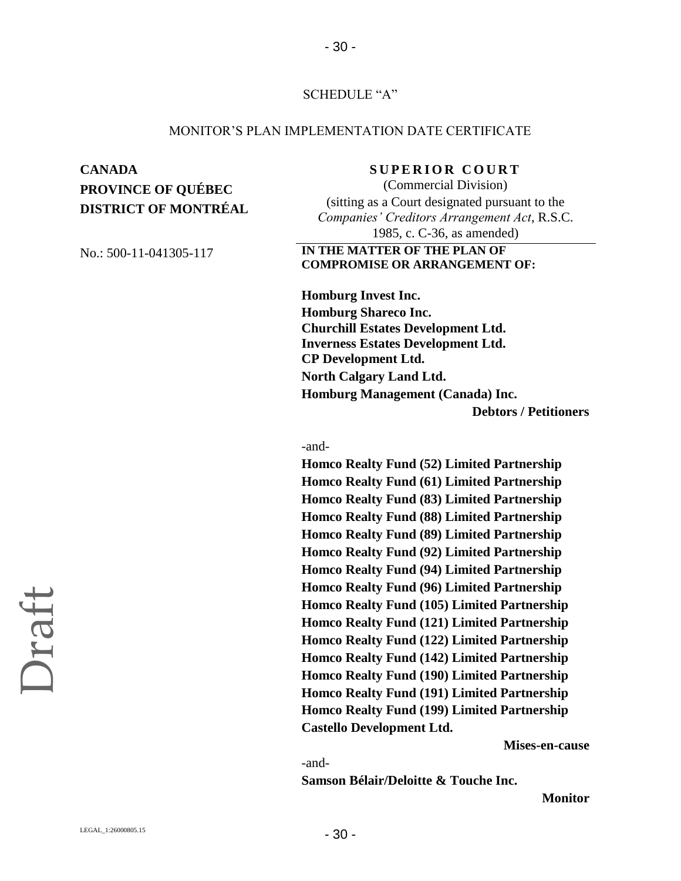SCHEDULE "A"

MONITOR'S PLAN IMPLEMENTATION DATE CERTIFICATE

**CANADA**
**PROVINCE OF QUÉBEC**
**DISTRICT OF MONTRÉAL**

No.: 500-11-041305-117

**SUPERIOR COURT**
(Commercial Division)
(sitting as a Court designated pursuant to the *Companies' Creditors Arrangement Act*, R.S.C. 1985, c. C-36, as amended)

**IN THE MATTER OF THE PLAN OF COMPROMISE OR ARRANGEMENT OF:**

**Homburg Invest Inc.**
**Homburg Shareco Inc.**
**Churchill Estates Development Ltd.**
**Inverness Estates Development Ltd.**
**CP Development Ltd.**
**North Calgary Land Ltd.**
**Homburg Management (Canada) Inc.**

**Debtors / Petitioners**

-and-

**Homco Realty Fund (52) Limited Partnership**
**Homco Realty Fund (61) Limited Partnership**
**Homco Realty Fund (83) Limited Partnership**
**Homco Realty Fund (88) Limited Partnership**
**Homco Realty Fund (89) Limited Partnership**
**Homco Realty Fund (92) Limited Partnership**
**Homco Realty Fund (94) Limited Partnership**
**Homco Realty Fund (96) Limited Partnership**
**Homco Realty Fund (105) Limited Partnership**
**Homco Realty Fund (121) Limited Partnership**
**Homco Realty Fund (122) Limited Partnership**
**Homco Realty Fund (142) Limited Partnership**
**Homco Realty Fund (190) Limited Partnership**
**Homco Realty Fund (191) Limited Partnership**
**Homco Realty Fund (199) Limited Partnership**
**Castello Development Ltd.**

**Mises-en-cause**

-and-

**Samson Bélair/Deloitte & Touche Inc.**

**Monitor**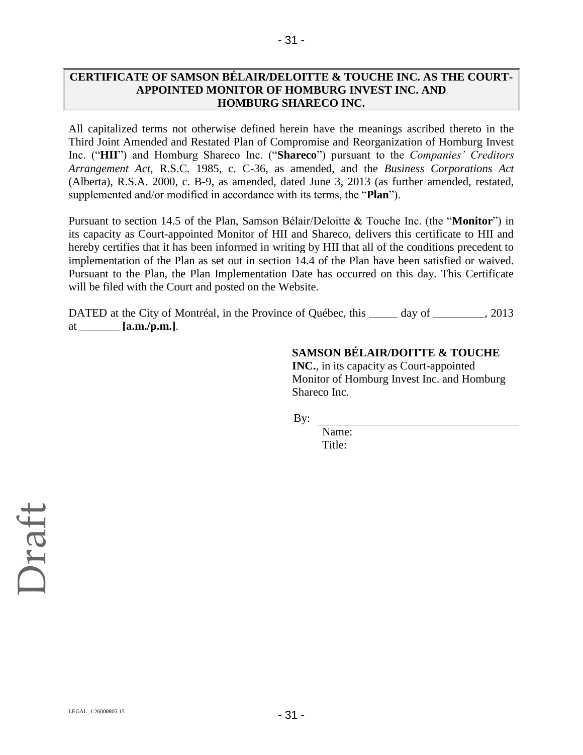**CERTIFICATE OF SAMSON BÉLAIR/DELOITTE & TOUCHE INC. AS THE COURT-APPOINTED MONITOR OF HOMBURG INVEST INC. AND HOMBURG SHARECO INC.**

All capitalized terms not otherwise defined herein have the meanings ascribed thereto in the Third Joint Amended and Restated Plan of Compromise and Reorganization of Homburg Invest Inc. ("**HII**") and Homburg Shareco Inc. ("**Shareco**") pursuant to the *Companies' Creditors Arrangement Act*, R.S.C. 1985, c. C-36, as amended, and the *Business Corporations Act* (Alberta), R.S.A. 2000, c. B-9, as amended, dated June 3, 2013 (as further amended, restated, supplemented and/or modified in accordance with its terms, the "**Plan**").

Pursuant to section 14.5 of the Plan, Samson Bélair/Deloitte & Touche Inc. (the "**Monitor**") in its capacity as Court-appointed Monitor of HII and Shareco, delivers this certificate to HII and hereby certifies that it has been informed in writing by HII that all of the conditions precedent to implementation of the Plan as set out in section 14.4 of the Plan have been satisfied or waived. Pursuant to the Plan, the Plan Implementation Date has occurred on this day. This Certificate will be filed with the Court and posted on the Website.

DATED at the City of Montréal, in the Province of Québec, this _____ day of _________, 2013 at _______ **[a.m./p.m.]**.

**SAMSON BÉLAIR/DOITTE & TOUCHE INC.**, in its capacity as Court-appointed Monitor of Homburg Invest Inc. and Homburg Shareco Inc.

By: ____________________________________

Name:
Title:

Draft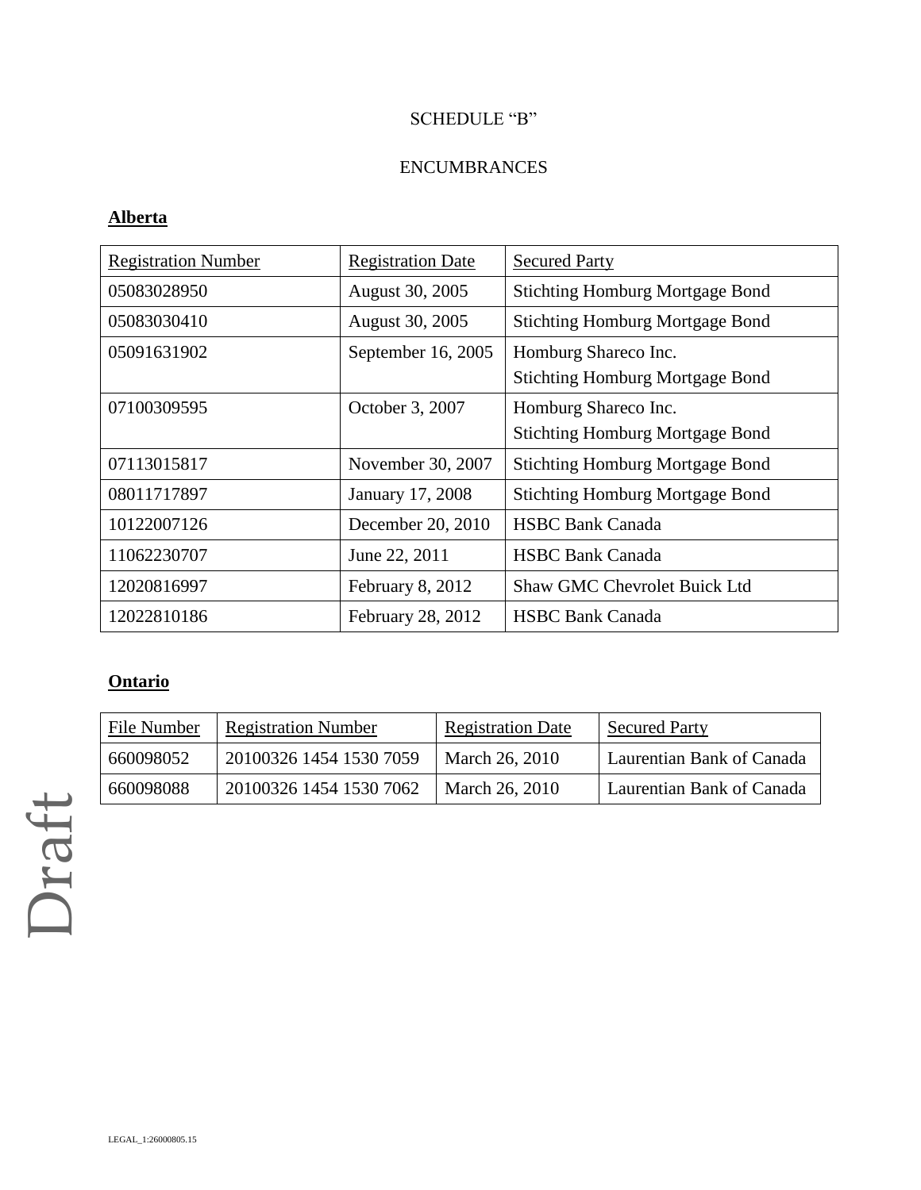SCHEDULE "B"

ENCUMBRANCES

**Alberta**

| Registration Number | Registration Date | Secured Party |
|---|---|---|
| 05083028950 | August 30, 2005 | Stichting Homburg Mortgage Bond |
| 05083030410 | August 30, 2005 | Stichting Homburg Mortgage Bond |
| 05091631902 | September 16, 2005 | Homburg Shareco Inc.<br>Stichting Homburg Mortgage Bond |
| 07100309595 | October 3, 2007 | Homburg Shareco Inc.<br>Stichting Homburg Mortgage Bond |
| 07113015817 | November 30, 2007 | Stichting Homburg Mortgage Bond |
| 08011717897 | January 17, 2008 | Stichting Homburg Mortgage Bond |
| 10122007126 | December 20, 2010 | HSBC Bank Canada |
| 11062230707 | June 22, 2011 | HSBC Bank Canada |
| 12020816997 | February 8, 2012 | Shaw GMC Chevrolet Buick Ltd |
| 12022810186 | February 28, 2012 | HSBC Bank Canada |

**Ontario**

| File Number | Registration Number | Registration Date | Secured Party |
|---|---|---|---|
| 660098052 | 20100326 1454 1530 7059 | March 26, 2010 | Laurentian Bank of Canada |
| 660098088 | 20100326 1454 1530 7062 | March 26, 2010 | Laurentian Bank of Canada |

Draft

LEGAL_1:26000805.15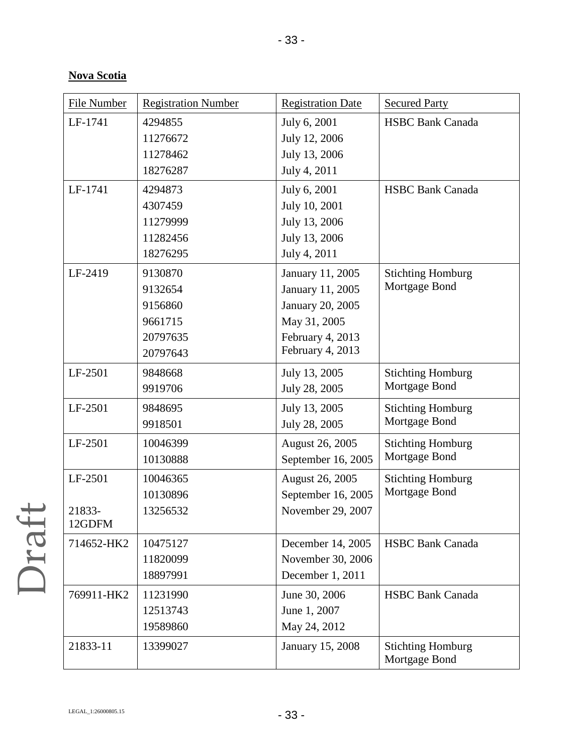**Nova Scotia**

| File Number | Registration Number | Registration Date | Secured Party |
|---|---|---|---|
| LF-1741 | 4294855<br>11276672<br>11278462<br>18276287 | July 6, 2001<br>July 12, 2006<br>July 13, 2006<br>July 4, 2011 | HSBC Bank Canada |
| LF-1741 | 4294873<br>4307459<br>11279999<br>11282456<br>18276295 | July 6, 2001<br>July 10, 2001<br>July 13, 2006<br>July 13, 2006<br>July 4, 2011 | HSBC Bank Canada |
| LF-2419 | 9130870<br>9132654<br>9156860<br>9661715<br>20797635<br>20797643 | January 11, 2005<br>January 11, 2005<br>January 20, 2005<br>May 31, 2005<br>February 4, 2013<br>February 4, 2013 | Stichting Homburg Mortgage Bond |
| LF-2501 | 9848668<br>9919706 | July 13, 2005<br>July 28, 2005 | Stichting Homburg Mortgage Bond |
| LF-2501 | 9848695<br>9918501 | July 13, 2005<br>July 28, 2005 | Stichting Homburg Mortgage Bond |
| LF-2501 | 10046399<br>10130888 | August 26, 2005<br>September 16, 2005 | Stichting Homburg Mortgage Bond |
| LF-2501<br><br>21833-12GDFM | 10046365<br>10130896<br>13256532 | August 26, 2005<br>September 16, 2005<br>November 29, 2007 | Stichting Homburg Mortgage Bond |
| 714652-HK2 | 10475127<br>11820099<br>18897991 | December 14, 2005<br>November 30, 2006<br>December 1, 2011 | HSBC Bank Canada |
| 769911-HK2 | 11231990<br>12513743<br>19589860 | June 30, 2006<br>June 1, 2007<br>May 24, 2012 | HSBC Bank Canada |
| 21833-11 | 13399027 | January 15, 2008 | Stichting Homburg Mortgage Bond |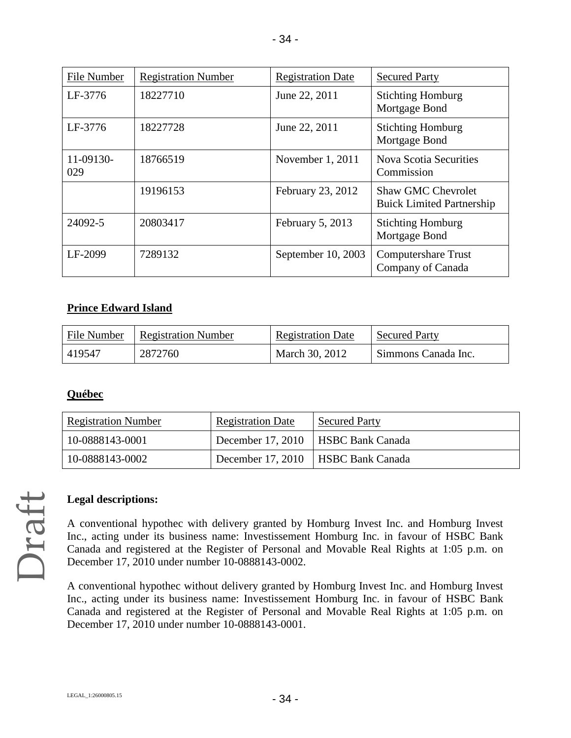| File Number | Registration Number | Registration Date | Secured Party |
|---|---|---|---|
| LF-3776 | 18227710 | June 22, 2011 | Stichting Homburg Mortgage Bond |
| LF-3776 | 18227728 | June 22, 2011 | Stichting Homburg Mortgage Bond |
| 11-09130-029 | 18766519 | November 1, 2011 | Nova Scotia Securities Commission |
| | 19196153 | February 23, 2012 | Shaw GMC Chevrolet Buick Limited Partnership |
| 24092-5 | 20803417 | February 5, 2013 | Stichting Homburg Mortgage Bond |
| LF-2099 | 7289132 | September 10, 2003 | Computershare Trust Company of Canada |

**Prince Edward Island**

| File Number | Registration Number | Registration Date | Secured Party |
|---|---|---|---|
| 419547 | 2872760 | March 30, 2012 | Simmons Canada Inc. |

**Québec**

| Registration Number | Registration Date | Secured Party |
|---|---|---|
| 10-0888143-0001 | December 17, 2010 | HSBC Bank Canada |
| 10-0888143-0002 | December 17, 2010 | HSBC Bank Canada |

**Legal descriptions:**

A conventional hypothec with delivery granted by Homburg Invest Inc. and Homburg Invest Inc., acting under its business name: Investissement Homburg Inc. in favour of HSBC Bank Canada and registered at the Register of Personal and Movable Real Rights at 1:05 p.m. on December 17, 2010 under number 10-0888143-0002.

A conventional hypothec without delivery granted by Homburg Invest Inc. and Homburg Invest Inc., acting under its business name: Investissement Homburg Inc. in favour of HSBC Bank Canada and registered at the Register of Personal and Movable Real Rights at 1:05 p.m. on December 17, 2010 under number 10-0888143-0001.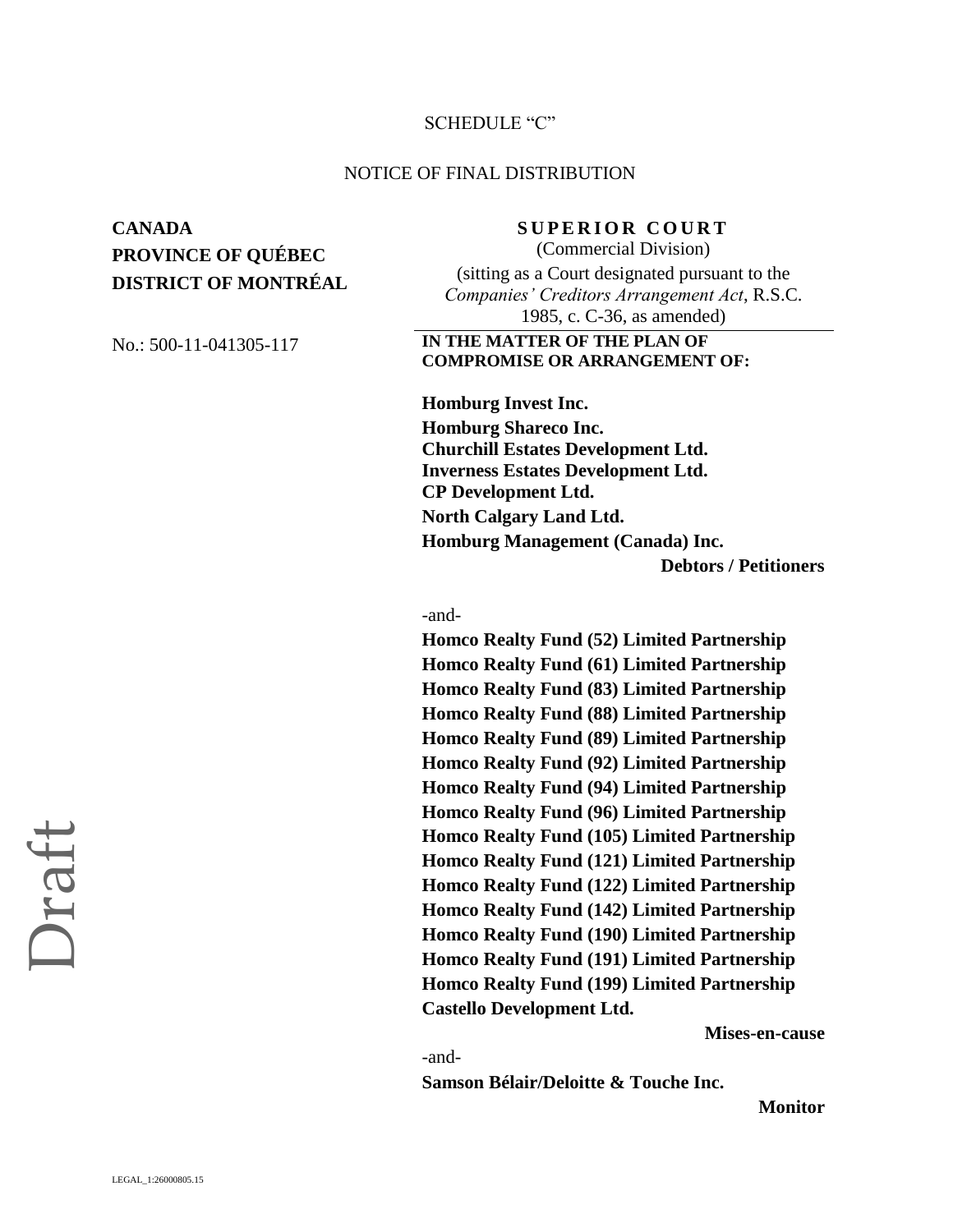SCHEDULE "C"

NOTICE OF FINAL DISTRIBUTION

**CANADA**
**PROVINCE OF QUÉBEC**
**DISTRICT OF MONTRÉAL**

No.: 500-11-041305-117

**S U P E R I O R  C O U R T**
(Commercial Division)
(sitting as a Court designated pursuant to the *Companies' Creditors Arrangement Act*, R.S.C. 1985, c. C-36, as amended)

**IN THE MATTER OF THE PLAN OF COMPROMISE OR ARRANGEMENT OF:**

**Homburg Invest Inc.**
**Homburg Shareco Inc.**
**Churchill Estates Development Ltd.**
**Inverness Estates Development Ltd.**
**CP Development Ltd.**
**North Calgary Land Ltd.**
**Homburg Management (Canada) Inc.**

**Debtors / Petitioners**

-and-

**Homco Realty Fund (52) Limited Partnership**
**Homco Realty Fund (61) Limited Partnership**
**Homco Realty Fund (83) Limited Partnership**
**Homco Realty Fund (88) Limited Partnership**
**Homco Realty Fund (89) Limited Partnership**
**Homco Realty Fund (92) Limited Partnership**
**Homco Realty Fund (94) Limited Partnership**
**Homco Realty Fund (96) Limited Partnership**
**Homco Realty Fund (105) Limited Partnership**
**Homco Realty Fund (121) Limited Partnership**
**Homco Realty Fund (122) Limited Partnership**
**Homco Realty Fund (142) Limited Partnership**
**Homco Realty Fund (190) Limited Partnership**
**Homco Realty Fund (191) Limited Partnership**
**Homco Realty Fund (199) Limited Partnership**
**Castello Development Ltd.**

**Mises-en-cause**

-and-

**Samson Bélair/Deloitte & Touche Inc.**

**Monitor**

Draft

LEGAL_1:26000805.15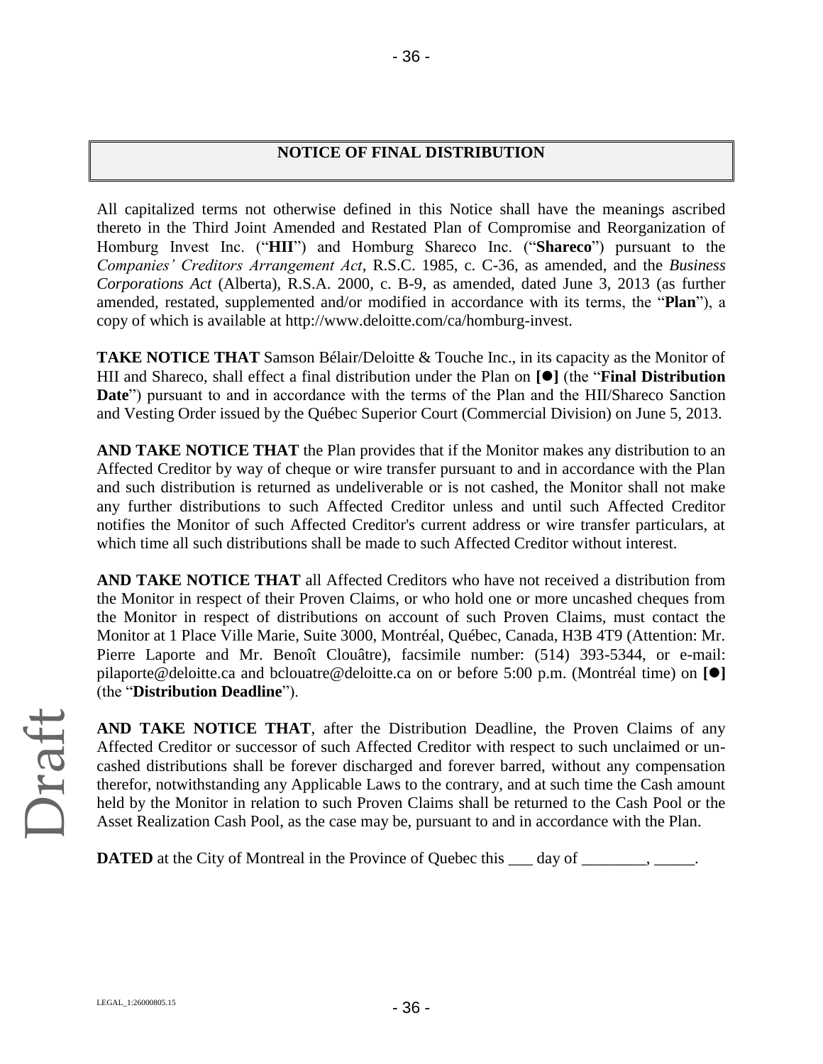## NOTICE OF FINAL DISTRIBUTION

All capitalized terms not otherwise defined in this Notice shall have the meanings ascribed thereto in the Third Joint Amended and Restated Plan of Compromise and Reorganization of Homburg Invest Inc. ("**HII**") and Homburg Shareco Inc. ("**Shareco**") pursuant to the *Companies' Creditors Arrangement Act*, R.S.C. 1985, c. C-36, as amended, and the *Business Corporations Act* (Alberta), R.S.A. 2000, c. B-9, as amended, dated June 3, 2013 (as further amended, restated, supplemented and/or modified in accordance with its terms, the "**Plan**"), a copy of which is available at http://www.deloitte.com/ca/homburg-invest.

**TAKE NOTICE THAT** Samson Bélair/Deloitte & Touche Inc., in its capacity as the Monitor of HII and Shareco, shall effect a final distribution under the Plan on **[●]** (the "**Final Distribution Date**") pursuant to and in accordance with the terms of the Plan and the HII/Shareco Sanction and Vesting Order issued by the Québec Superior Court (Commercial Division) on June 5, 2013.

**AND TAKE NOTICE THAT** the Plan provides that if the Monitor makes any distribution to an Affected Creditor by way of cheque or wire transfer pursuant to and in accordance with the Plan and such distribution is returned as undeliverable or is not cashed, the Monitor shall not make any further distributions to such Affected Creditor unless and until such Affected Creditor notifies the Monitor of such Affected Creditor's current address or wire transfer particulars, at which time all such distributions shall be made to such Affected Creditor without interest.

**AND TAKE NOTICE THAT** all Affected Creditors who have not received a distribution from the Monitor in respect of their Proven Claims, or who hold one or more uncashed cheques from the Monitor in respect of distributions on account of such Proven Claims, must contact the Monitor at 1 Place Ville Marie, Suite 3000, Montréal, Québec, Canada, H3B 4T9 (Attention: Mr. Pierre Laporte and Mr. Benoît Clouâtre), facsimile number: (514) 393-5344, or e-mail: pilaporte@deloitte.ca and bclouatre@deloitte.ca on or before 5:00 p.m. (Montréal time) on **[●]** (the "**Distribution Deadline**").

**AND TAKE NOTICE THAT**, after the Distribution Deadline, the Proven Claims of any Affected Creditor or successor of such Affected Creditor with respect to such unclaimed or un-cashed distributions shall be forever discharged and forever barred, without any compensation therefor, notwithstanding any Applicable Laws to the contrary, and at such time the Cash amount held by the Monitor in relation to such Proven Claims shall be returned to the Cash Pool or the Asset Realization Cash Pool, as the case may be, pursuant to and in accordance with the Plan.

**DATED** at the City of Montreal in the Province of Quebec this ___ day of ________, _____.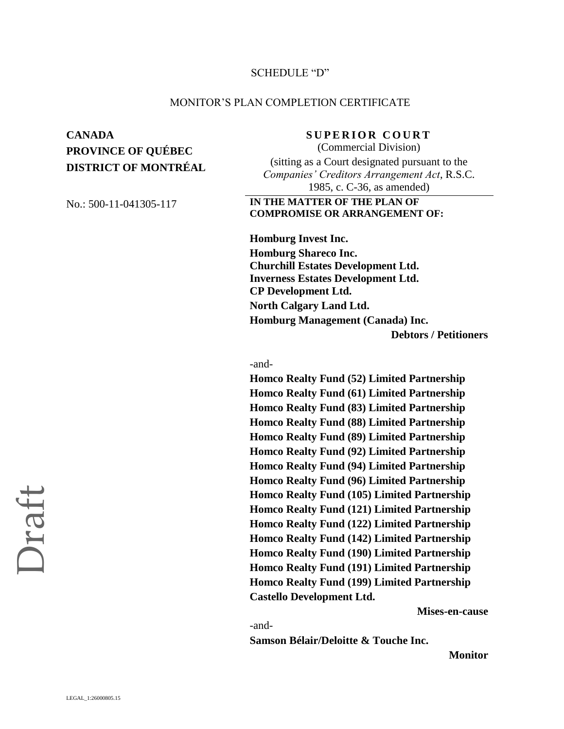SCHEDULE “D”

MONITOR’S PLAN COMPLETION CERTIFICATE

**CANADA**
**PROVINCE OF QUÉBEC**
**DISTRICT OF MONTRÉAL**

No.: 500-11-041305-117

**SUPERIOR COURT**
(Commercial Division)
(sitting as a Court designated pursuant to the *Companies’ Creditors Arrangement Act*, R.S.C. 1985, c. C-36, as amended)

**IN THE MATTER OF THE PLAN OF COMPROMISE OR ARRANGEMENT OF:**

**Homburg Invest Inc.**
**Homburg Shareco Inc.**
**Churchill Estates Development Ltd.**
**Inverness Estates Development Ltd.**
**CP Development Ltd.**
**North Calgary Land Ltd.**
**Homburg Management (Canada) Inc.**

**Debtors / Petitioners**

-and-

**Homco Realty Fund (52) Limited Partnership**
**Homco Realty Fund (61) Limited Partnership**
**Homco Realty Fund (83) Limited Partnership**
**Homco Realty Fund (88) Limited Partnership**
**Homco Realty Fund (89) Limited Partnership**
**Homco Realty Fund (92) Limited Partnership**
**Homco Realty Fund (94) Limited Partnership**
**Homco Realty Fund (96) Limited Partnership**
**Homco Realty Fund (105) Limited Partnership**
**Homco Realty Fund (121) Limited Partnership**
**Homco Realty Fund (122) Limited Partnership**
**Homco Realty Fund (142) Limited Partnership**
**Homco Realty Fund (190) Limited Partnership**
**Homco Realty Fund (191) Limited Partnership**
**Homco Realty Fund (199) Limited Partnership**
**Castello Development Ltd.**

**Mises-en-cause**

-and-

**Samson Bélair/Deloitte & Touche Inc.**

**Monitor**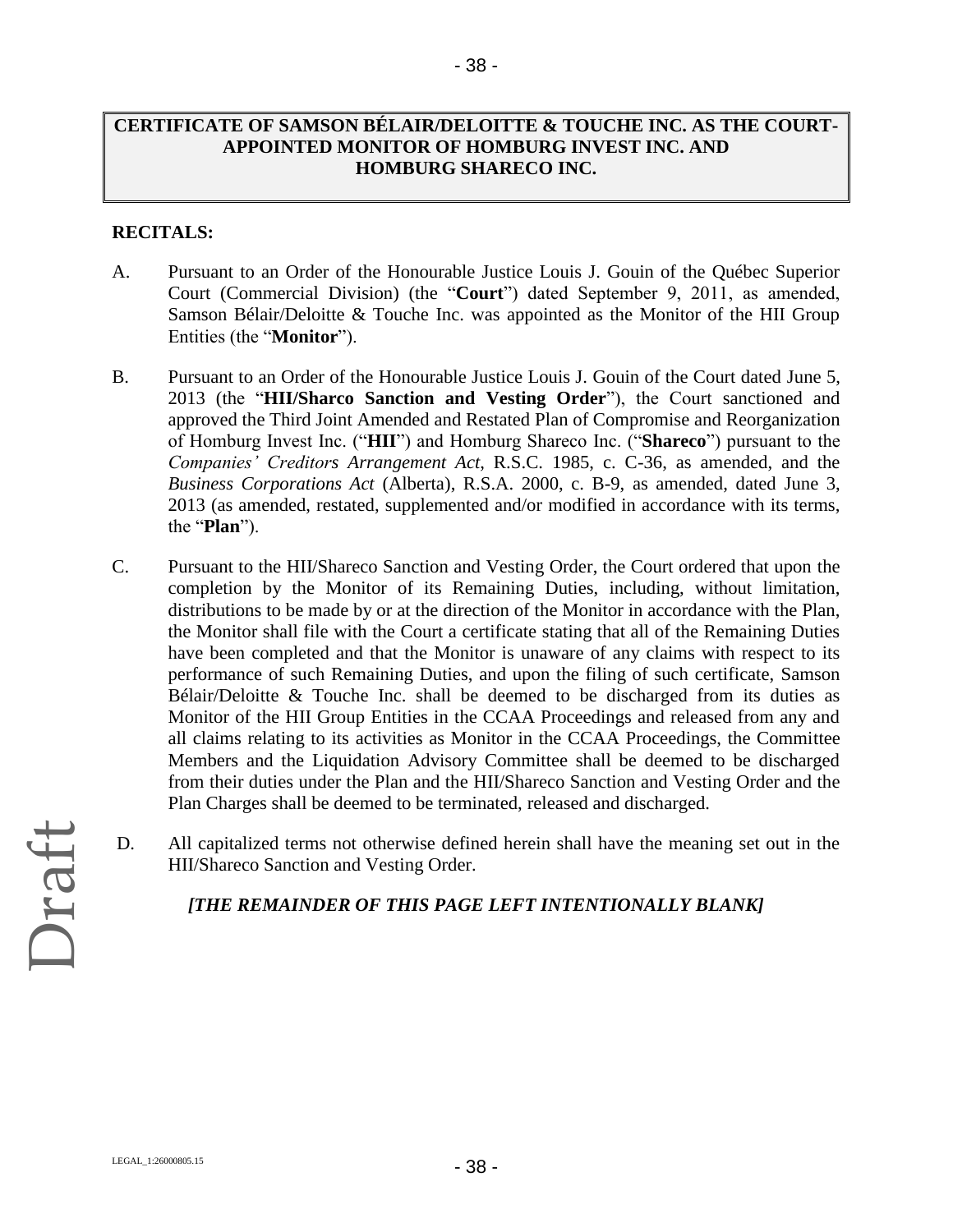**CERTIFICATE OF SAMSON BÉLAIR/DELOITTE & TOUCHE INC. AS THE COURT-APPOINTED MONITOR OF HOMBURG INVEST INC. AND HOMBURG SHARECO INC.**

**RECITALS:**

A. Pursuant to an Order of the Honourable Justice Louis J. Gouin of the Québec Superior Court (Commercial Division) (the "**Court**") dated September 9, 2011, as amended, Samson Bélair/Deloitte & Touche Inc. was appointed as the Monitor of the HII Group Entities (the "**Monitor**").

B. Pursuant to an Order of the Honourable Justice Louis J. Gouin of the Court dated June 5, 2013 (the "**HII/Sharco Sanction and Vesting Order**"), the Court sanctioned and approved the Third Joint Amended and Restated Plan of Compromise and Reorganization of Homburg Invest Inc. ("**HII**") and Homburg Shareco Inc. ("**Shareco**") pursuant to the *Companies' Creditors Arrangement Act*, R.S.C. 1985, c. C-36, as amended, and the *Business Corporations Act* (Alberta), R.S.A. 2000, c. B-9, as amended, dated June 3, 2013 (as amended, restated, supplemented and/or modified in accordance with its terms, the "**Plan**").

C. Pursuant to the HII/Shareco Sanction and Vesting Order, the Court ordered that upon the completion by the Monitor of its Remaining Duties, including, without limitation, distributions to be made by or at the direction of the Monitor in accordance with the Plan, the Monitor shall file with the Court a certificate stating that all of the Remaining Duties have been completed and that the Monitor is unaware of any claims with respect to its performance of such Remaining Duties, and upon the filing of such certificate, Samson Bélair/Deloitte & Touche Inc. shall be deemed to be discharged from its duties as Monitor of the HII Group Entities in the CCAA Proceedings and released from any and all claims relating to its activities as Monitor in the CCAA Proceedings, the Committee Members and the Liquidation Advisory Committee shall be deemed to be discharged from their duties under the Plan and the HII/Shareco Sanction and Vesting Order and the Plan Charges shall be deemed to be terminated, released and discharged.

D. All capitalized terms not otherwise defined herein shall have the meaning set out in the HII/Shareco Sanction and Vesting Order.

***[THE REMAINDER OF THIS PAGE LEFT INTENTIONALLY BLANK]***

Draft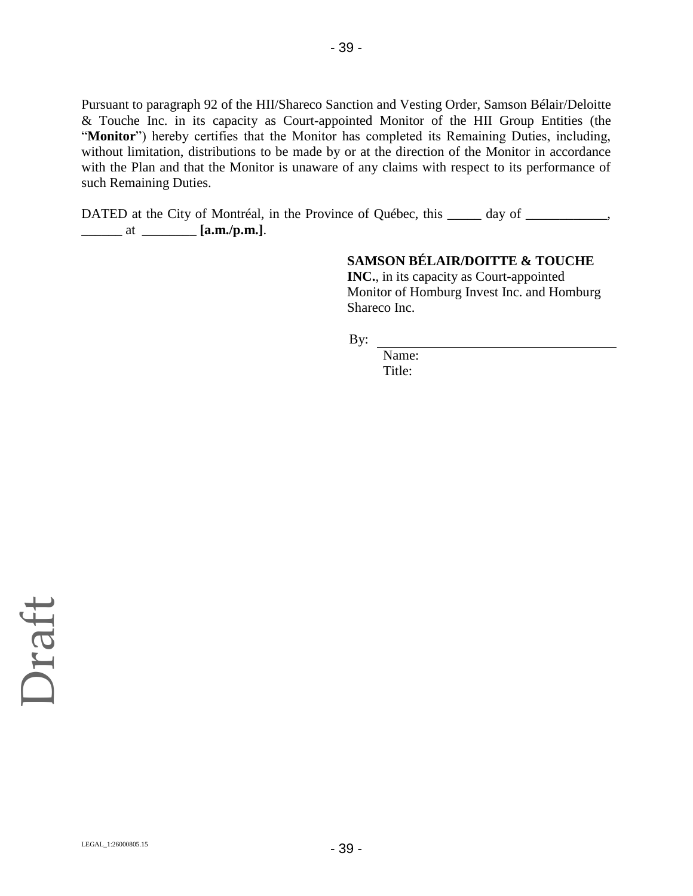Pursuant to paragraph 92 of the HII/Shareco Sanction and Vesting Order, Samson Bélair/Deloitte & Touche Inc. in its capacity as Court-appointed Monitor of the HII Group Entities (the "**Monitor**") hereby certifies that the Monitor has completed its Remaining Duties, including, without limitation, distributions to be made by or at the direction of the Monitor in accordance with the Plan and that the Monitor is unaware of any claims with respect to its performance of such Remaining Duties.

DATED at the City of Montréal, in the Province of Québec, this _____ day of ____________, ______ at ________ **[a.m./p.m.]**.

**SAMSON BÉLAIR/DOITTE & TOUCHE INC.**, in its capacity as Court-appointed Monitor of Homburg Invest Inc. and Homburg Shareco Inc.

By: ____________________________________

Name:

Title:

Draft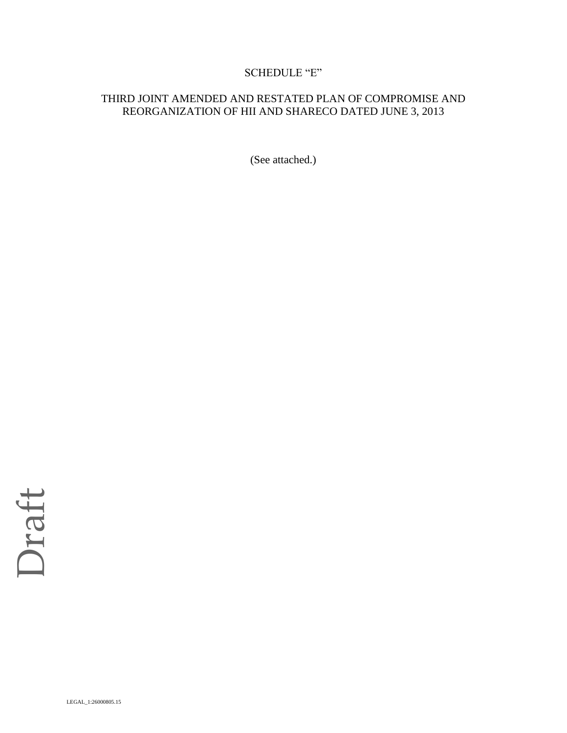SCHEDULE "E"

THIRD JOINT AMENDED AND RESTATED PLAN OF COMPROMISE AND REORGANIZATION OF HII AND SHARECO DATED JUNE 3, 2013

(See attached.)

Draft

LEGAL_1:26000805.15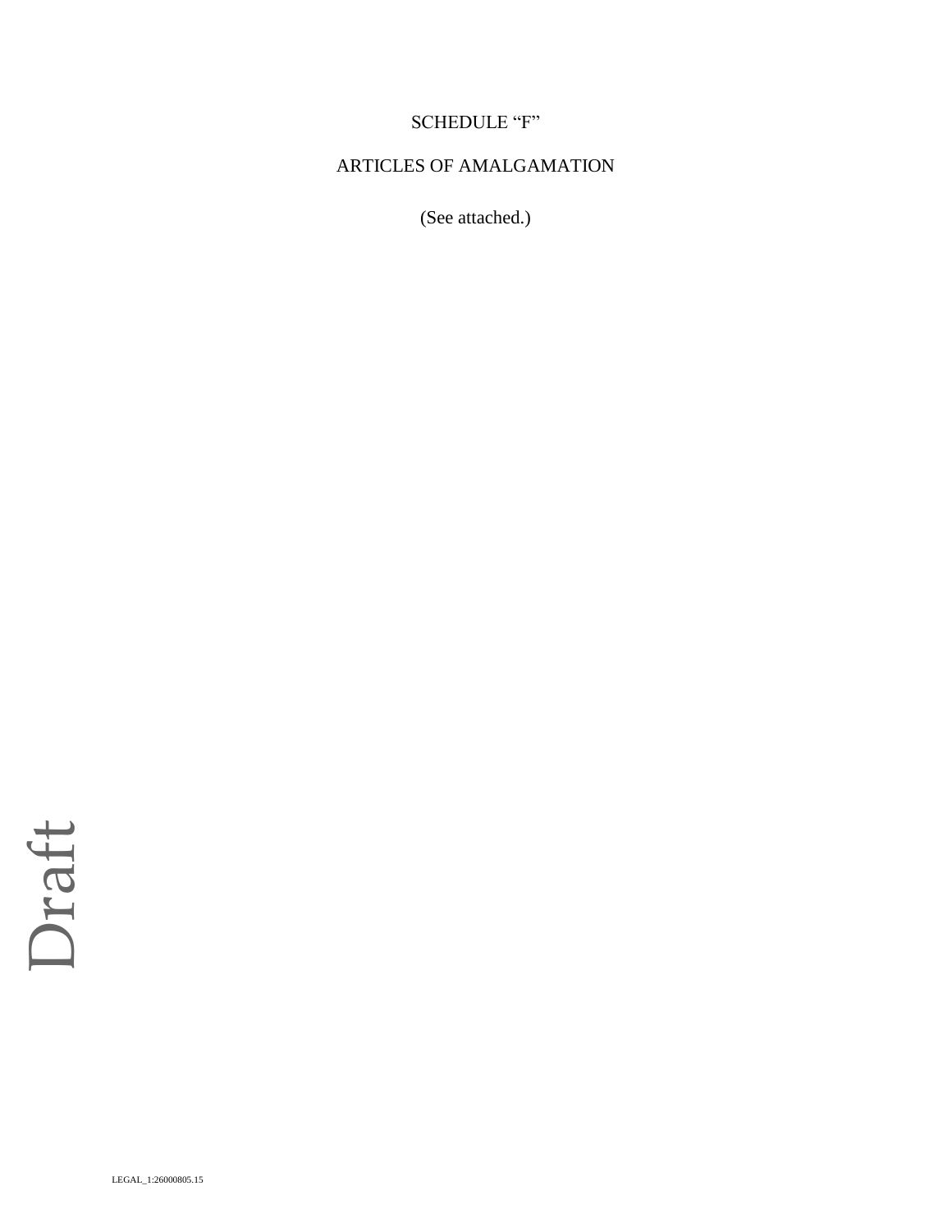SCHEDULE "F"

ARTICLES OF AMALGAMATION

(See attached.)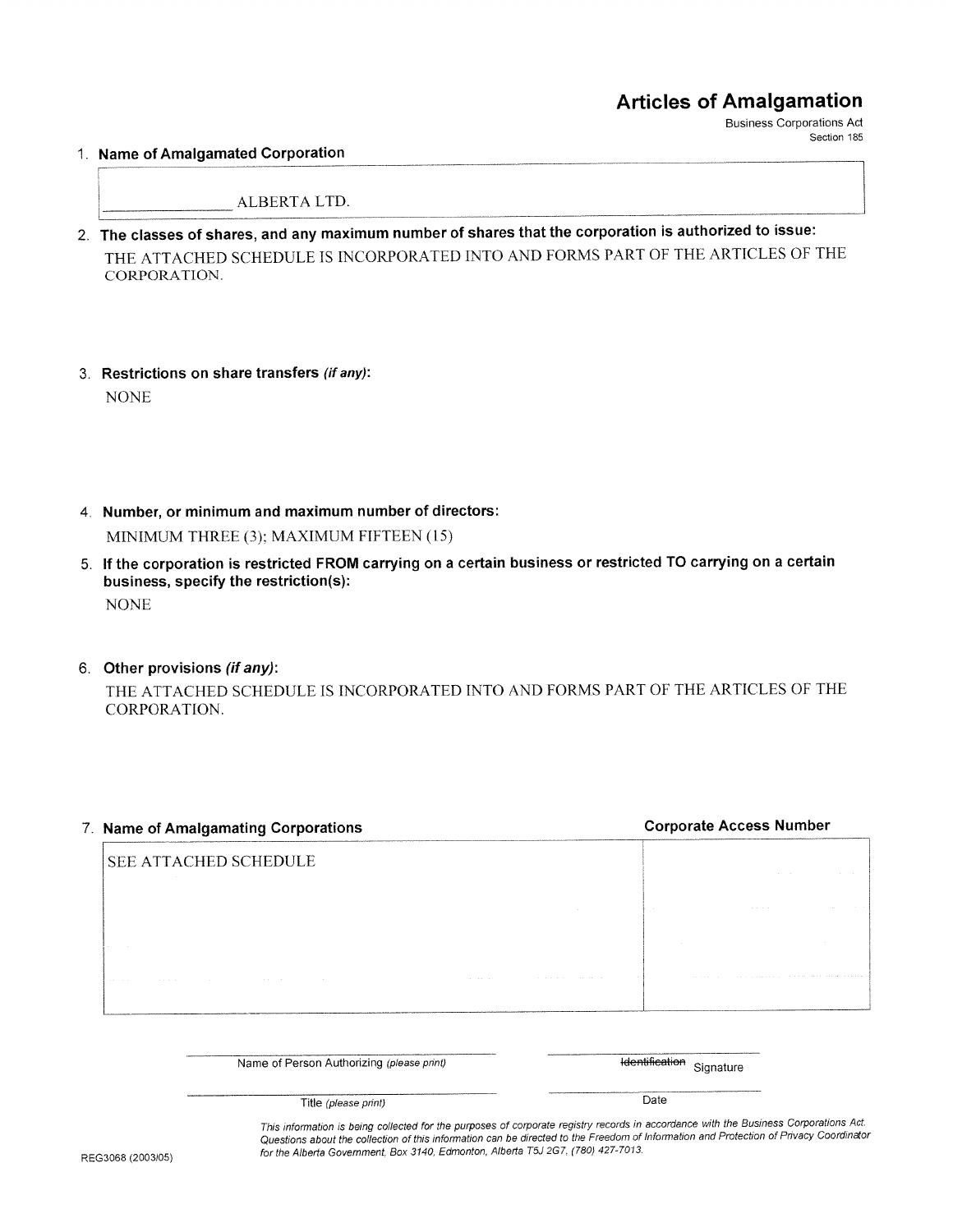# Articles of Amalgamation

Business Corporations Act
Section 185

1. **Name of Amalgamated Corporation**

_______________ ALBERTA LTD.

2. **The classes of shares, and any maximum number of shares that the corporation is authorized to issue:**

THE ATTACHED SCHEDULE IS INCORPORATED INTO AND FORMS PART OF THE ARTICLES OF THE CORPORATION.

3. **Restrictions on share transfers** ***(if any)*****:**

NONE

4. **Number, or minimum and maximum number of directors:**

MINIMUM THREE (3); MAXIMUM FIFTEEN (15)

5. **If the corporation is restricted FROM carrying on a certain business or restricted TO carrying on a certain business, specify the restriction(s):**

NONE

6. **Other provisions** ***(if any)*****:**

THE ATTACHED SCHEDULE IS INCORPORATED INTO AND FORMS PART OF THE ARTICLES OF THE CORPORATION.

7. **Name of Amalgamating Corporations**

| Name of Amalgamating Corporations | Corporate Access Number |
|---|---|
| SEE ATTACHED SCHEDULE | |

| | |
|---|---|
| Name of Person Authorizing *(please print)* | ~~Identification~~ Signature |
| Title *(please print)* | Date |

*This information is being collected for the purposes of corporate registry records in accordance with the Business Corporations Act. Questions about the collection of this information can be directed to the Freedom of Information and Protection of Privacy Coordinator for the Alberta Government, Box 3140, Edmonton, Alberta T5J 2G7, (780) 427-7013.*

REG3068 (2003/05)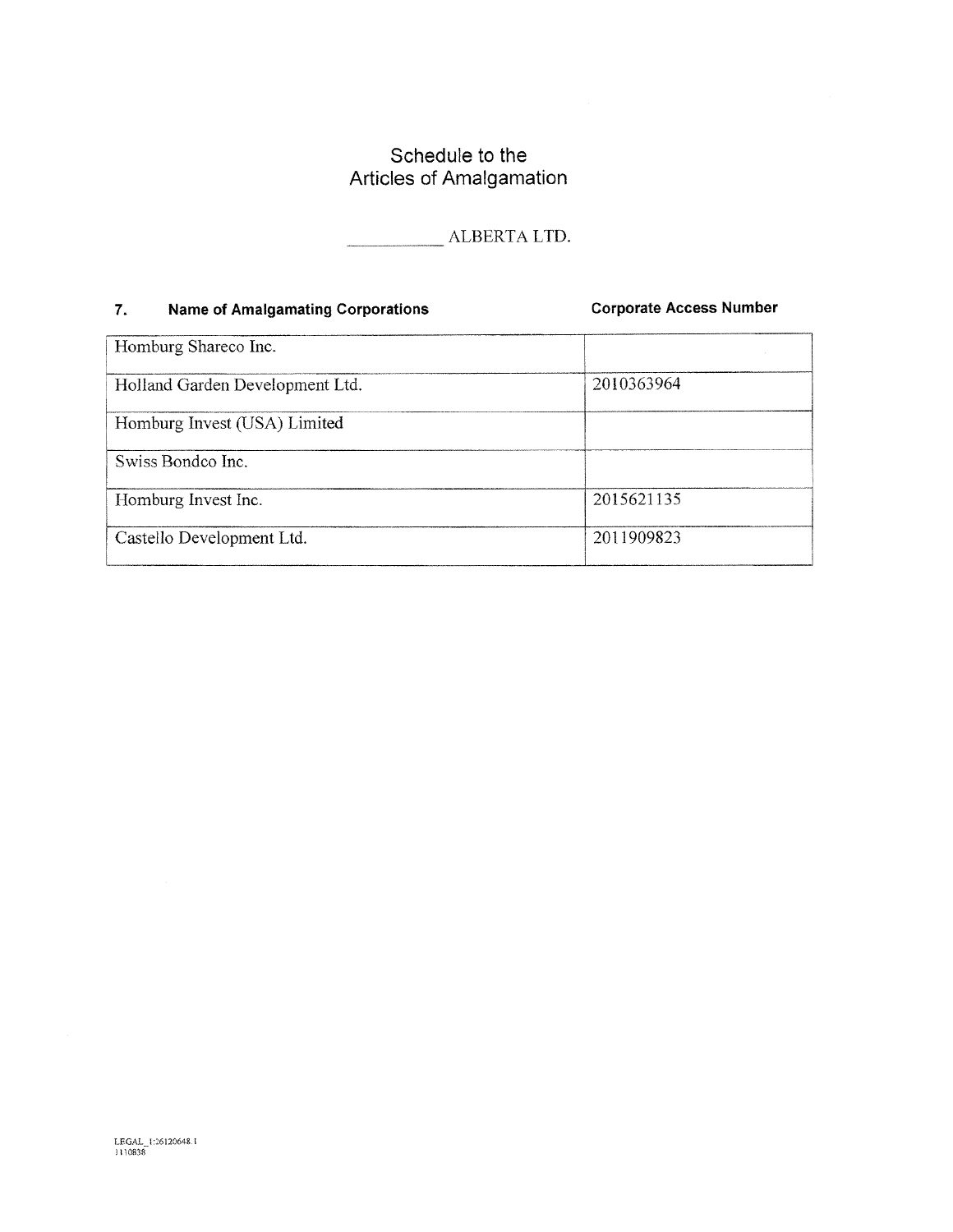# Schedule to the Articles of Amalgamation

__________ ALBERTA LTD.

| **7. Name of Amalgamating Corporations** | **Corporate Access Number** |
| --- | --- |
| Homburg Shareco Inc. | |
| Holland Garden Development Ltd. | 2010363964 |
| Homburg Invest (USA) Limited | |
| Swiss Bondco Inc. | |
| Homburg Invest Inc. | 2015621135 |
| Castello Development Ltd. | 2011909823 |

LEGAL_1:26120648.1
1110838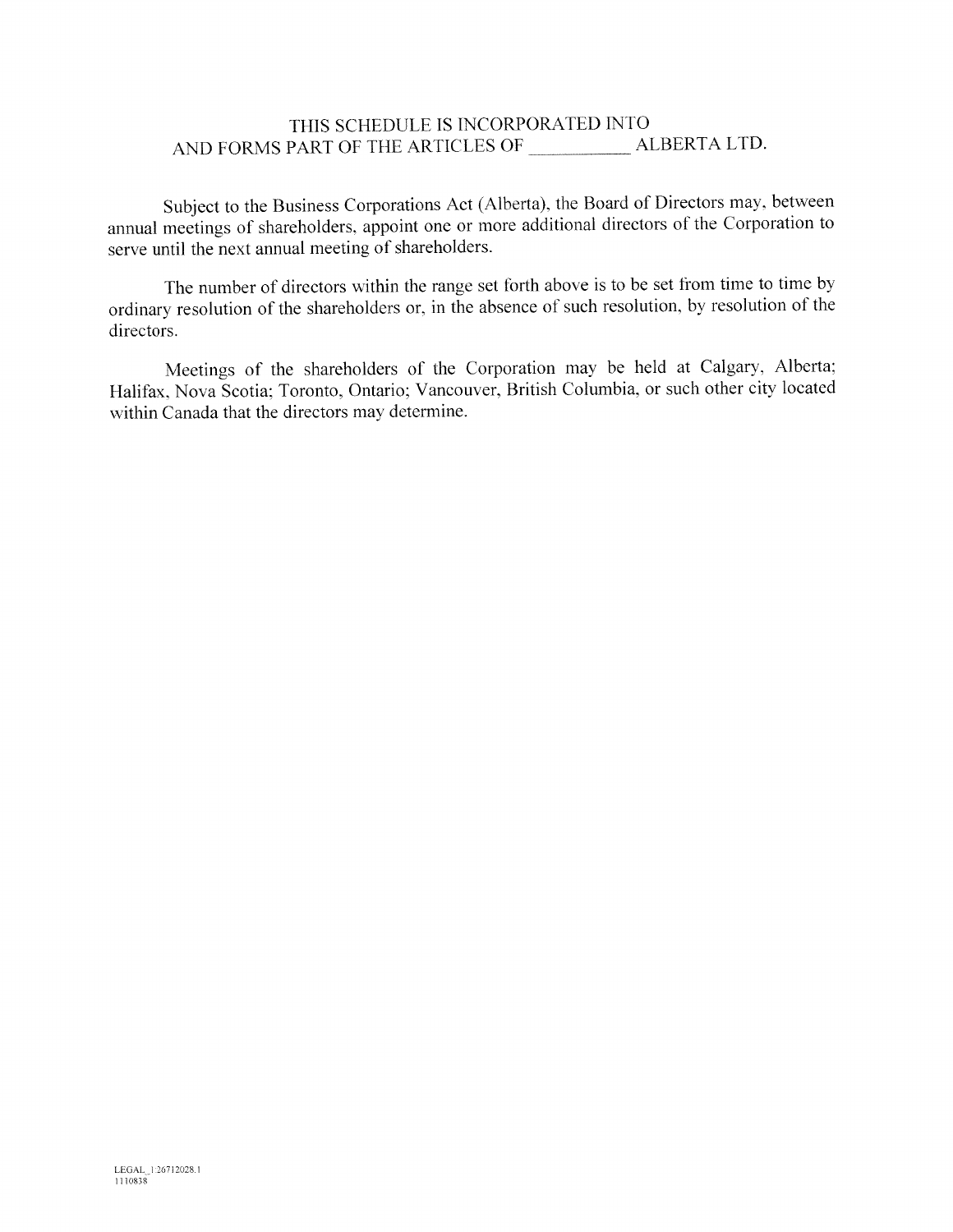THIS SCHEDULE IS INCORPORATED INTO
AND FORMS PART OF THE ARTICLES OF __________ ALBERTA LTD.

Subject to the Business Corporations Act (Alberta), the Board of Directors may, between annual meetings of shareholders, appoint one or more additional directors of the Corporation to serve until the next annual meeting of shareholders.

The number of directors within the range set forth above is to be set from time to time by ordinary resolution of the shareholders or, in the absence of such resolution, by resolution of the directors.

Meetings of the shareholders of the Corporation may be held at Calgary, Alberta; Halifax, Nova Scotia; Toronto, Ontario; Vancouver, British Columbia, or such other city located within Canada that the directors may determine.

LEGAL_1:26712028.1
1110838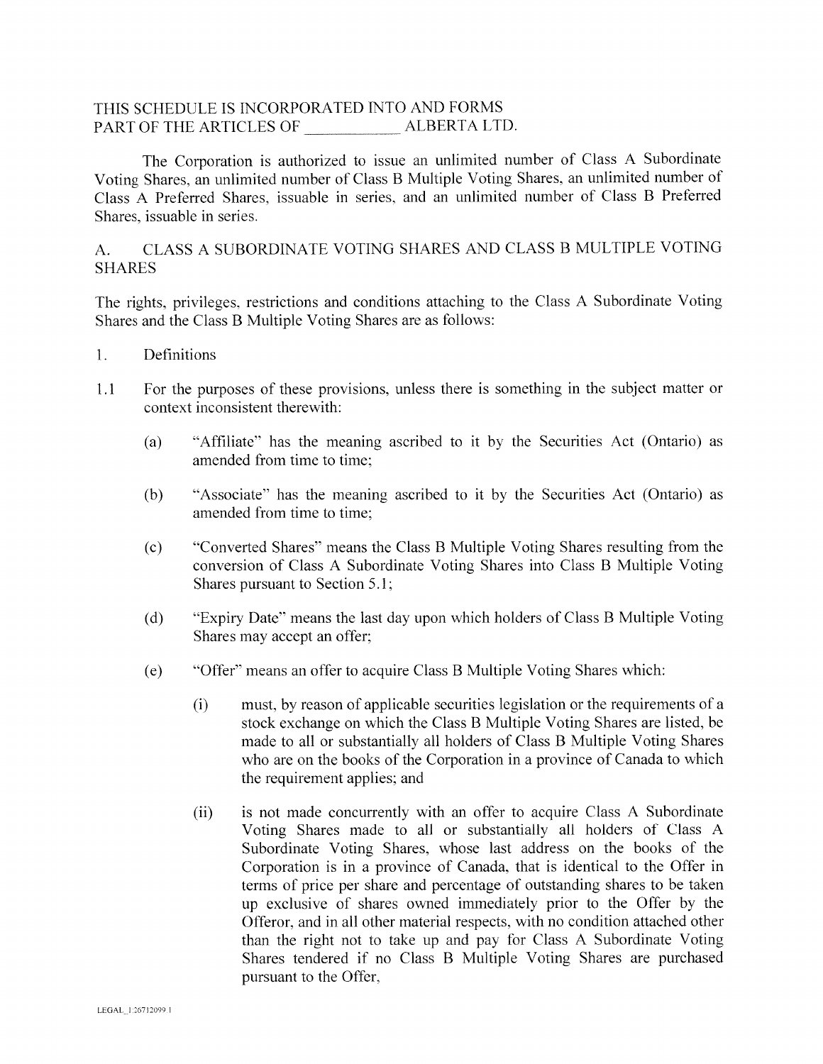THIS SCHEDULE IS INCORPORATED INTO AND FORMS PART OF THE ARTICLES OF ___________ ALBERTA LTD.

The Corporation is authorized to issue an unlimited number of Class A Subordinate Voting Shares, an unlimited number of Class B Multiple Voting Shares, an unlimited number of Class A Preferred Shares, issuable in series, and an unlimited number of Class B Preferred Shares, issuable in series.

## A. CLASS A SUBORDINATE VOTING SHARES AND CLASS B MULTIPLE VOTING SHARES

The rights, privileges, restrictions and conditions attaching to the Class A Subordinate Voting Shares and the Class B Multiple Voting Shares are as follows:

1. Definitions

1.1 For the purposes of these provisions, unless there is something in the subject matter or context inconsistent therewith:

   (a) "Affiliate" has the meaning ascribed to it by the Securities Act (Ontario) as amended from time to time;

   (b) "Associate" has the meaning ascribed to it by the Securities Act (Ontario) as amended from time to time;

   (c) "Converted Shares" means the Class B Multiple Voting Shares resulting from the conversion of Class A Subordinate Voting Shares into Class B Multiple Voting Shares pursuant to Section 5.1;

   (d) "Expiry Date" means the last day upon which holders of Class B Multiple Voting Shares may accept an offer;

   (e) "Offer" means an offer to acquire Class B Multiple Voting Shares which:

      (i) must, by reason of applicable securities legislation or the requirements of a stock exchange on which the Class B Multiple Voting Shares are listed, be made to all or substantially all holders of Class B Multiple Voting Shares who are on the books of the Corporation in a province of Canada to which the requirement applies; and

      (ii) is not made concurrently with an offer to acquire Class A Subordinate Voting Shares made to all or substantially all holders of Class A Subordinate Voting Shares, whose last address on the books of the Corporation is in a province of Canada, that is identical to the Offer in terms of price per share and percentage of outstanding shares to be taken up exclusive of shares owned immediately prior to the Offer by the Offeror, and in all other material respects, with no condition attached other than the right not to take up and pay for Class A Subordinate Voting Shares tendered if no Class B Multiple Voting Shares are purchased pursuant to the Offer,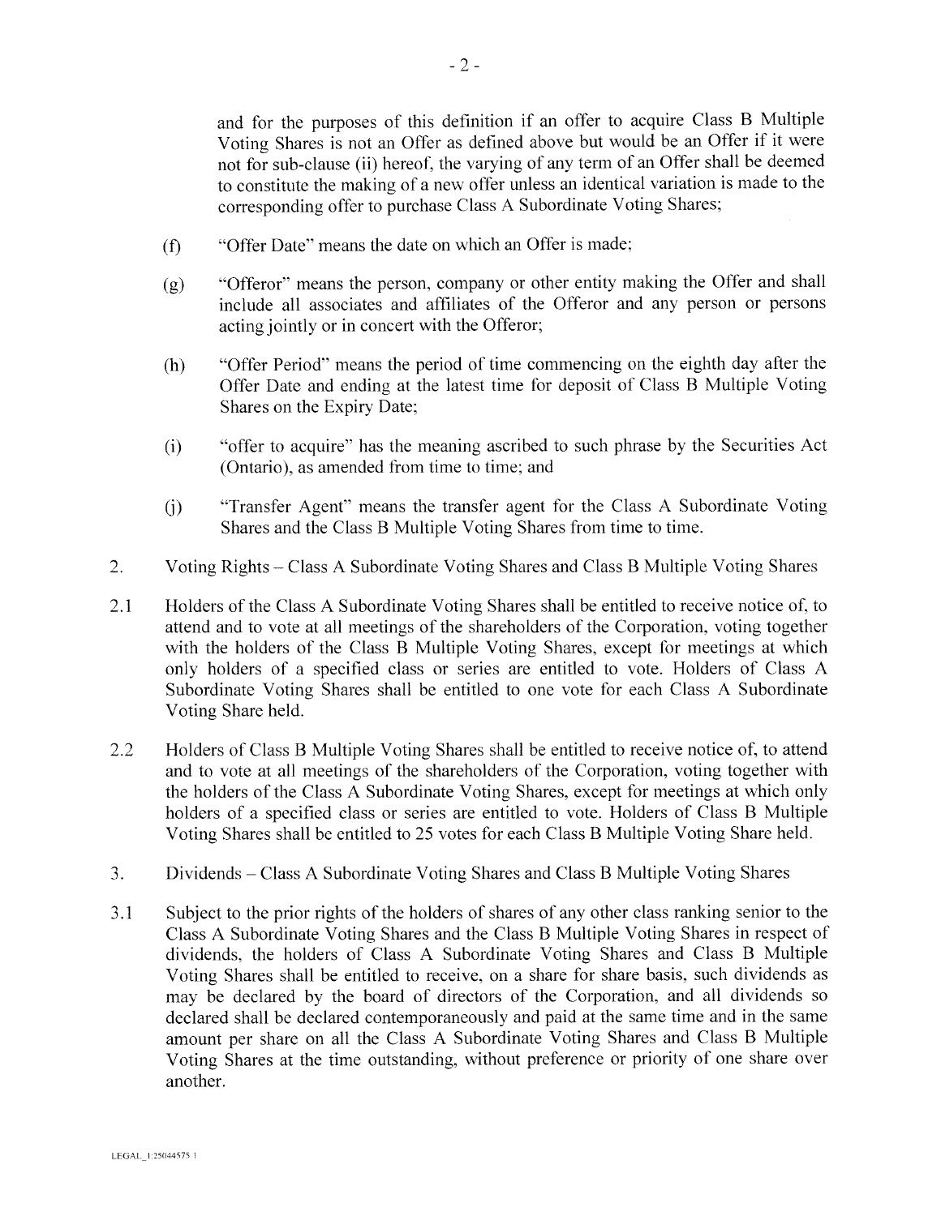and for the purposes of this definition if an offer to acquire Class B Multiple Voting Shares is not an Offer as defined above but would be an Offer if it were not for sub-clause (ii) hereof, the varying of any term of an Offer shall be deemed to constitute the making of a new offer unless an identical variation is made to the corresponding offer to purchase Class A Subordinate Voting Shares;

(f) "Offer Date" means the date on which an Offer is made;

(g) "Offeror" means the person, company or other entity making the Offer and shall include all associates and affiliates of the Offeror and any person or persons acting jointly or in concert with the Offeror;

(h) "Offer Period" means the period of time commencing on the eighth day after the Offer Date and ending at the latest time for deposit of Class B Multiple Voting Shares on the Expiry Date;

(i) "offer to acquire" has the meaning ascribed to such phrase by the Securities Act (Ontario), as amended from time to time; and

(j) "Transfer Agent" means the transfer agent for the Class A Subordinate Voting Shares and the Class B Multiple Voting Shares from time to time.

2. Voting Rights – Class A Subordinate Voting Shares and Class B Multiple Voting Shares

2.1 Holders of the Class A Subordinate Voting Shares shall be entitled to receive notice of, to attend and to vote at all meetings of the shareholders of the Corporation, voting together with the holders of the Class B Multiple Voting Shares, except for meetings at which only holders of a specified class or series are entitled to vote. Holders of Class A Subordinate Voting Shares shall be entitled to one vote for each Class A Subordinate Voting Share held.

2.2 Holders of Class B Multiple Voting Shares shall be entitled to receive notice of, to attend and to vote at all meetings of the shareholders of the Corporation, voting together with the holders of the Class A Subordinate Voting Shares, except for meetings at which only holders of a specified class or series are entitled to vote. Holders of Class B Multiple Voting Shares shall be entitled to 25 votes for each Class B Multiple Voting Share held.

3. Dividends – Class A Subordinate Voting Shares and Class B Multiple Voting Shares

3.1 Subject to the prior rights of the holders of shares of any other class ranking senior to the Class A Subordinate Voting Shares and the Class B Multiple Voting Shares in respect of dividends, the holders of Class A Subordinate Voting Shares and Class B Multiple Voting Shares shall be entitled to receive, on a share for share basis, such dividends as may be declared by the board of directors of the Corporation, and all dividends so declared shall be declared contemporaneously and paid at the same time and in the same amount per share on all the Class A Subordinate Voting Shares and Class B Multiple Voting Shares at the time outstanding, without preference or priority of one share over another.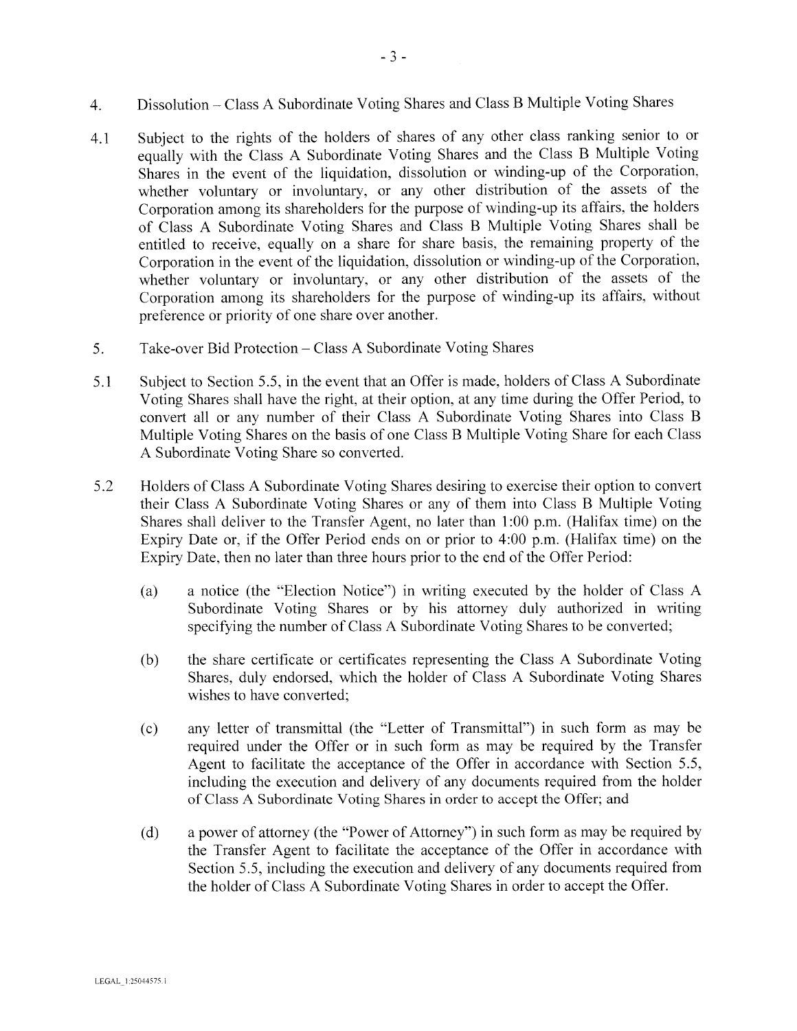4. Dissolution – Class A Subordinate Voting Shares and Class B Multiple Voting Shares

4.1 Subject to the rights of the holders of shares of any other class ranking senior to or equally with the Class A Subordinate Voting Shares and the Class B Multiple Voting Shares in the event of the liquidation, dissolution or winding-up of the Corporation, whether voluntary or involuntary, or any other distribution of the assets of the Corporation among its shareholders for the purpose of winding-up its affairs, the holders of Class A Subordinate Voting Shares and Class B Multiple Voting Shares shall be entitled to receive, equally on a share for share basis, the remaining property of the Corporation in the event of the liquidation, dissolution or winding-up of the Corporation, whether voluntary or involuntary, or any other distribution of the assets of the Corporation among its shareholders for the purpose of winding-up its affairs, without preference or priority of one share over another.

5. Take-over Bid Protection – Class A Subordinate Voting Shares

5.1 Subject to Section 5.5, in the event that an Offer is made, holders of Class A Subordinate Voting Shares shall have the right, at their option, at any time during the Offer Period, to convert all or any number of their Class A Subordinate Voting Shares into Class B Multiple Voting Shares on the basis of one Class B Multiple Voting Share for each Class A Subordinate Voting Share so converted.

5.2 Holders of Class A Subordinate Voting Shares desiring to exercise their option to convert their Class A Subordinate Voting Shares or any of them into Class B Multiple Voting Shares shall deliver to the Transfer Agent, no later than 1:00 p.m. (Halifax time) on the Expiry Date or, if the Offer Period ends on or prior to 4:00 p.m. (Halifax time) on the Expiry Date, then no later than three hours prior to the end of the Offer Period:

(a) a notice (the "Election Notice") in writing executed by the holder of Class A Subordinate Voting Shares or by his attorney duly authorized in writing specifying the number of Class A Subordinate Voting Shares to be converted;

(b) the share certificate or certificates representing the Class A Subordinate Voting Shares, duly endorsed, which the holder of Class A Subordinate Voting Shares wishes to have converted;

(c) any letter of transmittal (the "Letter of Transmittal") in such form as may be required under the Offer or in such form as may be required by the Transfer Agent to facilitate the acceptance of the Offer in accordance with Section 5.5, including the execution and delivery of any documents required from the holder of Class A Subordinate Voting Shares in order to accept the Offer; and

(d) a power of attorney (the "Power of Attorney") in such form as may be required by the Transfer Agent to facilitate the acceptance of the Offer in accordance with Section 5.5, including the execution and delivery of any documents required from the holder of Class A Subordinate Voting Shares in order to accept the Offer.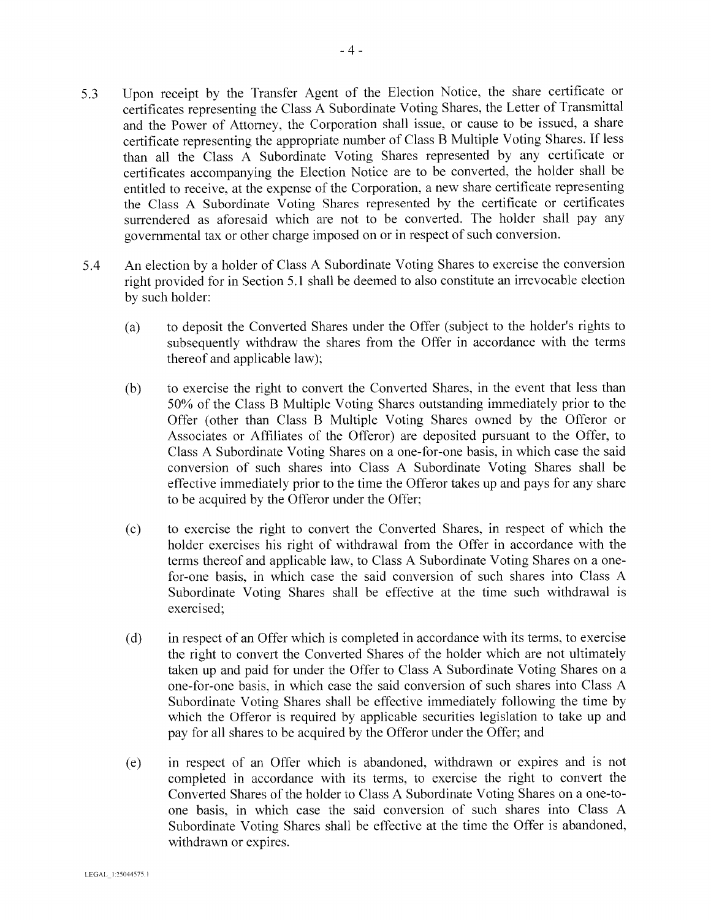5.3 Upon receipt by the Transfer Agent of the Election Notice, the share certificate or certificates representing the Class A Subordinate Voting Shares, the Letter of Transmittal and the Power of Attorney, the Corporation shall issue, or cause to be issued, a share certificate representing the appropriate number of Class B Multiple Voting Shares. If less than all the Class A Subordinate Voting Shares represented by any certificate or certificates accompanying the Election Notice are to be converted, the holder shall be entitled to receive, at the expense of the Corporation, a new share certificate representing the Class A Subordinate Voting Shares represented by the certificate or certificates surrendered as aforesaid which are not to be converted. The holder shall pay any governmental tax or other charge imposed on or in respect of such conversion.

5.4 An election by a holder of Class A Subordinate Voting Shares to exercise the conversion right provided for in Section 5.1 shall be deemed to also constitute an irrevocable election by such holder:

(a) to deposit the Converted Shares under the Offer (subject to the holder's rights to subsequently withdraw the shares from the Offer in accordance with the terms thereof and applicable law);

(b) to exercise the right to convert the Converted Shares, in the event that less than 50% of the Class B Multiple Voting Shares outstanding immediately prior to the Offer (other than Class B Multiple Voting Shares owned by the Offeror or Associates or Affiliates of the Offeror) are deposited pursuant to the Offer, to Class A Subordinate Voting Shares on a one-for-one basis, in which case the said conversion of such shares into Class A Subordinate Voting Shares shall be effective immediately prior to the time the Offeror takes up and pays for any share to be acquired by the Offeror under the Offer;

(c) to exercise the right to convert the Converted Shares, in respect of which the holder exercises his right of withdrawal from the Offer in accordance with the terms thereof and applicable law, to Class A Subordinate Voting Shares on a one-for-one basis, in which case the said conversion of such shares into Class A Subordinate Voting Shares shall be effective at the time such withdrawal is exercised;

(d) in respect of an Offer which is completed in accordance with its terms, to exercise the right to convert the Converted Shares of the holder which are not ultimately taken up and paid for under the Offer to Class A Subordinate Voting Shares on a one-for-one basis, in which case the said conversion of such shares into Class A Subordinate Voting Shares shall be effective immediately following the time by which the Offeror is required by applicable securities legislation to take up and pay for all shares to be acquired by the Offeror under the Offer; and

(e) in respect of an Offer which is abandoned, withdrawn or expires and is not completed in accordance with its terms, to exercise the right to convert the Converted Shares of the holder to Class A Subordinate Voting Shares on a one-to-one basis, in which case the said conversion of such shares into Class A Subordinate Voting Shares shall be effective at the time the Offer is abandoned, withdrawn or expires.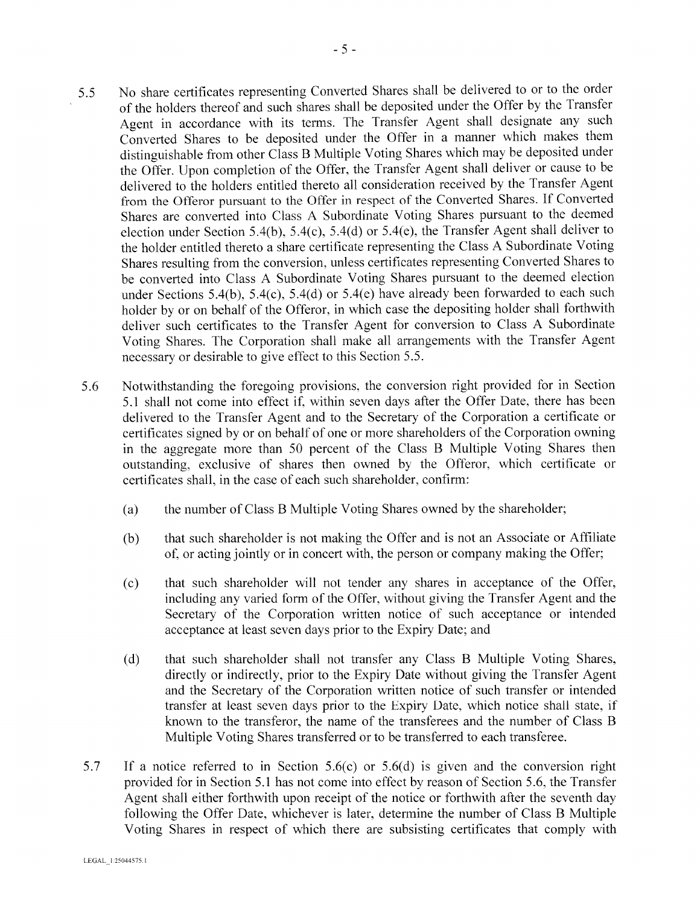5.5 No share certificates representing Converted Shares shall be delivered to or to the order of the holders thereof and such shares shall be deposited under the Offer by the Transfer Agent in accordance with its terms. The Transfer Agent shall designate any such Converted Shares to be deposited under the Offer in a manner which makes them distinguishable from other Class B Multiple Voting Shares which may be deposited under the Offer. Upon completion of the Offer, the Transfer Agent shall deliver or cause to be delivered to the holders entitled thereto all consideration received by the Transfer Agent from the Offeror pursuant to the Offer in respect of the Converted Shares. If Converted Shares are converted into Class A Subordinate Voting Shares pursuant to the deemed election under Section 5.4(b), 5.4(c), 5.4(d) or 5.4(e), the Transfer Agent shall deliver to the holder entitled thereto a share certificate representing the Class A Subordinate Voting Shares resulting from the conversion, unless certificates representing Converted Shares to be converted into Class A Subordinate Voting Shares pursuant to the deemed election under Sections 5.4(b), 5.4(c), 5.4(d) or 5.4(e) have already been forwarded to each such holder by or on behalf of the Offeror, in which case the depositing holder shall forthwith deliver such certificates to the Transfer Agent for conversion to Class A Subordinate Voting Shares. The Corporation shall make all arrangements with the Transfer Agent necessary or desirable to give effect to this Section 5.5.

5.6 Notwithstanding the foregoing provisions, the conversion right provided for in Section 5.1 shall not come into effect if, within seven days after the Offer Date, there has been delivered to the Transfer Agent and to the Secretary of the Corporation a certificate or certificates signed by or on behalf of one or more shareholders of the Corporation owning in the aggregate more than 50 percent of the Class B Multiple Voting Shares then outstanding, exclusive of shares then owned by the Offeror, which certificate or certificates shall, in the case of each such shareholder, confirm:

  (a) the number of Class B Multiple Voting Shares owned by the shareholder;

  (b) that such shareholder is not making the Offer and is not an Associate or Affiliate of, or acting jointly or in concert with, the person or company making the Offer;

  (c) that such shareholder will not tender any shares in acceptance of the Offer, including any varied form of the Offer, without giving the Transfer Agent and the Secretary of the Corporation written notice of such acceptance or intended acceptance at least seven days prior to the Expiry Date; and

  (d) that such shareholder shall not transfer any Class B Multiple Voting Shares, directly or indirectly, prior to the Expiry Date without giving the Transfer Agent and the Secretary of the Corporation written notice of such transfer or intended transfer at least seven days prior to the Expiry Date, which notice shall state, if known to the transferor, the name of the transferees and the number of Class B Multiple Voting Shares transferred or to be transferred to each transferee.

5.7 If a notice referred to in Section 5.6(c) or 5.6(d) is given and the conversion right provided for in Section 5.1 has not come into effect by reason of Section 5.6, the Transfer Agent shall either forthwith upon receipt of the notice or forthwith after the seventh day following the Offer Date, whichever is later, determine the number of Class B Multiple Voting Shares in respect of which there are subsisting certificates that comply with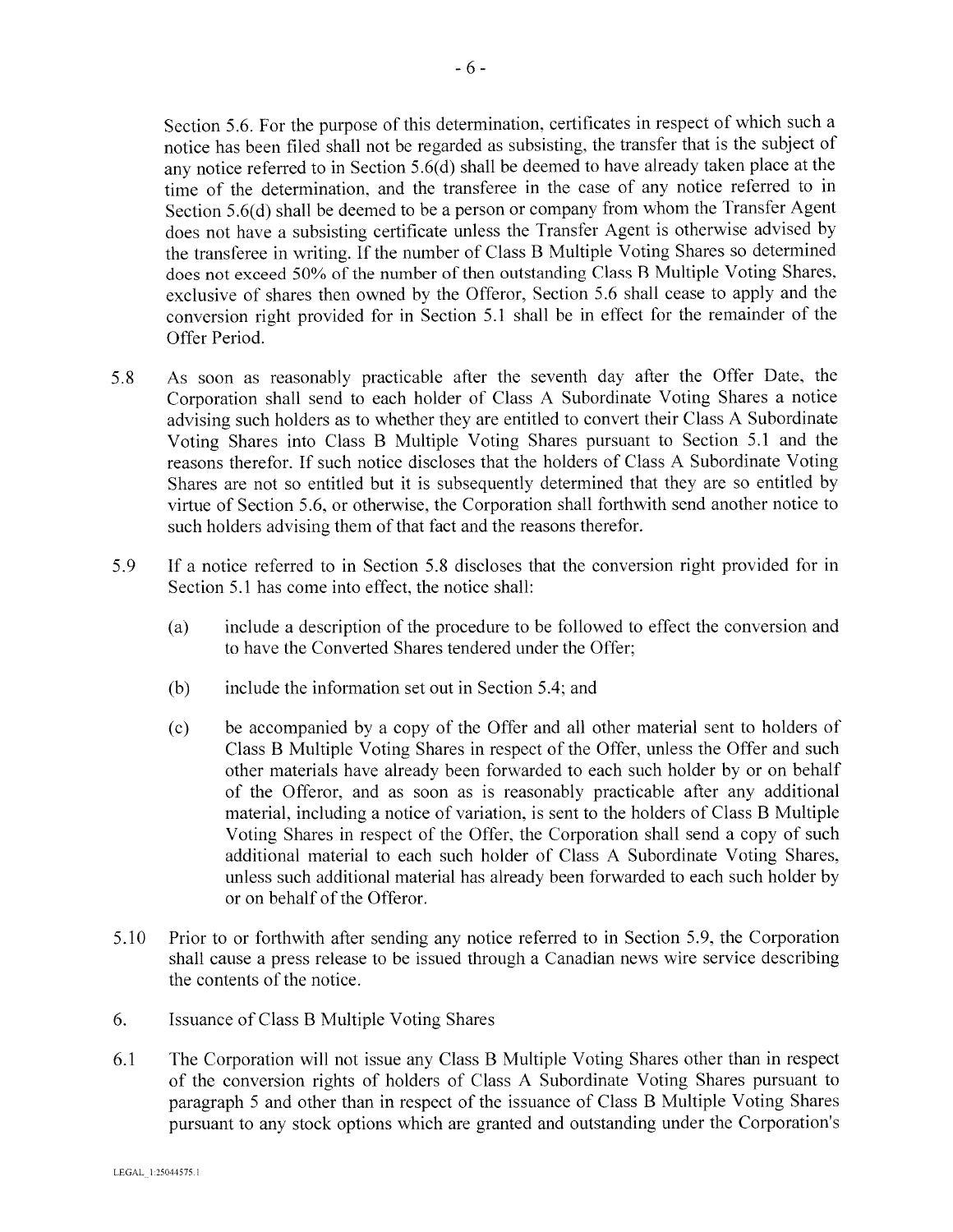Section 5.6. For the purpose of this determination, certificates in respect of which such a notice has been filed shall not be regarded as subsisting, the transfer that is the subject of any notice referred to in Section 5.6(d) shall be deemed to have already taken place at the time of the determination, and the transferee in the case of any notice referred to in Section 5.6(d) shall be deemed to be a person or company from whom the Transfer Agent does not have a subsisting certificate unless the Transfer Agent is otherwise advised by the transferee in writing. If the number of Class B Multiple Voting Shares so determined does not exceed 50% of the number of then outstanding Class B Multiple Voting Shares, exclusive of shares then owned by the Offeror, Section 5.6 shall cease to apply and the conversion right provided for in Section 5.1 shall be in effect for the remainder of the Offer Period.

5.8 As soon as reasonably practicable after the seventh day after the Offer Date, the Corporation shall send to each holder of Class A Subordinate Voting Shares a notice advising such holders as to whether they are entitled to convert their Class A Subordinate Voting Shares into Class B Multiple Voting Shares pursuant to Section 5.1 and the reasons therefor. If such notice discloses that the holders of Class A Subordinate Voting Shares are not so entitled but it is subsequently determined that they are so entitled by virtue of Section 5.6, or otherwise, the Corporation shall forthwith send another notice to such holders advising them of that fact and the reasons therefor.

5.9 If a notice referred to in Section 5.8 discloses that the conversion right provided for in Section 5.1 has come into effect, the notice shall:

(a) include a description of the procedure to be followed to effect the conversion and to have the Converted Shares tendered under the Offer;

(b) include the information set out in Section 5.4; and

(c) be accompanied by a copy of the Offer and all other material sent to holders of Class B Multiple Voting Shares in respect of the Offer, unless the Offer and such other materials have already been forwarded to each such holder by or on behalf of the Offeror, and as soon as is reasonably practicable after any additional material, including a notice of variation, is sent to the holders of Class B Multiple Voting Shares in respect of the Offer, the Corporation shall send a copy of such additional material to each such holder of Class A Subordinate Voting Shares, unless such additional material has already been forwarded to each such holder by or on behalf of the Offeror.

5.10 Prior to or forthwith after sending any notice referred to in Section 5.9, the Corporation shall cause a press release to be issued through a Canadian news wire service describing the contents of the notice.

6. Issuance of Class B Multiple Voting Shares

6.1 The Corporation will not issue any Class B Multiple Voting Shares other than in respect of the conversion rights of holders of Class A Subordinate Voting Shares pursuant to paragraph 5 and other than in respect of the issuance of Class B Multiple Voting Shares pursuant to any stock options which are granted and outstanding under the Corporation's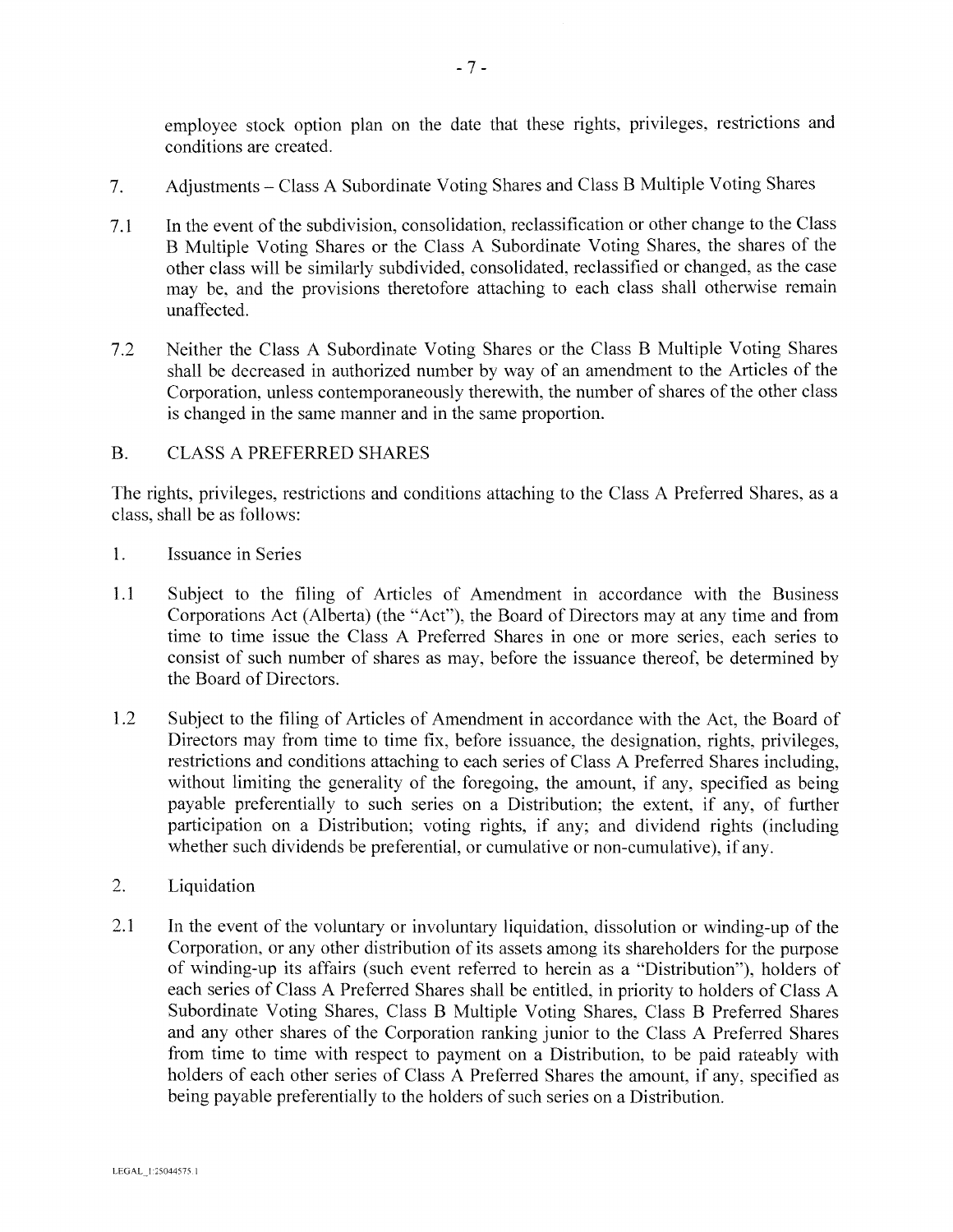employee stock option plan on the date that these rights, privileges, restrictions and conditions are created.

7. Adjustments – Class A Subordinate Voting Shares and Class B Multiple Voting Shares

7.1 In the event of the subdivision, consolidation, reclassification or other change to the Class B Multiple Voting Shares or the Class A Subordinate Voting Shares, the shares of the other class will be similarly subdivided, consolidated, reclassified or changed, as the case may be, and the provisions theretofore attaching to each class shall otherwise remain unaffected.

7.2 Neither the Class A Subordinate Voting Shares or the Class B Multiple Voting Shares shall be decreased in authorized number by way of an amendment to the Articles of the Corporation, unless contemporaneously therewith, the number of shares of the other class is changed in the same manner and in the same proportion.

B. CLASS A PREFERRED SHARES

The rights, privileges, restrictions and conditions attaching to the Class A Preferred Shares, as a class, shall be as follows:

1. Issuance in Series

1.1 Subject to the filing of Articles of Amendment in accordance with the Business Corporations Act (Alberta) (the "Act"), the Board of Directors may at any time and from time to time issue the Class A Preferred Shares in one or more series, each series to consist of such number of shares as may, before the issuance thereof, be determined by the Board of Directors.

1.2 Subject to the filing of Articles of Amendment in accordance with the Act, the Board of Directors may from time to time fix, before issuance, the designation, rights, privileges, restrictions and conditions attaching to each series of Class A Preferred Shares including, without limiting the generality of the foregoing, the amount, if any, specified as being payable preferentially to such series on a Distribution; the extent, if any, of further participation on a Distribution; voting rights, if any; and dividend rights (including whether such dividends be preferential, or cumulative or non-cumulative), if any.

2. Liquidation

2.1 In the event of the voluntary or involuntary liquidation, dissolution or winding-up of the Corporation, or any other distribution of its assets among its shareholders for the purpose of winding-up its affairs (such event referred to herein as a "Distribution"), holders of each series of Class A Preferred Shares shall be entitled, in priority to holders of Class A Subordinate Voting Shares, Class B Multiple Voting Shares, Class B Preferred Shares and any other shares of the Corporation ranking junior to the Class A Preferred Shares from time to time with respect to payment on a Distribution, to be paid rateably with holders of each other series of Class A Preferred Shares the amount, if any, specified as being payable preferentially to the holders of such series on a Distribution.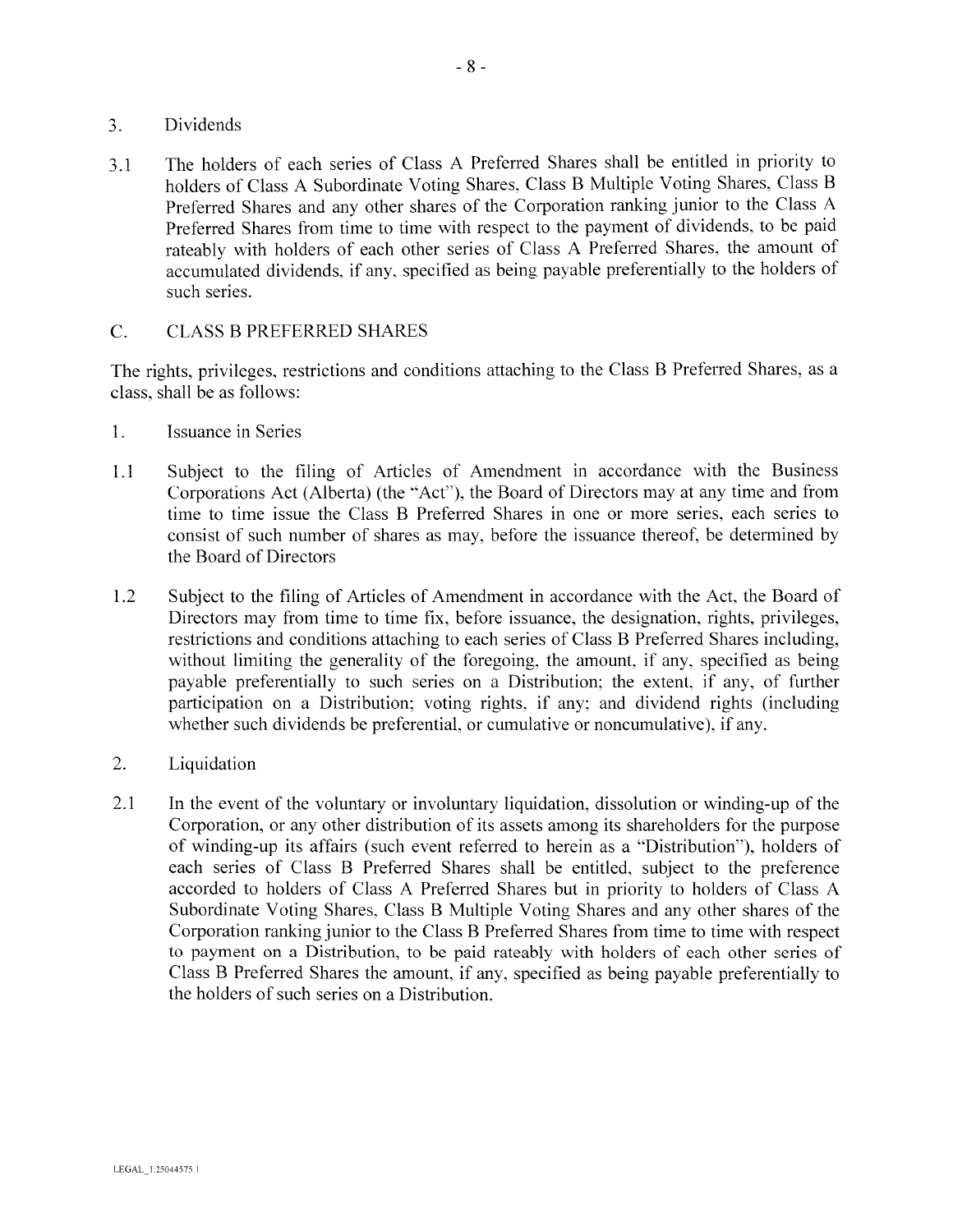3. Dividends

3.1 The holders of each series of Class A Preferred Shares shall be entitled in priority to holders of Class A Subordinate Voting Shares, Class B Multiple Voting Shares, Class B Preferred Shares and any other shares of the Corporation ranking junior to the Class A Preferred Shares from time to time with respect to the payment of dividends, to be paid rateably with holders of each other series of Class A Preferred Shares, the amount of accumulated dividends, if any, specified as being payable preferentially to the holders of such series.

C. CLASS B PREFERRED SHARES

The rights, privileges, restrictions and conditions attaching to the Class B Preferred Shares, as a class, shall be as follows:

1. Issuance in Series

1.1 Subject to the filing of Articles of Amendment in accordance with the Business Corporations Act (Alberta) (the "Act"), the Board of Directors may at any time and from time to time issue the Class B Preferred Shares in one or more series, each series to consist of such number of shares as may, before the issuance thereof, be determined by the Board of Directors

1.2 Subject to the filing of Articles of Amendment in accordance with the Act, the Board of Directors may from time to time fix, before issuance, the designation, rights, privileges, restrictions and conditions attaching to each series of Class B Preferred Shares including, without limiting the generality of the foregoing, the amount, if any, specified as being payable preferentially to such series on a Distribution; the extent, if any, of further participation on a Distribution; voting rights, if any; and dividend rights (including whether such dividends be preferential, or cumulative or noncumulative), if any.

2. Liquidation

2.1 In the event of the voluntary or involuntary liquidation, dissolution or winding-up of the Corporation, or any other distribution of its assets among its shareholders for the purpose of winding-up its affairs (such event referred to herein as a "Distribution"), holders of each series of Class B Preferred Shares shall be entitled, subject to the preference accorded to holders of Class A Preferred Shares but in priority to holders of Class A Subordinate Voting Shares, Class B Multiple Voting Shares and any other shares of the Corporation ranking junior to the Class B Preferred Shares from time to time with respect to payment on a Distribution, to be paid rateably with holders of each other series of Class B Preferred Shares the amount, if any, specified as being payable preferentially to the holders of such series on a Distribution.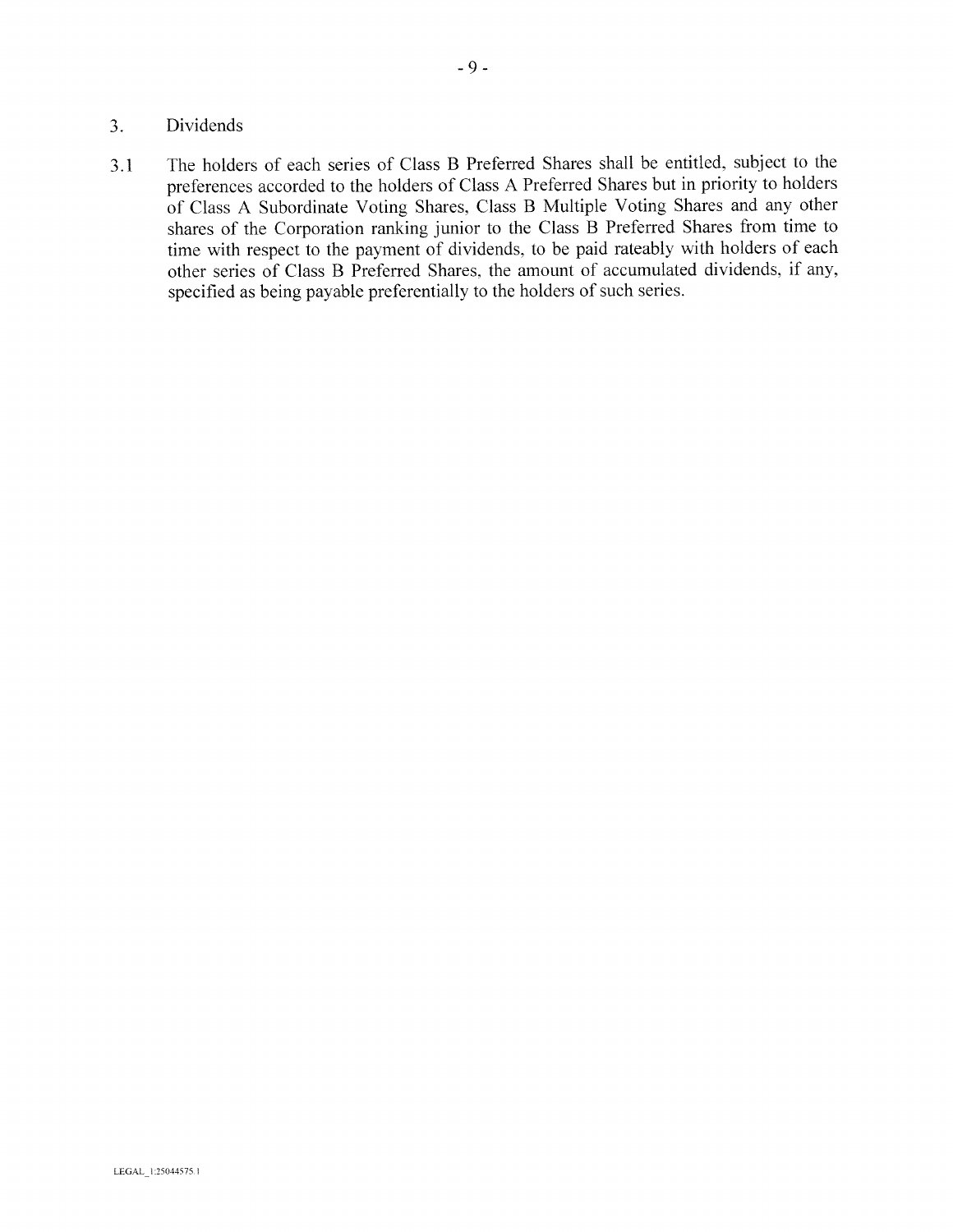3. Dividends

3.1 The holders of each series of Class B Preferred Shares shall be entitled, subject to the preferences accorded to the holders of Class A Preferred Shares but in priority to holders of Class A Subordinate Voting Shares, Class B Multiple Voting Shares and any other shares of the Corporation ranking junior to the Class B Preferred Shares from time to time with respect to the payment of dividends, to be paid rateably with holders of each other series of Class B Preferred Shares, the amount of accumulated dividends, if any, specified as being payable preferentially to the holders of such series.